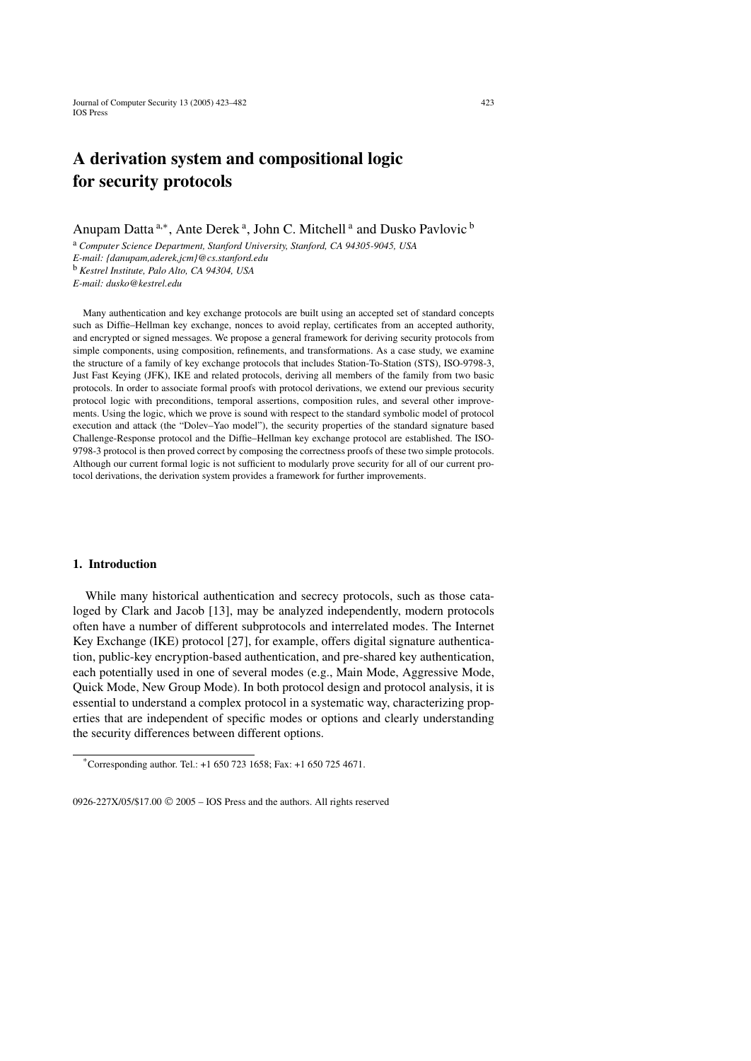# A derivation system and compositional logic for security protocols

Anupam Datta [a,*], Ante Derek [a], John C. Mitchell [a] and Dusko Pavlovic [b]

[a] *Computer Science Department, Stanford University, Stanford, CA 94305-9045, USA*
*E-mail: {danupam,aderek,jcm}@cs.stanford.edu*
[b] *Kestrel Institute, Palo Alto, CA 94304, USA*
*E-mail: dusko@kestrel.edu*

Many authentication and key exchange protocols are built using an accepted set of standard concepts such as Diffie–Hellman key exchange, nonces to avoid replay, certificates from an accepted authority, and encrypted or signed messages. We propose a general framework for deriving security protocols from simple components, using composition, refinements, and transformations. As a case study, we examine the structure of a family of key exchange protocols that includes Station-To-Station (STS), ISO-9798-3, Just Fast Keying (JFK), IKE and related protocols, deriving all members of the family from two basic protocols. In order to associate formal proofs with protocol derivations, we extend our previous security protocol logic with preconditions, temporal assertions, composition rules, and several other improvements. Using the logic, which we prove is sound with respect to the standard symbolic model of protocol execution and attack (the "Dolev–Yao model"), the security properties of the standard signature based Challenge-Response protocol and the Diffie–Hellman key exchange protocol are established. The ISO-9798-3 protocol is then proved correct by composing the correctness proofs of these two simple protocols. Although our current formal logic is not sufficient to modularly prove security for all of our current protocol derivations, the derivation system provides a framework for further improvements.

## 1. Introduction

While many historical authentication and secrecy protocols, such as those cataloged by Clark and Jacob [13], may be analyzed independently, modern protocols often have a number of different subprotocols and interrelated modes. The Internet Key Exchange (IKE) protocol [27], for example, offers digital signature authentication, public-key encryption-based authentication, and pre-shared key authentication, each potentially used in one of several modes (e.g., Main Mode, Aggressive Mode, Quick Mode, New Group Mode). In both protocol design and protocol analysis, it is essential to understand a complex protocol in a systematic way, characterizing properties that are independent of specific modes or options and clearly understanding the security differences between different options.

*Corresponding author. Tel.: +1 650 723 1658; Fax: +1 650 725 4671.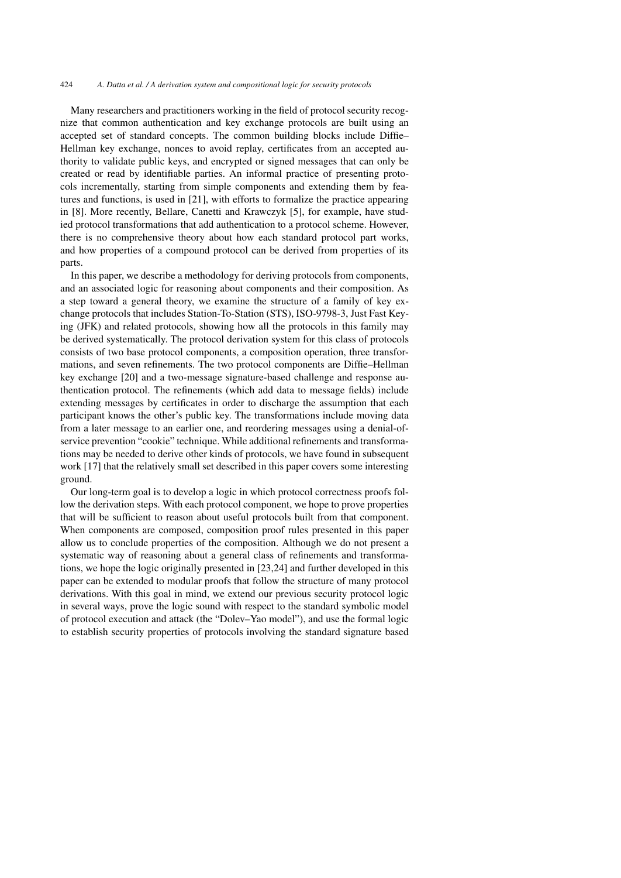Many researchers and practitioners working in the field of protocol security recognize that common authentication and key exchange protocols are built using an accepted set of standard concepts. The common building blocks include Diffie–Hellman key exchange, nonces to avoid replay, certificates from an accepted authority to validate public keys, and encrypted or signed messages that can only be created or read by identifiable parties. An informal practice of presenting protocols incrementally, starting from simple components and extending them by features and functions, is used in [21], with efforts to formalize the practice appearing in [8]. More recently, Bellare, Canetti and Krawczyk [5], for example, have studied protocol transformations that add authentication to a protocol scheme. However, there is no comprehensive theory about how each standard protocol part works, and how properties of a compound protocol can be derived from properties of its parts.

In this paper, we describe a methodology for deriving protocols from components, and an associated logic for reasoning about components and their composition. As a step toward a general theory, we examine the structure of a family of key exchange protocols that includes Station-To-Station (STS), ISO-9798-3, Just Fast Keying (JFK) and related protocols, showing how all the protocols in this family may be derived systematically. The protocol derivation system for this class of protocols consists of two base protocol components, a composition operation, three transformations, and seven refinements. The two protocol components are Diffie–Hellman key exchange [20] and a two-message signature-based challenge and response authentication protocol. The refinements (which add data to message fields) include extending messages by certificates in order to discharge the assumption that each participant knows the other's public key. The transformations include moving data from a later message to an earlier one, and reordering messages using a denial-of-service prevention "cookie" technique. While additional refinements and transformations may be needed to derive other kinds of protocols, we have found in subsequent work [17] that the relatively small set described in this paper covers some interesting ground.

Our long-term goal is to develop a logic in which protocol correctness proofs follow the derivation steps. With each protocol component, we hope to prove properties that will be sufficient to reason about useful protocols built from that component. When components are composed, composition proof rules presented in this paper allow us to conclude properties of the composition. Although we do not present a systematic way of reasoning about a general class of refinements and transformations, we hope the logic originally presented in [23,24] and further developed in this paper can be extended to modular proofs that follow the structure of many protocol derivations. With this goal in mind, we extend our previous security protocol logic in several ways, prove the logic sound with respect to the standard symbolic model of protocol execution and attack (the "Dolev–Yao model"), and use the formal logic to establish security properties of protocols involving the standard signature based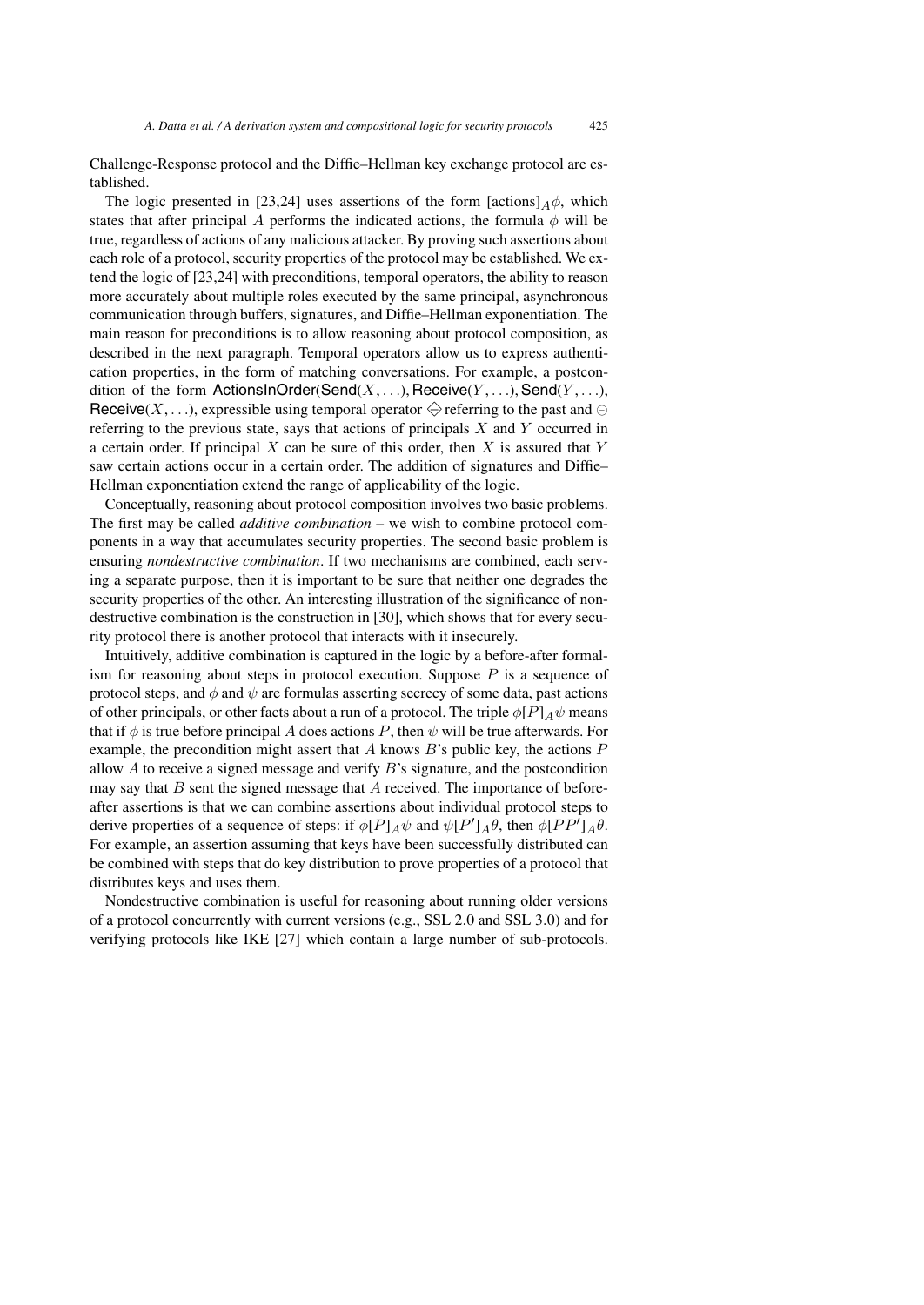Challenge-Response protocol and the Diffie–Hellman key exchange protocol are established.

The logic presented in [23,24] uses assertions of the form $[\text{actions}]_A \phi$, which states that after principal $A$ performs the indicated actions, the formula $\phi$ will be true, regardless of actions of any malicious attacker. By proving such assertions about each role of a protocol, security properties of the protocol may be established. We extend the logic of [23,24] with preconditions, temporal operators, the ability to reason more accurately about multiple roles executed by the same principal, asynchronous communication through buffers, signatures, and Diffie–Hellman exponentiation. The main reason for preconditions is to allow reasoning about protocol composition, as described in the next paragraph. Temporal operators allow us to express authentication properties, in the form of matching conversations. For example, a postcondition of the form $\mathsf{ActionsInOrder}(\mathsf{Send}(X, \ldots), \mathsf{Receive}(Y, \ldots), \mathsf{Send}(Y, \ldots), \mathsf{Receive}(X, \ldots))$, expressible using temporal operator $\diamondsuit$ referring to the past and $\ominus$ referring to the previous state, says that actions of principals $X$ and $Y$ occurred in a certain order. If principal $X$ can be sure of this order, then $X$ is assured that $Y$ saw certain actions occur in a certain order. The addition of signatures and Diffie–Hellman exponentiation extend the range of applicability of the logic.

Conceptually, reasoning about protocol composition involves two basic problems. The first may be called *additive combination* – we wish to combine protocol components in a way that accumulates security properties. The second basic problem is ensuring *nondestructive combination*. If two mechanisms are combined, each serving a separate purpose, then it is important to be sure that neither one degrades the security properties of the other. An interesting illustration of the significance of nondestructive combination is the construction in [30], which shows that for every security protocol there is another protocol that interacts with it insecurely.

Intuitively, additive combination is captured in the logic by a before-after formalism for reasoning about steps in protocol execution. Suppose $P$ is a sequence of protocol steps, and $\phi$ and $\psi$ are formulas asserting secrecy of some data, past actions of other principals, or other facts about a run of a protocol. The triple $\phi[P]_A\psi$ means that if $\phi$ is true before principal $A$ does actions $P$, then $\psi$ will be true afterwards. For example, the precondition might assert that $A$ knows $B$'s public key, the actions $P$ allow $A$ to receive a signed message and verify $B$'s signature, and the postcondition may say that $B$ sent the signed message that $A$ received. The importance of before-after assertions is that we can combine assertions about individual protocol steps to derive properties of a sequence of steps: if $\phi[P]_A\psi$ and $\psi[P']_A\theta$, then $\phi[PP']_A\theta$. For example, an assertion assuming that keys have been successfully distributed can be combined with steps that do key distribution to prove properties of a protocol that distributes keys and uses them.

Nondestructive combination is useful for reasoning about running older versions of a protocol concurrently with current versions (e.g., SSL 2.0 and SSL 3.0) and for verifying protocols like IKE [27] which contain a large number of sub-protocols.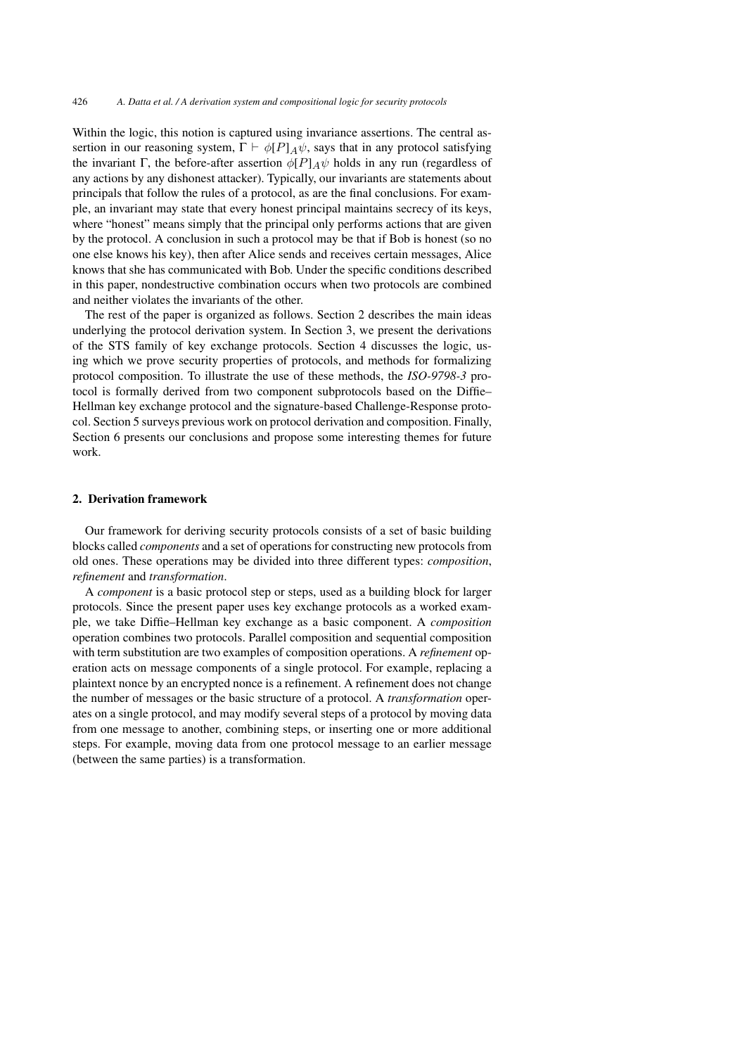Within the logic, this notion is captured using invariance assertions. The central assertion in our reasoning system, $\Gamma \vdash \phi[P]_A\psi$, says that in any protocol satisfying the invariant $\Gamma$, the before-after assertion $\phi[P]_A\psi$ holds in any run (regardless of any actions by any dishonest attacker). Typically, our invariants are statements about principals that follow the rules of a protocol, as are the final conclusions. For example, an invariant may state that every honest principal maintains secrecy of its keys, where "honest" means simply that the principal only performs actions that are given by the protocol. A conclusion in such a protocol may be that if Bob is honest (so no one else knows his key), then after Alice sends and receives certain messages, Alice knows that she has communicated with Bob. Under the specific conditions described in this paper, nondestructive combination occurs when two protocols are combined and neither violates the invariants of the other.

The rest of the paper is organized as follows. Section 2 describes the main ideas underlying the protocol derivation system. In Section 3, we present the derivations of the STS family of key exchange protocols. Section 4 discusses the logic, using which we prove security properties of protocols, and methods for formalizing protocol composition. To illustrate the use of these methods, the *ISO-9798-3* protocol is formally derived from two component subprotocols based on the Diffie–Hellman key exchange protocol and the signature-based Challenge-Response protocol. Section 5 surveys previous work on protocol derivation and composition. Finally, Section 6 presents our conclusions and propose some interesting themes for future work.

## 2. Derivation framework

Our framework for deriving security protocols consists of a set of basic building blocks called *components* and a set of operations for constructing new protocols from old ones. These operations may be divided into three different types: *composition*, *refinement* and *transformation*.

A *component* is a basic protocol step or steps, used as a building block for larger protocols. Since the present paper uses key exchange protocols as a worked example, we take Diffie–Hellman key exchange as a basic component. A *composition* operation combines two protocols. Parallel composition and sequential composition with term substitution are two examples of composition operations. A *refinement* operation acts on message components of a single protocol. For example, replacing a plaintext nonce by an encrypted nonce is a refinement. A refinement does not change the number of messages or the basic structure of a protocol. A *transformation* operates on a single protocol, and may modify several steps of a protocol by moving data from one message to another, combining steps, or inserting one or more additional steps. For example, moving data from one protocol message to an earlier message (between the same parties) is a transformation.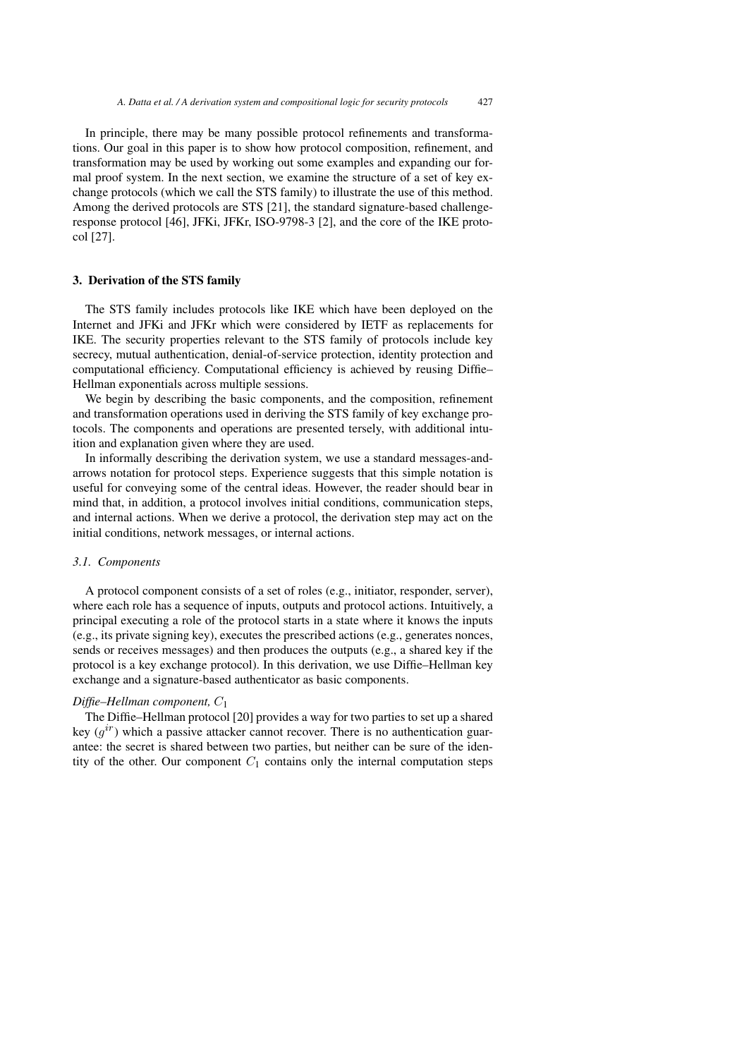In principle, there may be many possible protocol refinements and transformations. Our goal in this paper is to show how protocol composition, refinement, and transformation may be used by working out some examples and expanding our formal proof system. In the next section, we examine the structure of a set of key exchange protocols (which we call the STS family) to illustrate the use of this method. Among the derived protocols are STS [21], the standard signature-based challenge-response protocol [46], JFKi, JFKr, ISO-9798-3 [2], and the core of the IKE protocol [27].

## 3. Derivation of the STS family

The STS family includes protocols like IKE which have been deployed on the Internet and JFKi and JFKr which were considered by IETF as replacements for IKE. The security properties relevant to the STS family of protocols include key secrecy, mutual authentication, denial-of-service protection, identity protection and computational efficiency. Computational efficiency is achieved by reusing Diffie–Hellman exponentials across multiple sessions.

We begin by describing the basic components, and the composition, refinement and transformation operations used in deriving the STS family of key exchange protocols. The components and operations are presented tersely, with additional intuition and explanation given where they are used.

In informally describing the derivation system, we use a standard messages-and-arrows notation for protocol steps. Experience suggests that this simple notation is useful for conveying some of the central ideas. However, the reader should bear in mind that, in addition, a protocol involves initial conditions, communication steps, and internal actions. When we derive a protocol, the derivation step may act on the initial conditions, network messages, or internal actions.

### *3.1. Components*

A protocol component consists of a set of roles (e.g., initiator, responder, server), where each role has a sequence of inputs, outputs and protocol actions. Intuitively, a principal executing a role of the protocol starts in a state where it knows the inputs (e.g., its private signing key), executes the prescribed actions (e.g., generates nonces, sends or receives messages) and then produces the outputs (e.g., a shared key if the protocol is a key exchange protocol). In this derivation, we use Diffie–Hellman key exchange and a signature-based authenticator as basic components.

*Diffie–Hellman component,* $C_1$

The Diffie–Hellman protocol [20] provides a way for two parties to set up a shared key ($g^{ir}$) which a passive attacker cannot recover. There is no authentication guarantee: the secret is shared between two parties, but neither can be sure of the identity of the other. Our component $C_1$ contains only the internal computation steps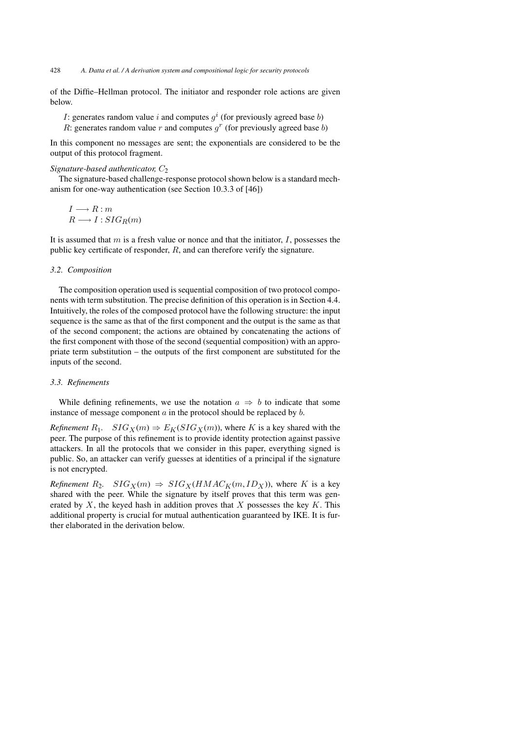of the Diffie–Hellman protocol. The initiator and responder role actions are given below.

$I$: generates random value $i$ and computes $g^i$ (for previously agreed base $b$)
$R$: generates random value $r$ and computes $g^r$ (for previously agreed base $b$)

In this component no messages are sent; the exponentials are considered to be the output of this protocol fragment.

*Signature-based authenticator, $C_2$*

The signature-based challenge-response protocol shown below is a standard mechanism for one-way authentication (see Section 10.3.3 of [46])

$$I \longrightarrow R : m$$
$$R \longrightarrow I : SIG_R(m)$$

It is assumed that $m$ is a fresh value or nonce and that the initiator, $I$, possesses the public key certificate of responder, $R$, and can therefore verify the signature.

### *3.2. Composition*

The composition operation used is sequential composition of two protocol components with term substitution. The precise definition of this operation is in Section 4.4. Intuitively, the roles of the composed protocol have the following structure: the input sequence is the same as that of the first component and the output is the same as that of the second component; the actions are obtained by concatenating the actions of the first component with those of the second (sequential composition) with an appropriate term substitution – the outputs of the first component are substituted for the inputs of the second.

### *3.3. Refinements*

While defining refinements, we use the notation $a \Rightarrow b$ to indicate that some instance of message component $a$ in the protocol should be replaced by $b$.

*Refinement $R_1$.* $SIG_X(m) \Rightarrow E_K(SIG_X(m))$, where $K$ is a key shared with the peer. The purpose of this refinement is to provide identity protection against passive attackers. In all the protocols that we consider in this paper, everything signed is public. So, an attacker can verify guesses at identities of a principal if the signature is not encrypted.

*Refinement $R_2$.* $SIG_X(m) \Rightarrow SIG_X(HMAC_K(m, ID_X))$, where $K$ is a key shared with the peer. While the signature by itself proves that this term was generated by $X$, the keyed hash in addition proves that $X$ possesses the key $K$. This additional property is crucial for mutual authentication guaranteed by IKE. It is further elaborated in the derivation below.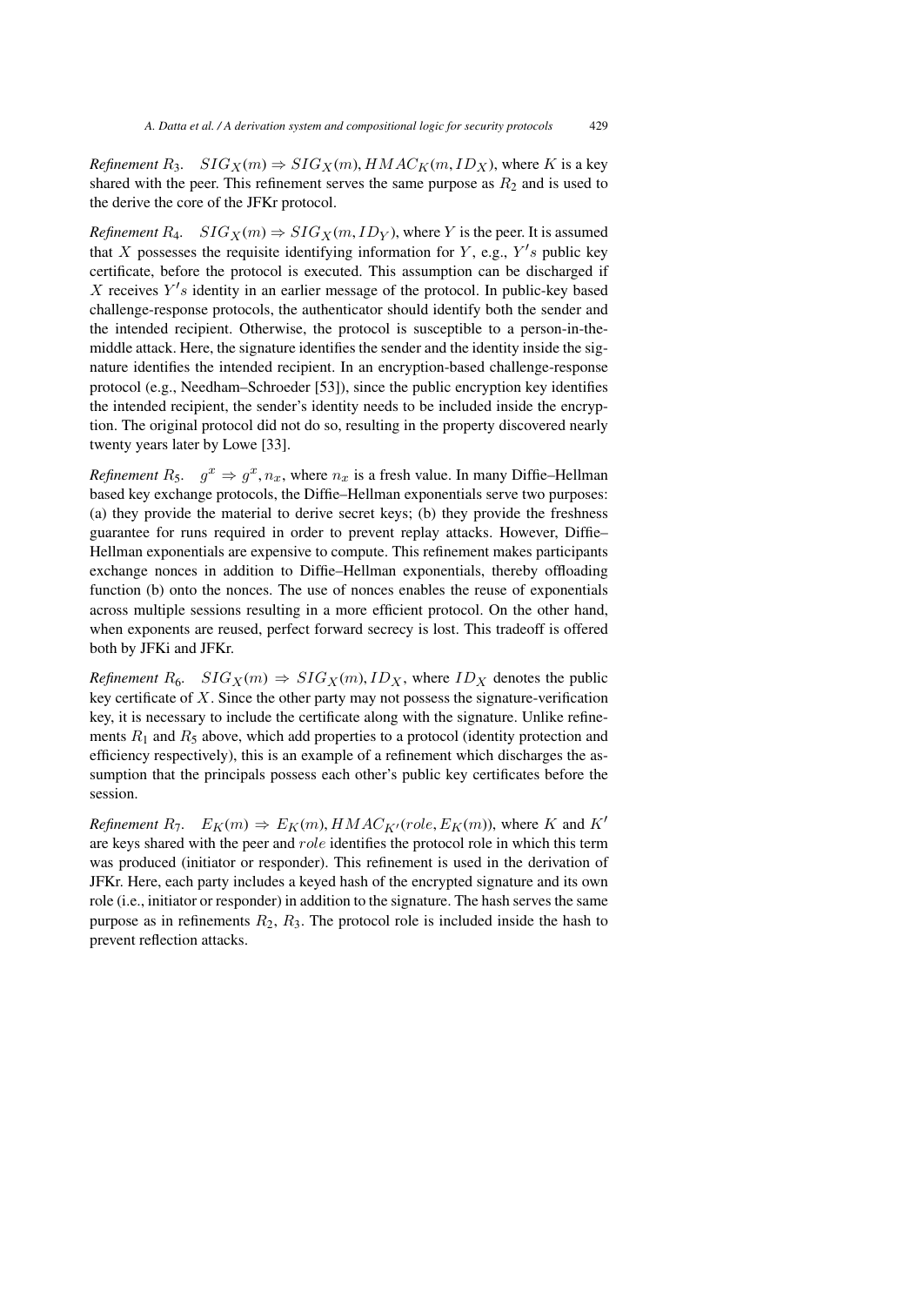*Refinement* $R_3$. $SIG_X(m) \Rightarrow SIG_X(m), HMAC_K(m, ID_X)$, where $K$ is a key shared with the peer. This refinement serves the same purpose as $R_2$ and is used to the derive the core of the JFKr protocol.

*Refinement* $R_4$. $SIG_X(m) \Rightarrow SIG_X(m, ID_Y)$, where $Y$ is the peer. It is assumed that $X$ possesses the requisite identifying information for $Y$, e.g., $Y's$ public key certificate, before the protocol is executed. This assumption can be discharged if $X$ receives $Y's$ identity in an earlier message of the protocol. In public-key based challenge-response protocols, the authenticator should identify both the sender and the intended recipient. Otherwise, the protocol is susceptible to a person-in-the-middle attack. Here, the signature identifies the sender and the identity inside the signature identifies the intended recipient. In an encryption-based challenge-response protocol (e.g., Needham–Schroeder [53]), since the public encryption key identifies the intended recipient, the sender's identity needs to be included inside the encryption. The original protocol did not do so, resulting in the property discovered nearly twenty years later by Lowe [33].

*Refinement* $R_5$. $g^x \Rightarrow g^x, n_x$, where $n_x$ is a fresh value. In many Diffie–Hellman based key exchange protocols, the Diffie–Hellman exponentials serve two purposes: (a) they provide the material to derive secret keys; (b) they provide the freshness guarantee for runs required in order to prevent replay attacks. However, Diffie–Hellman exponentials are expensive to compute. This refinement makes participants exchange nonces in addition to Diffie–Hellman exponentials, thereby offloading function (b) onto the nonces. The use of nonces enables the reuse of exponentials across multiple sessions resulting in a more efficient protocol. On the other hand, when exponents are reused, perfect forward secrecy is lost. This tradeoff is offered both by JFKi and JFKr.

*Refinement* $R_6$. $SIG_X(m) \Rightarrow SIG_X(m), ID_X$, where $ID_X$ denotes the public key certificate of $X$. Since the other party may not possess the signature-verification key, it is necessary to include the certificate along with the signature. Unlike refinements $R_1$ and $R_5$ above, which add properties to a protocol (identity protection and efficiency respectively), this is an example of a refinement which discharges the assumption that the principals possess each other's public key certificates before the session.

*Refinement* $R_7$. $E_K(m) \Rightarrow E_K(m), HMAC_{K'}(role, E_K(m))$, where $K$ and $K'$ are keys shared with the peer and $role$ identifies the protocol role in which this term was produced (initiator or responder). This refinement is used in the derivation of JFKr. Here, each party includes a keyed hash of the encrypted signature and its own role (i.e., initiator or responder) in addition to the signature. The hash serves the same purpose as in refinements $R_2$, $R_3$. The protocol role is included inside the hash to prevent reflection attacks.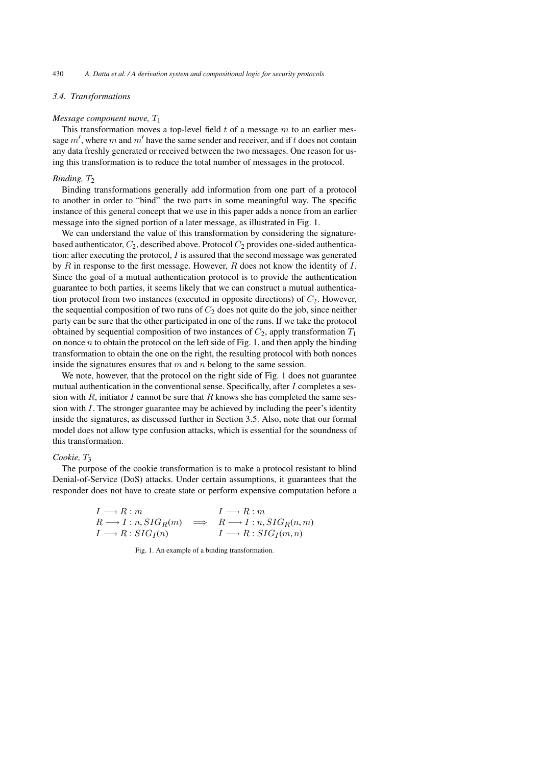### 3.4. Transformations

*Message component move, $T_1$*

This transformation moves a top-level field $t$ of a message $m$ to an earlier message $m'$, where $m$ and $m'$ have the same sender and receiver, and if $t$ does not contain any data freshly generated or received between the two messages. One reason for using this transformation is to reduce the total number of messages in the protocol.

*Binding, $T_2$*

Binding transformations generally add information from one part of a protocol to another in order to "bind" the two parts in some meaningful way. The specific instance of this general concept that we use in this paper adds a nonce from an earlier message into the signed portion of a later message, as illustrated in Fig. 1.

We can understand the value of this transformation by considering the signature-based authenticator, $C_2$, described above. Protocol $C_2$ provides one-sided authentication: after executing the protocol, $I$ is assured that the second message was generated by $R$ in response to the first message. However, $R$ does not know the identity of $I$. Since the goal of a mutual authentication protocol is to provide the authentication guarantee to both parties, it seems likely that we can construct a mutual authentication protocol from two instances (executed in opposite directions) of $C_2$. However, the sequential composition of two runs of $C_2$ does not quite do the job, since neither party can be sure that the other participated in one of the runs. If we take the protocol obtained by sequential composition of two instances of $C_2$, apply transformation $T_1$ on nonce $n$ to obtain the protocol on the left side of Fig. 1, and then apply the binding transformation to obtain the one on the right, the resulting protocol with both nonces inside the signatures ensures that $m$ and $n$ belong to the same session.

We note, however, that the protocol on the right side of Fig. 1 does not guarantee mutual authentication in the conventional sense. Specifically, after $I$ completes a session with $R$, initiator $I$ cannot be sure that $R$ knows she has completed the same session with $I$. The stronger guarantee may be achieved by including the peer's identity inside the signatures, as discussed further in Section 3.5. Also, note that our formal model does not allow type confusion attacks, which is essential for the soundness of this transformation.

*Cookie, $T_3$*

The purpose of the cookie transformation is to make a protocol resistant to blind Denial-of-Service (DoS) attacks. Under certain assumptions, it guarantees that the responder does not have to create state or perform expensive computation before a

$$
\begin{array}{lcl}
I \longrightarrow R : m & & I \longrightarrow R : m \\
R \longrightarrow I : n, SIG_R(m) & \Longrightarrow & R \longrightarrow I : n, SIG_R(n, m) \\
I \longrightarrow R : SIG_I(n) & & I \longrightarrow R : SIG_I(m, n)
\end{array}
$$

Fig. 1. An example of a binding transformation.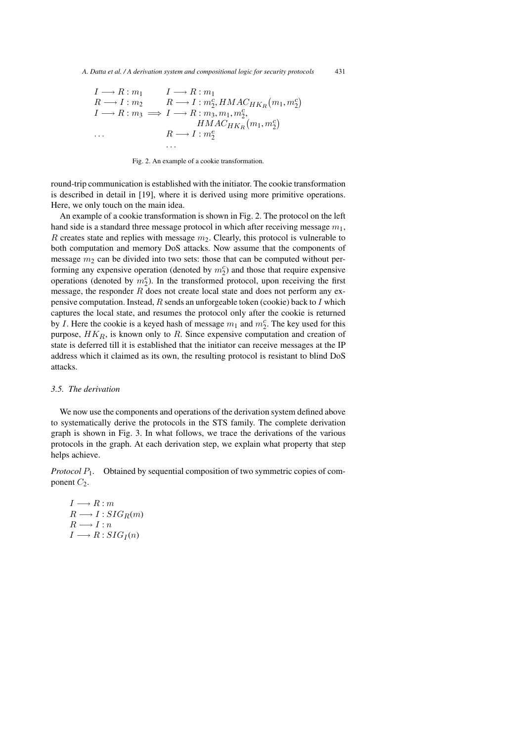$$
\begin{array}{ll}
I \longrightarrow R : m_1 & I \longrightarrow R : m_1 \\
R \longrightarrow I : m_2 & R \longrightarrow I : m_2^c, HMAC_{HK_R}(m_1, m_2^c) \\
I \longrightarrow R : m_3 \implies & I \longrightarrow R : m_3, m_1, m_2^c, \\
 & \quad HMAC_{HK_R}(m_1, m_2^c) \\
\ldots & R \longrightarrow I : m_2^e \\
 & \ldots
\end{array}
$$

Fig. 2. An example of a cookie transformation.

round-trip communication is established with the initiator. The cookie transformation is described in detail in [19], where it is derived using more primitive operations. Here, we only touch on the main idea.

An example of a cookie transformation is shown in Fig. 2. The protocol on the left hand side is a standard three message protocol in which after receiving message $m_1$, $R$ creates state and replies with message $m_2$. Clearly, this protocol is vulnerable to both computation and memory DoS attacks. Now assume that the components of message $m_2$ can be divided into two sets: those that can be computed without performing any expensive operation (denoted by $m_2^c$) and those that require expensive operations (denoted by $m_2^e$). In the transformed protocol, upon receiving the first message, the responder $R$ does not create local state and does not perform any expensive computation. Instead, $R$ sends an unforgeable token (cookie) back to $I$ which captures the local state, and resumes the protocol only after the cookie is returned by $I$. Here the cookie is a keyed hash of message $m_1$ and $m_2^c$. The key used for this purpose, $HK_R$, is known only to $R$. Since expensive computation and creation of state is deferred till it is established that the initiator can receive messages at the IP address which it claimed as its own, the resulting protocol is resistant to blind DoS attacks.

### 3.5. The derivation

We now use the components and operations of the derivation system defined above to systematically derive the protocols in the STS family. The complete derivation graph is shown in Fig. 3. In what follows, we trace the derivations of the various protocols in the graph. At each derivation step, we explain what property that step helps achieve.

*Protocol* $P_1$. Obtained by sequential composition of two symmetric copies of component $C_2$.

$$
\begin{array}{l}
I \longrightarrow R : m \\
R \longrightarrow I : SIG_R(m) \\
R \longrightarrow I : n \\
I \longrightarrow R : SIG_I(n)
\end{array}
$$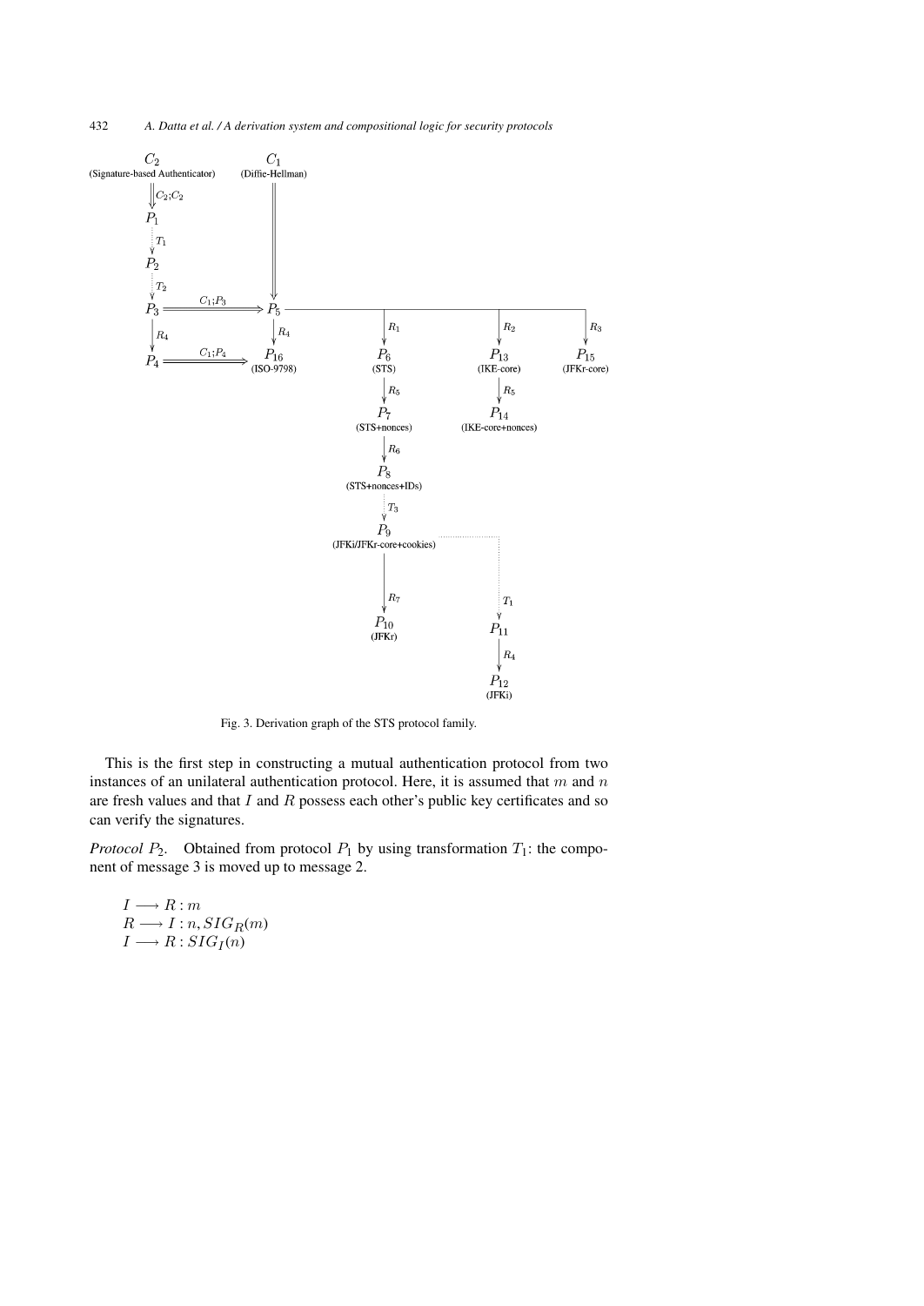Fig. 3. Derivation graph of the STS protocol family.

This is the first step in constructing a mutual authentication protocol from two instances of an unilateral authentication protocol. Here, it is assumed that $m$ and $n$ are fresh values and that $I$ and $R$ possess each other's public key certificates and so can verify the signatures.

*Protocol* $P_2$. Obtained from protocol $P_1$ by using transformation $T_1$: the component of message 3 is moved up to message 2.

$$
\begin{aligned}
&I \longrightarrow R : m \\
&R \longrightarrow I : n, SIG_R(m) \\
&I \longrightarrow R : SIG_I(n)
\end{aligned}
$$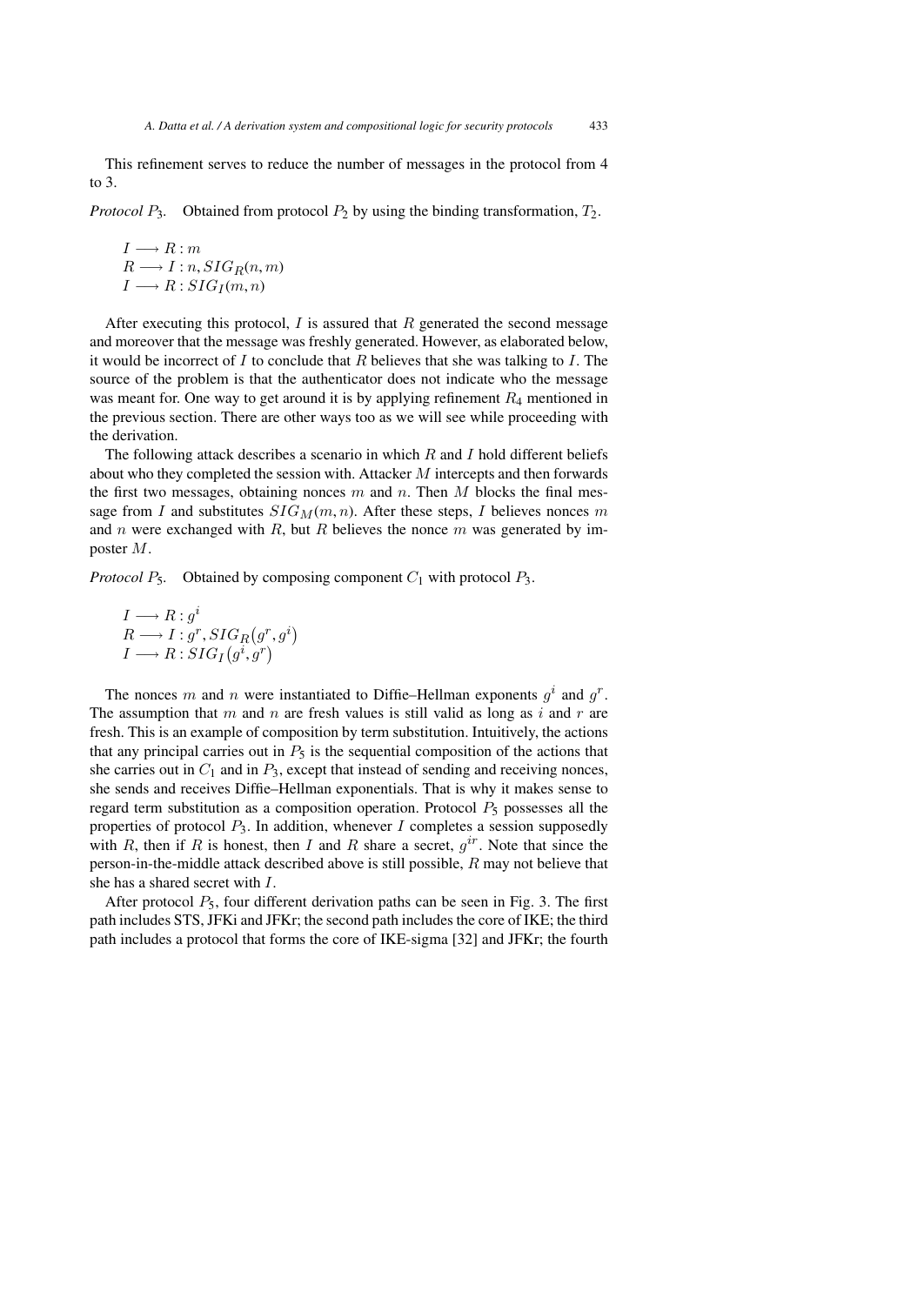This refinement serves to reduce the number of messages in the protocol from 4 to 3.

*Protocol* $P_3$. Obtained from protocol $P_2$ by using the binding transformation, $T_2$.

$$
\begin{aligned}
&I \longrightarrow R : m \\
&R \longrightarrow I : n, SIG_R(n, m) \\
&I \longrightarrow R : SIG_I(m, n)
\end{aligned}
$$

After executing this protocol, $I$ is assured that $R$ generated the second message and moreover that the message was freshly generated. However, as elaborated below, it would be incorrect of $I$ to conclude that $R$ believes that she was talking to $I$. The source of the problem is that the authenticator does not indicate who the message was meant for. One way to get around it is by applying refinement $R_4$ mentioned in the previous section. There are other ways too as we will see while proceeding with the derivation.

The following attack describes a scenario in which $R$ and $I$ hold different beliefs about who they completed the session with. Attacker $M$ intercepts and then forwards the first two messages, obtaining nonces $m$ and $n$. Then $M$ blocks the final message from $I$ and substitutes $SIG_M(m, n)$. After these steps, $I$ believes nonces $m$ and $n$ were exchanged with $R$, but $R$ believes the nonce $m$ was generated by imposter $M$.

*Protocol* $P_5$. Obtained by composing component $C_1$ with protocol $P_3$.

$$
\begin{aligned}
&I \longrightarrow R : g^i \\
&R \longrightarrow I : g^r, SIG_R\big(g^r, g^i\big) \\
&I \longrightarrow R : SIG_I\big(g^i, g^r\big)
\end{aligned}
$$

The nonces $m$ and $n$ were instantiated to Diffie–Hellman exponents $g^i$ and $g^r$. The assumption that $m$ and $n$ are fresh values is still valid as long as $i$ and $r$ are fresh. This is an example of composition by term substitution. Intuitively, the actions that any principal carries out in $P_5$ is the sequential composition of the actions that she carries out in $C_1$ and in $P_3$, except that instead of sending and receiving nonces, she sends and receives Diffie–Hellman exponentials. That is why it makes sense to regard term substitution as a composition operation. Protocol $P_5$ possesses all the properties of protocol $P_3$. In addition, whenever $I$ completes a session supposedly with $R$, then if $R$ is honest, then $I$ and $R$ share a secret, $g^{ir}$. Note that since the person-in-the-middle attack described above is still possible, $R$ may not believe that she has a shared secret with $I$.

After protocol $P_5$, four different derivation paths can be seen in Fig. 3. The first path includes STS, JFKi and JFKr; the second path includes the core of IKE; the third path includes a protocol that forms the core of IKE-sigma [32] and JFKr; the fourth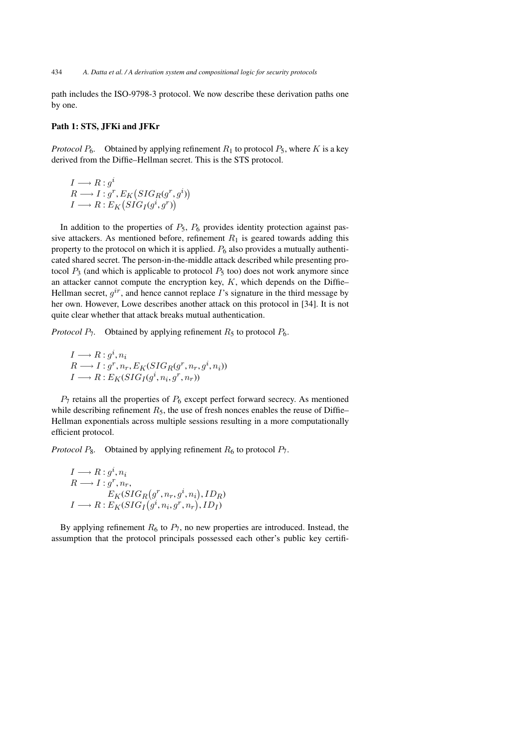path includes the ISO-9798-3 protocol. We now describe these derivation paths one by one.

**Path 1: STS, JFKi and JFKr**

*Protocol* $P_6$. Obtained by applying refinement $R_1$ to protocol $P_5$, where $K$ is a key derived from the Diffie–Hellman secret. This is the STS protocol.

$$
\begin{aligned}
&I \longrightarrow R : g^i \\
&R \longrightarrow I : g^r, E_K\big(SIG_R(g^r, g^i)\big) \\
&I \longrightarrow R : E_K\big(SIG_I(g^i, g^r)\big)
\end{aligned}
$$

In addition to the properties of $P_5$, $P_6$ provides identity protection against passive attackers. As mentioned before, refinement $R_1$ is geared towards adding this property to the protocol on which it is applied. $P_6$ also provides a mutually authenticated shared secret. The person-in-the-middle attack described while presenting protocol $P_3$ (and which is applicable to protocol $P_5$ too) does not work anymore since an attacker cannot compute the encryption key, $K$, which depends on the Diffie–Hellman secret, $g^{ir}$, and hence cannot replace $I$'s signature in the third message by her own. However, Lowe describes another attack on this protocol in [34]. It is not quite clear whether that attack breaks mutual authentication.

*Protocol* $P_7$. Obtained by applying refinement $R_5$ to protocol $P_6$.

$$
\begin{aligned}
&I \longrightarrow R : g^i, n_i \\
&R \longrightarrow I : g^r, n_r, E_K(SIG_R(g^r, n_r, g^i, n_i)) \\
&I \longrightarrow R : E_K(SIG_I(g^i, n_i, g^r, n_r))
\end{aligned}
$$

$P_7$ retains all the properties of $P_6$ except perfect forward secrecy. As mentioned while describing refinement $R_5$, the use of fresh nonces enables the reuse of Diffie–Hellman exponentials across multiple sessions resulting in a more computationally efficient protocol.

*Protocol* $P_8$. Obtained by applying refinement $R_6$ to protocol $P_7$.

$$
\begin{aligned}
&I \longrightarrow R : g^i, n_i \\
&R \longrightarrow I : g^r, n_r, \\
&\qquad\qquad E_K(SIG_R\big(g^r, n_r, g^i, n_i\big), ID_R) \\
&I \longrightarrow R : E_K(SIG_I\big(g^i, n_i, g^r, n_r\big), ID_I)
\end{aligned}
$$

By applying refinement $R_6$ to $P_7$, no new properties are introduced. Instead, the assumption that the protocol principals possessed each other's public key certifi-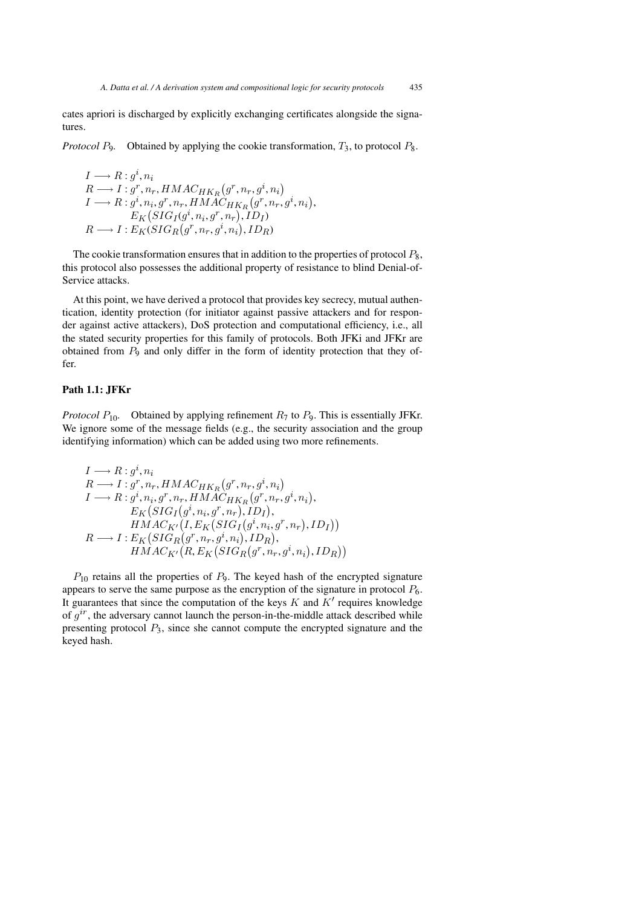cates apriori is discharged by explicitly exchanging certificates alongside the signatures.

*Protocol $P_9$.* Obtained by applying the cookie transformation, $T_3$, to protocol $P_8$.

$$
\begin{aligned}
I &\longrightarrow R : g^i, n_i \\
R &\longrightarrow I : g^r, n_r, HMAC_{HK_R}(g^r, n_r, g^i, n_i) \\
I &\longrightarrow R : g^i, n_i, g^r, n_r, HMAC_{HK_R}(g^r, n_r, g^i, n_i), \\
&\qquad E_K(SIG_I(g^i, n_i, g^r, n_r), ID_I) \\
R &\longrightarrow I : E_K(SIG_R(g^r, n_r, g^i, n_i), ID_R)
\end{aligned}
$$

The cookie transformation ensures that in addition to the properties of protocol $P_8$, this protocol also possesses the additional property of resistance to blind Denial-of-Service attacks.

At this point, we have derived a protocol that provides key secrecy, mutual authentication, identity protection (for initiator against passive attackers and for responder against active attackers), DoS protection and computational efficiency, i.e., all the stated security properties for this family of protocols. Both JFKi and JFKr are obtained from $P_9$ and only differ in the form of identity protection that they offer.

**Path 1.1: JFKr**

*Protocol $P_{10}$.* Obtained by applying refinement $R_7$ to $P_9$. This is essentially JFKr. We ignore some of the message fields (e.g., the security association and the group identifying information) which can be added using two more refinements.

$$
\begin{aligned}
I &\longrightarrow R : g^i, n_i \\
R &\longrightarrow I : g^r, n_r, HMAC_{HK_R}(g^r, n_r, g^i, n_i) \\
I &\longrightarrow R : g^i, n_i, g^r, n_r, HMAC_{HK_R}(g^r, n_r, g^i, n_i), \\
&\qquad E_K(SIG_I(g^i, n_i, g^r, n_r), ID_I), \\
&\qquad HMAC_{K'}(I, E_K(SIG_I(g^i, n_i, g^r, n_r), ID_I)) \\
R &\longrightarrow I : E_K(SIG_R(g^r, n_r, g^i, n_i), ID_R), \\
&\qquad HMAC_{K'}(R, E_K(SIG_R(g^r, n_r, g^i, n_i), ID_R))
\end{aligned}
$$

$P_{10}$ retains all the properties of $P_9$. The keyed hash of the encrypted signature appears to serve the same purpose as the encryption of the signature in protocol $P_6$. It guarantees that since the computation of the keys $K$ and $K'$ requires knowledge of $g^{ir}$, the adversary cannot launch the person-in-the-middle attack described while presenting protocol $P_3$, since she cannot compute the encrypted signature and the keyed hash.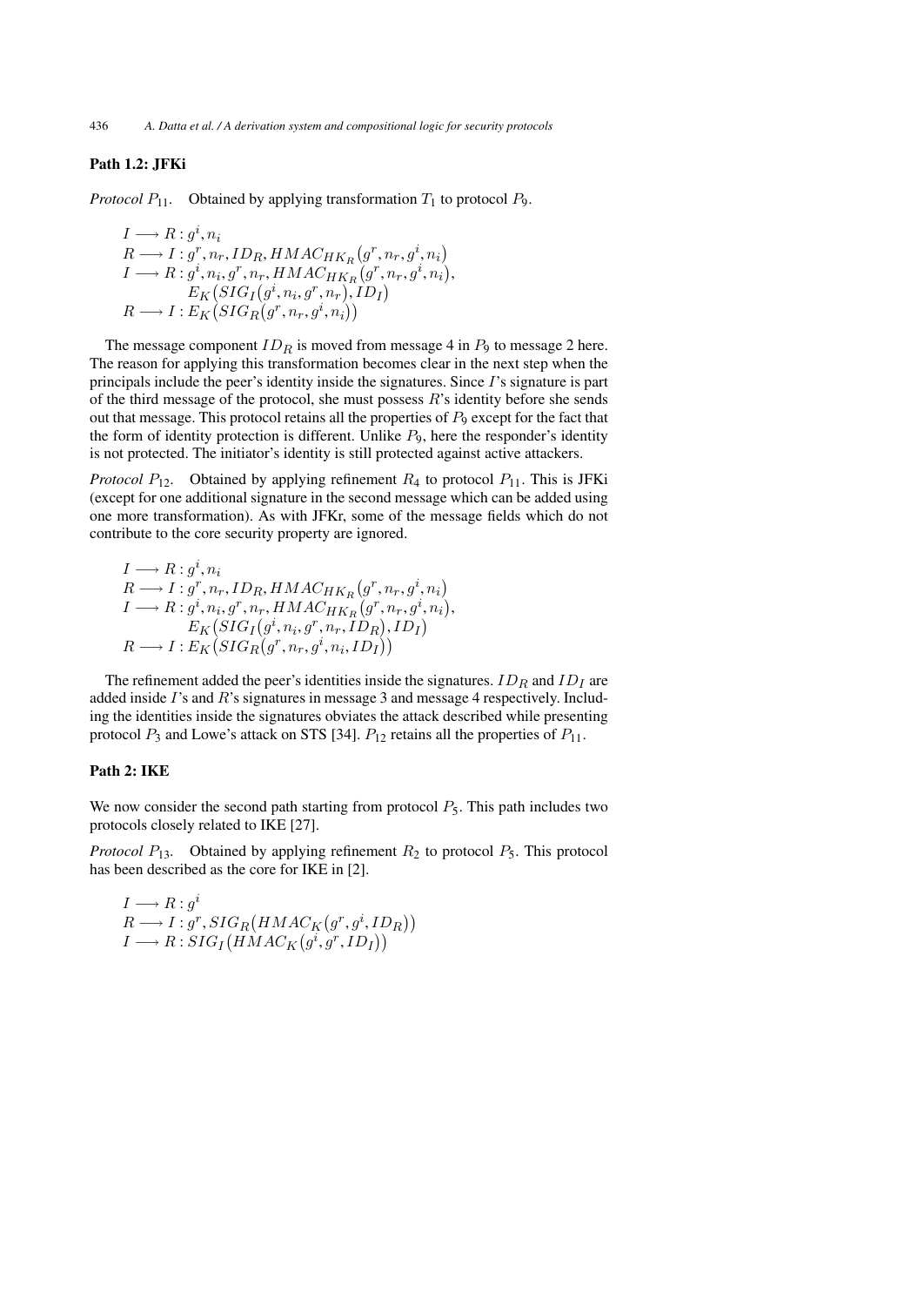**Path 1.2: JFKi**

*Protocol* $P_{11}$. Obtained by applying transformation $T_1$ to protocol $P_9$.

$$
\begin{aligned}
&I \longrightarrow R : g^i, n_i \\
&R \longrightarrow I : g^r, n_r, ID_R, HMAC_{HK_R}(g^r, n_r, g^i, n_i) \\
&I \longrightarrow R : g^i, n_i, g^r, n_r, HMAC_{HK_R}(g^r, n_r, g^i, n_i), \\
&\qquad\quad E_K(SIG_I(g^i, n_i, g^r, n_r), ID_I) \\
&R \longrightarrow I : E_K(SIG_R(g^r, n_r, g^i, n_i))
\end{aligned}
$$

The message component $ID_R$ is moved from message 4 in $P_9$ to message 2 here. The reason for applying this transformation becomes clear in the next step when the principals include the peer's identity inside the signatures. Since $I$'s signature is part of the third message of the protocol, she must possess $R$'s identity before she sends out that message. This protocol retains all the properties of $P_9$ except for the fact that the form of identity protection is different. Unlike $P_9$, here the responder's identity is not protected. The initiator's identity is still protected against active attackers.

*Protocol* $P_{12}$. Obtained by applying refinement $R_4$ to protocol $P_{11}$. This is JFKi (except for one additional signature in the second message which can be added using one more transformation). As with JFKr, some of the message fields which do not contribute to the core security property are ignored.

$$
\begin{aligned}
&I \longrightarrow R : g^i, n_i \\
&R \longrightarrow I : g^r, n_r, ID_R, HMAC_{HK_R}(g^r, n_r, g^i, n_i) \\
&I \longrightarrow R : g^i, n_i, g^r, n_r, HMAC_{HK_R}(g^r, n_r, g^i, n_i), \\
&\qquad\quad E_K(SIG_I(g^i, n_i, g^r, n_r, ID_R), ID_I) \\
&R \longrightarrow I : E_K(SIG_R(g^r, n_r, g^i, n_i, ID_I))
\end{aligned}
$$

The refinement added the peer's identities inside the signatures. $ID_R$ and $ID_I$ are added inside $I$'s and $R$'s signatures in message 3 and message 4 respectively. Including the identities inside the signatures obviates the attack described while presenting protocol $P_3$ and Lowe's attack on STS [34]. $P_{12}$ retains all the properties of $P_{11}$.

**Path 2: IKE**

We now consider the second path starting from protocol $P_5$. This path includes two protocols closely related to IKE [27].

*Protocol* $P_{13}$. Obtained by applying refinement $R_2$ to protocol $P_5$. This protocol has been described as the core for IKE in [2].

$$
\begin{aligned}
&I \longrightarrow R : g^i \\
&R \longrightarrow I : g^r, SIG_R(HMAC_K(g^r, g^i, ID_R)) \\
&I \longrightarrow R : SIG_I(HMAC_K(g^i, g^r, ID_I))
\end{aligned}
$$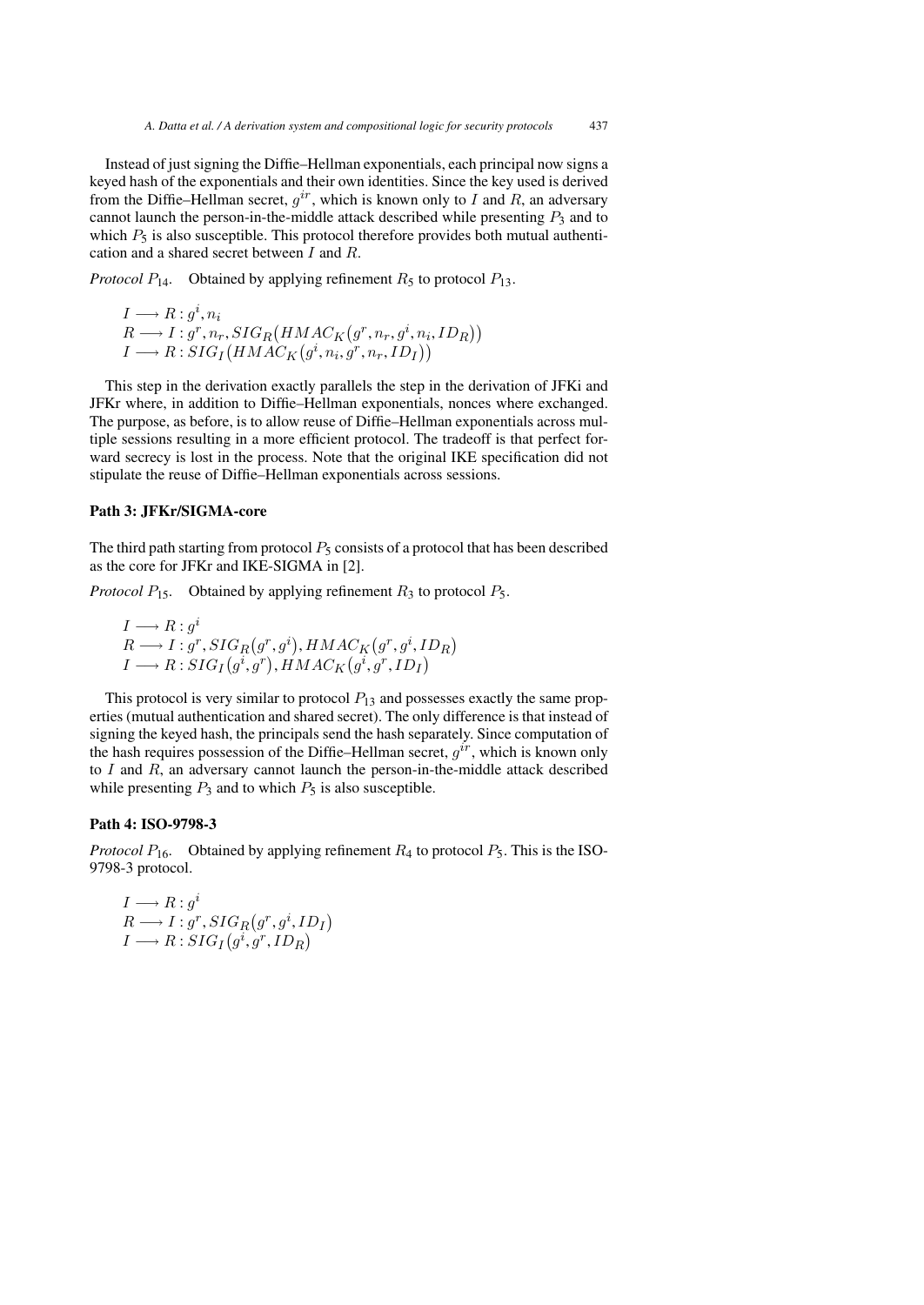Instead of just signing the Diffie–Hellman exponentials, each principal now signs a keyed hash of the exponentials and their own identities. Since the key used is derived from the Diffie–Hellman secret, $g^{ir}$, which is known only to $I$ and $R$, an adversary cannot launch the person-in-the-middle attack described while presenting $P_3$ and to which $P_5$ is also susceptible. This protocol therefore provides both mutual authentication and a shared secret between $I$ and $R$.

*Protocol* $P_{14}$. Obtained by applying refinement $R_5$ to protocol $P_{13}$.

$$
\begin{aligned}
&I \longrightarrow R : g^i, n_i \\
&R \longrightarrow I : g^r, n_r, SIG_R\big(HMAC_K\big(g^r, n_r, g^i, n_i, ID_R\big)\big) \\
&I \longrightarrow R : SIG_I\big(HMAC_K\big(g^i, n_i, g^r, n_r, ID_I\big)\big)
\end{aligned}
$$

This step in the derivation exactly parallels the step in the derivation of JFKi and JFKr where, in addition to Diffie–Hellman exponentials, nonces where exchanged. The purpose, as before, is to allow reuse of Diffie–Hellman exponentials across multiple sessions resulting in a more efficient protocol. The tradeoff is that perfect forward secrecy is lost in the process. Note that the original IKE specification did not stipulate the reuse of Diffie–Hellman exponentials across sessions.

**Path 3: JFKr/SIGMA-core**

The third path starting from protocol $P_5$ consists of a protocol that has been described as the core for JFKr and IKE-SIGMA in [2].

*Protocol* $P_{15}$. Obtained by applying refinement $R_3$ to protocol $P_5$.

$$
\begin{aligned}
&I \longrightarrow R : g^i \\
&R \longrightarrow I : g^r, SIG_R\big(g^r, g^i\big), HMAC_K\big(g^r, g^i, ID_R\big) \\
&I \longrightarrow R : SIG_I\big(g^i, g^r\big), HMAC_K\big(g^i, g^r, ID_I\big)
\end{aligned}
$$

This protocol is very similar to protocol $P_{13}$ and possesses exactly the same properties (mutual authentication and shared secret). The only difference is that instead of signing the keyed hash, the principals send the hash separately. Since computation of the hash requires possession of the Diffie–Hellman secret, $g^{ir}$, which is known only to $I$ and $R$, an adversary cannot launch the person-in-the-middle attack described while presenting $P_3$ and to which $P_5$ is also susceptible.

**Path 4: ISO-9798-3**

*Protocol* $P_{16}$. Obtained by applying refinement $R_4$ to protocol $P_5$. This is the ISO-9798-3 protocol.

$$
\begin{aligned}
&I \longrightarrow R : g^i \\
&R \longrightarrow I : g^r, SIG_R\big(g^r, g^i, ID_I\big) \\
&I \longrightarrow R : SIG_I\big(g^i, g^r, ID_R\big)
\end{aligned}
$$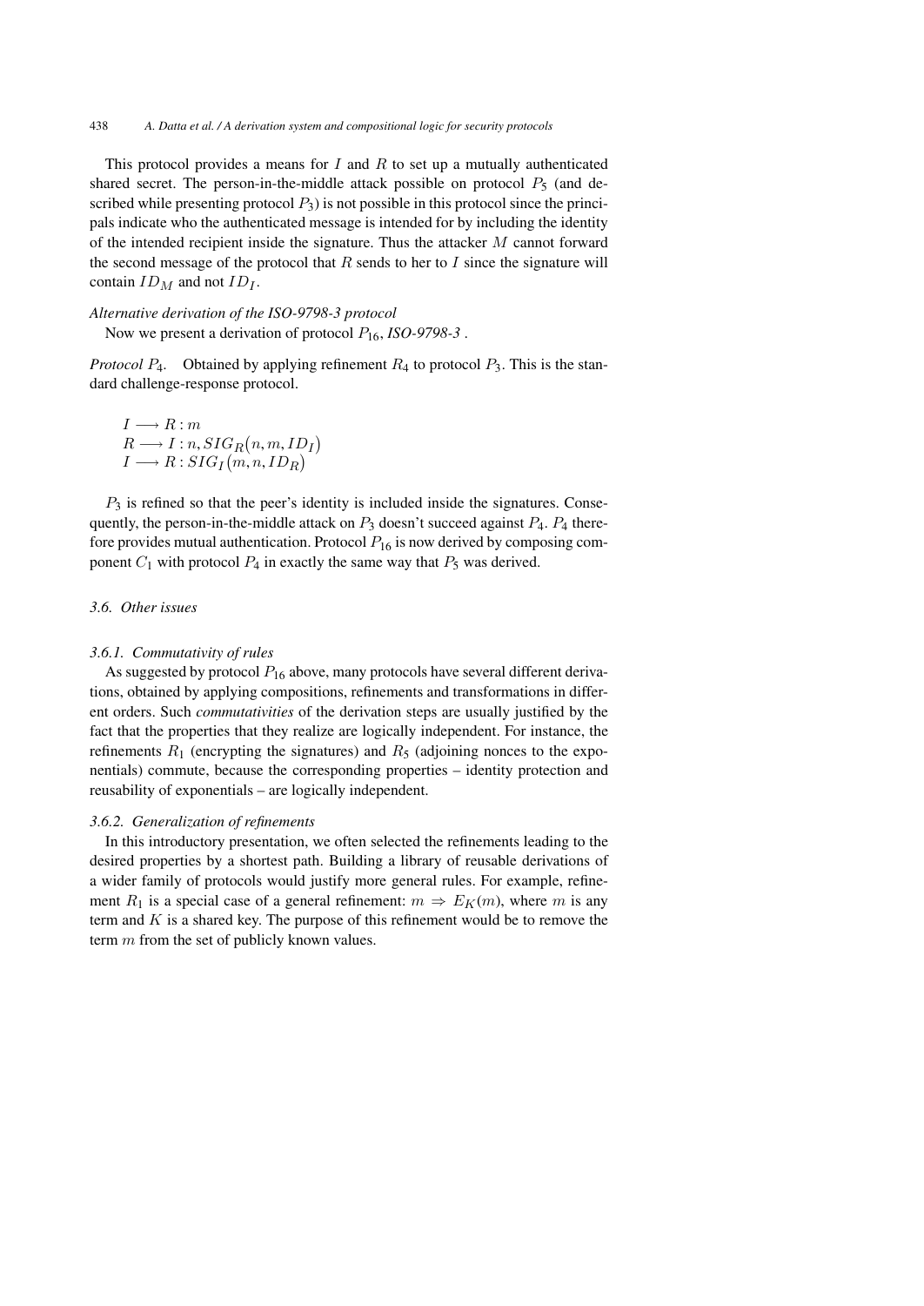This protocol provides a means for $I$ and $R$ to set up a mutually authenticated shared secret. The person-in-the-middle attack possible on protocol $P_5$ (and described while presenting protocol $P_3$) is not possible in this protocol since the principals indicate who the authenticated message is intended for by including the identity of the intended recipient inside the signature. Thus the attacker $M$ cannot forward the second message of the protocol that $R$ sends to her to $I$ since the signature will contain $ID_M$ and not $ID_I$.

*Alternative derivation of the ISO-9798-3 protocol*

Now we present a derivation of protocol $P_{16}$, *ISO-9798-3* .

*Protocol $P_4$.* Obtained by applying refinement $R_4$ to protocol $P_3$. This is the standard challenge-response protocol.

$$
\begin{aligned}
&I \longrightarrow R : m \\
&R \longrightarrow I : n, SIG_R(n, m, ID_I) \\
&I \longrightarrow R : SIG_I(m, n, ID_R)
\end{aligned}
$$

$P_3$ is refined so that the peer's identity is included inside the signatures. Consequently, the person-in-the-middle attack on $P_3$ doesn't succeed against $P_4$. $P_4$ therefore provides mutual authentication. Protocol $P_{16}$ is now derived by composing component $C_1$ with protocol $P_4$ in exactly the same way that $P_5$ was derived.

### 3.6. Other issues

#### 3.6.1. Commutativity of rules

As suggested by protocol $P_{16}$ above, many protocols have several different derivations, obtained by applying compositions, refinements and transformations in different orders. Such *commutativities* of the derivation steps are usually justified by the fact that the properties that they realize are logically independent. For instance, the refinements $R_1$ (encrypting the signatures) and $R_5$ (adjoining nonces to the exponentials) commute, because the corresponding properties – identity protection and reusability of exponentials – are logically independent.

#### 3.6.2. Generalization of refinements

In this introductory presentation, we often selected the refinements leading to the desired properties by a shortest path. Building a library of reusable derivations of a wider family of protocols would justify more general rules. For example, refinement $R_1$ is a special case of a general refinement: $m \Rightarrow E_K(m)$, where $m$ is any term and $K$ is a shared key. The purpose of this refinement would be to remove the term $m$ from the set of publicly known values.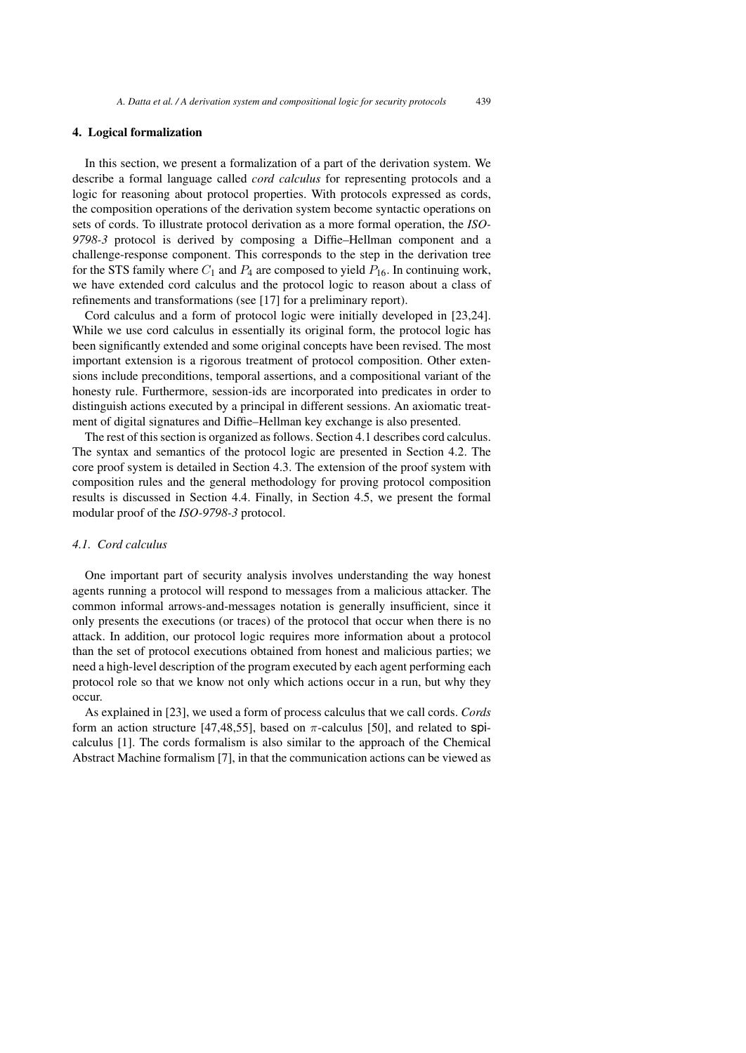## 4. Logical formalization

In this section, we present a formalization of a part of the derivation system. We describe a formal language called *cord calculus* for representing protocols and a logic for reasoning about protocol properties. With protocols expressed as cords, the composition operations of the derivation system become syntactic operations on sets of cords. To illustrate protocol derivation as a more formal operation, the *ISO-9798-3* protocol is derived by composing a Diffie–Hellman component and a challenge-response component. This corresponds to the step in the derivation tree for the STS family where $C_1$ and $P_4$ are composed to yield $P_{16}$. In continuing work, we have extended cord calculus and the protocol logic to reason about a class of refinements and transformations (see [17] for a preliminary report).

Cord calculus and a form of protocol logic were initially developed in [23,24]. While we use cord calculus in essentially its original form, the protocol logic has been significantly extended and some original concepts have been revised. The most important extension is a rigorous treatment of protocol composition. Other extensions include preconditions, temporal assertions, and a compositional variant of the honesty rule. Furthermore, session-ids are incorporated into predicates in order to distinguish actions executed by a principal in different sessions. An axiomatic treatment of digital signatures and Diffie–Hellman key exchange is also presented.

The rest of this section is organized as follows. Section 4.1 describes cord calculus. The syntax and semantics of the protocol logic are presented in Section 4.2. The core proof system is detailed in Section 4.3. The extension of the proof system with composition rules and the general methodology for proving protocol composition results is discussed in Section 4.4. Finally, in Section 4.5, we present the formal modular proof of the *ISO-9798-3* protocol.

### *4.1. Cord calculus*

One important part of security analysis involves understanding the way honest agents running a protocol will respond to messages from a malicious attacker. The common informal arrows-and-messages notation is generally insufficient, since it only presents the executions (or traces) of the protocol that occur when there is no attack. In addition, our protocol logic requires more information about a protocol than the set of protocol executions obtained from honest and malicious parties; we need a high-level description of the program executed by each agent performing each protocol role so that we know not only which actions occur in a run, but why they occur.

As explained in [23], we used a form of process calculus that we call cords. *Cords* form an action structure [47,48,55], based on $\pi$-calculus [50], and related to spi-calculus [1]. The cords formalism is also similar to the approach of the Chemical Abstract Machine formalism [7], in that the communication actions can be viewed as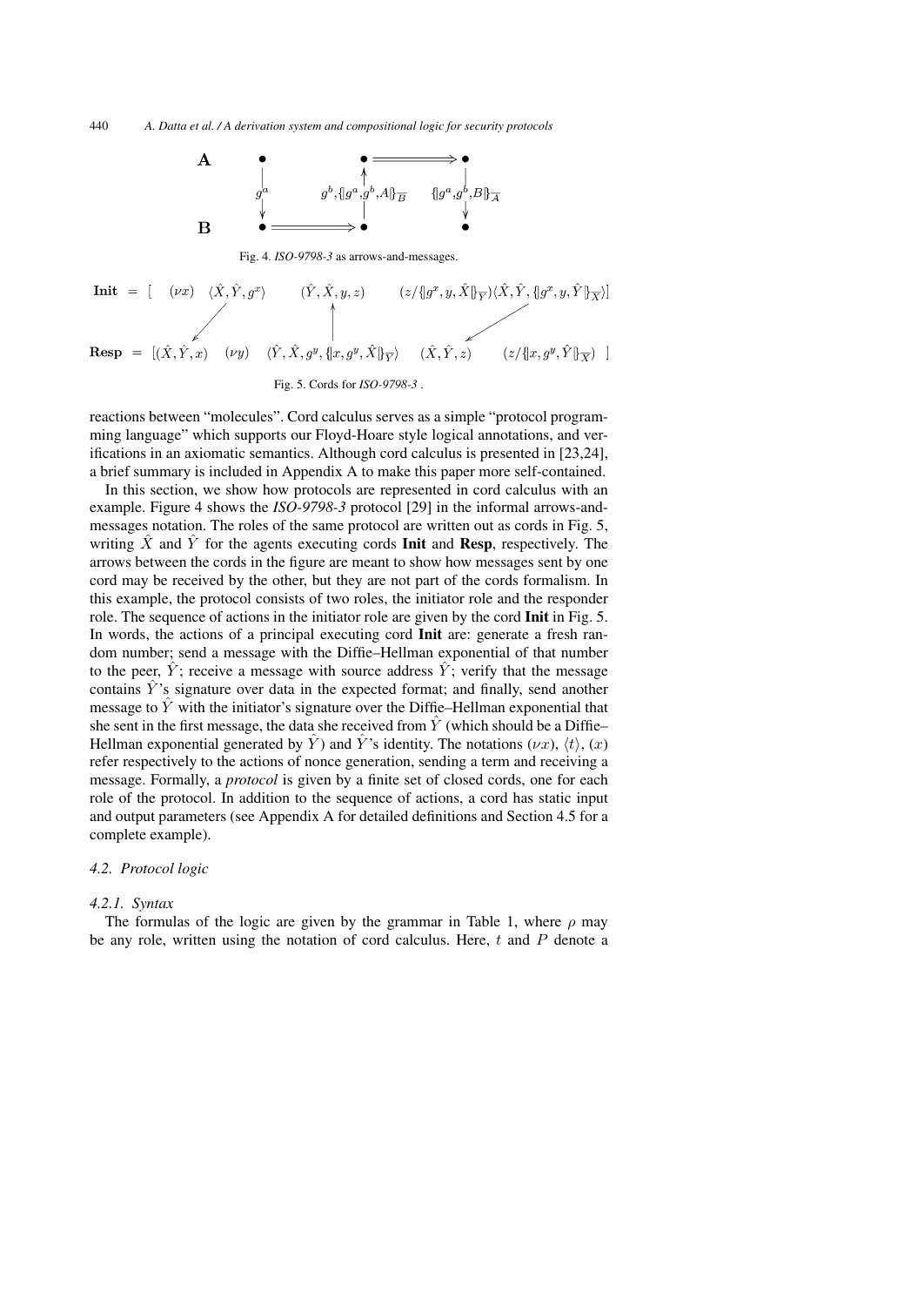$$
\begin{array}{lccc}
\mathbf{A} & \bullet & \bullet \Longrightarrow & \bullet \\
& \downarrow g^a & \uparrow g^b, \{\!|g^a, g^b, A|\!\}_{\overline{B}} & \downarrow \{\!|g^a, g^b, B|\!\}_{\overline{A}} \\
\mathbf{B} & \bullet \Longrightarrow & \bullet & \bullet
\end{array}
$$

Fig. 4. *ISO-9798-3* as arrows-and-messages.

$$
\mathbf{Init} = [\ (\nu x)\ \ \langle \hat{X}, \hat{Y}, g^x \rangle \quad (\hat{Y}, \hat{X}, y, z) \quad (z/\{\!|g^x, y, \hat{X}|\!\}_{\overline{Y}}) \langle \hat{X}, \hat{Y}, \{\!|g^x, y, \hat{Y}|\!\}_{\overline{X}} \rangle ]
$$

$$
\mathbf{Resp} = [(\hat{X}, \hat{Y}, x) \quad (\nu y) \quad \langle \hat{Y}, \hat{X}, g^y, \{\!|x, g^y, \hat{X}|\!\}_{\overline{Y}} \rangle \quad (\hat{X}, \hat{Y}, z) \quad (z/\{\!|x, g^y, \hat{Y}|\!\}_{\overline{X}})\ ]
$$

Fig. 5. Cords for *ISO-9798-3* .

reactions between "molecules". Cord calculus serves as a simple "protocol programming language" which supports our Floyd-Hoare style logical annotations, and verifications in an axiomatic semantics. Although cord calculus is presented in [23,24], a brief summary is included in Appendix A to make this paper more self-contained.

In this section, we show how protocols are represented in cord calculus with an example. Figure 4 shows the *ISO-9798-3* protocol [29] in the informal arrows-and-messages notation. The roles of the same protocol are written out as cords in Fig. 5, writing $\hat{X}$ and $\hat{Y}$ for the agents executing cords **Init** and **Resp**, respectively. The arrows between the cords in the figure are meant to show how messages sent by one cord may be received by the other, but they are not part of the cords formalism. In this example, the protocol consists of two roles, the initiator role and the responder role. The sequence of actions in the initiator role are given by the cord **Init** in Fig. 5. In words, the actions of a principal executing cord **Init** are: generate a fresh random number; send a message with the Diffie–Hellman exponential of that number to the peer, $\hat{Y}$; receive a message with source address $\hat{Y}$; verify that the message contains $\hat{Y}$'s signature over data in the expected format; and finally, send another message to $\hat{Y}$ with the initiator's signature over the Diffie–Hellman exponential that she sent in the first message, the data she received from $\hat{Y}$ (which should be a Diffie–Hellman exponential generated by $\hat{Y}$) and $\hat{Y}$'s identity. The notations $(\nu x)$, $\langle t \rangle$, $(x)$ refer respectively to the actions of nonce generation, sending a term and receiving a message. Formally, a *protocol* is given by a finite set of closed cords, one for each role of the protocol. In addition to the sequence of actions, a cord has static input and output parameters (see Appendix A for detailed definitions and Section 4.5 for a complete example).

### *4.2. Protocol logic*

#### *4.2.1. Syntax*

The formulas of the logic are given by the grammar in Table 1, where $\rho$ may be any role, written using the notation of cord calculus. Here, $t$ and $P$ denote a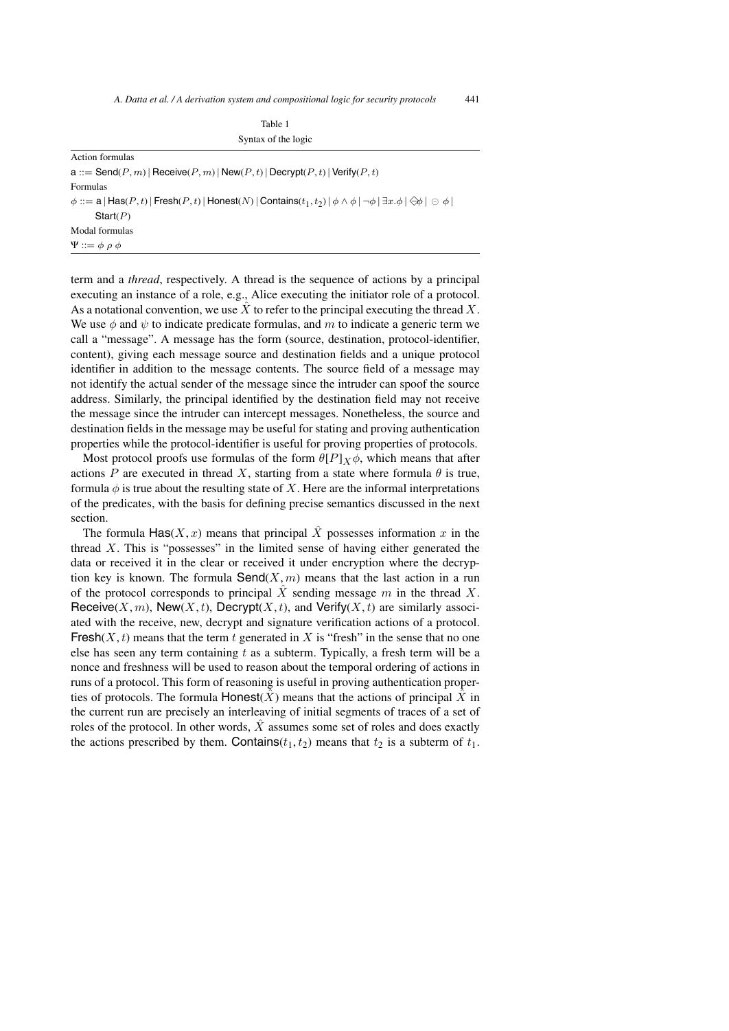Table 1

Syntax of the logic

| |
|---|
| Action formulas |
| $\mathsf{a} ::= \mathsf{Send}(P, m) \,|\, \mathsf{Receive}(P, m) \,|\, \mathsf{New}(P, t) \,|\, \mathsf{Decrypt}(P, t) \,|\, \mathsf{Verify}(P, t)$ |
| Formulas |
| $\phi ::= \mathsf{a} \,|\, \mathsf{Has}(P, t) \,|\, \mathsf{Fresh}(P, t) \,|\, \mathsf{Honest}(N) \,|\, \mathsf{Contains}(t_1, t_2) \,|\, \phi \wedge \phi \,|\, \neg\phi \,|\, \exists x.\phi \,|\, \diamondminus\phi \,|\, \ominus\phi \,|$ $\mathsf{Start}(P)$ |
| Modal formulas |
| $\Psi ::= \phi \; \rho \; \phi$ |

term and a *thread*, respectively. A thread is the sequence of actions by a principal executing an instance of a role, e.g., Alice executing the initiator role of a protocol. As a notational convention, we use $\hat{X}$ to refer to the principal executing the thread $X$. We use $\phi$ and $\psi$ to indicate predicate formulas, and $m$ to indicate a generic term we call a "message". A message has the form (source, destination, protocol-identifier, content), giving each message source and destination fields and a unique protocol identifier in addition to the message contents. The source field of a message may not identify the actual sender of the message since the intruder can spoof the source address. Similarly, the principal identified by the destination field may not receive the message since the intruder can intercept messages. Nonetheless, the source and destination fields in the message may be useful for stating and proving authentication properties while the protocol-identifier is useful for proving properties of protocols.

Most protocol proofs use formulas of the form $\theta[P]_X\phi$, which means that after actions $P$ are executed in thread $X$, starting from a state where formula $\theta$ is true, formula $\phi$ is true about the resulting state of $X$. Here are the informal interpretations of the predicates, with the basis for defining precise semantics discussed in the next section.

The formula $\mathsf{Has}(X, x)$ means that principal $\hat{X}$ possesses information $x$ in the thread $X$. This is "possesses" in the limited sense of having either generated the data or received it in the clear or received it under encryption where the decryption key is known. The formula $\mathsf{Send}(X, m)$ means that the last action in a run of the protocol corresponds to principal $\hat{X}$ sending message $m$ in the thread $X$. $\mathsf{Receive}(X, m)$, $\mathsf{New}(X, t)$, $\mathsf{Decrypt}(X, t)$, and $\mathsf{Verify}(X, t)$ are similarly associated with the receive, new, decrypt and signature verification actions of a protocol. $\mathsf{Fresh}(X, t)$ means that the term $t$ generated in $X$ is "fresh" in the sense that no one else has seen any term containing $t$ as a subterm. Typically, a fresh term will be a nonce and freshness will be used to reason about the temporal ordering of actions in runs of a protocol. This form of reasoning is useful in proving authentication properties of protocols. The formula $\mathsf{Honest}(\hat{X})$ means that the actions of principal $\hat{X}$ in the current run are precisely an interleaving of initial segments of traces of a set of roles of the protocol. In other words, $\hat{X}$ assumes some set of roles and does exactly the actions prescribed by them. $\mathsf{Contains}(t_1, t_2)$ means that $t_2$ is a subterm of $t_1$.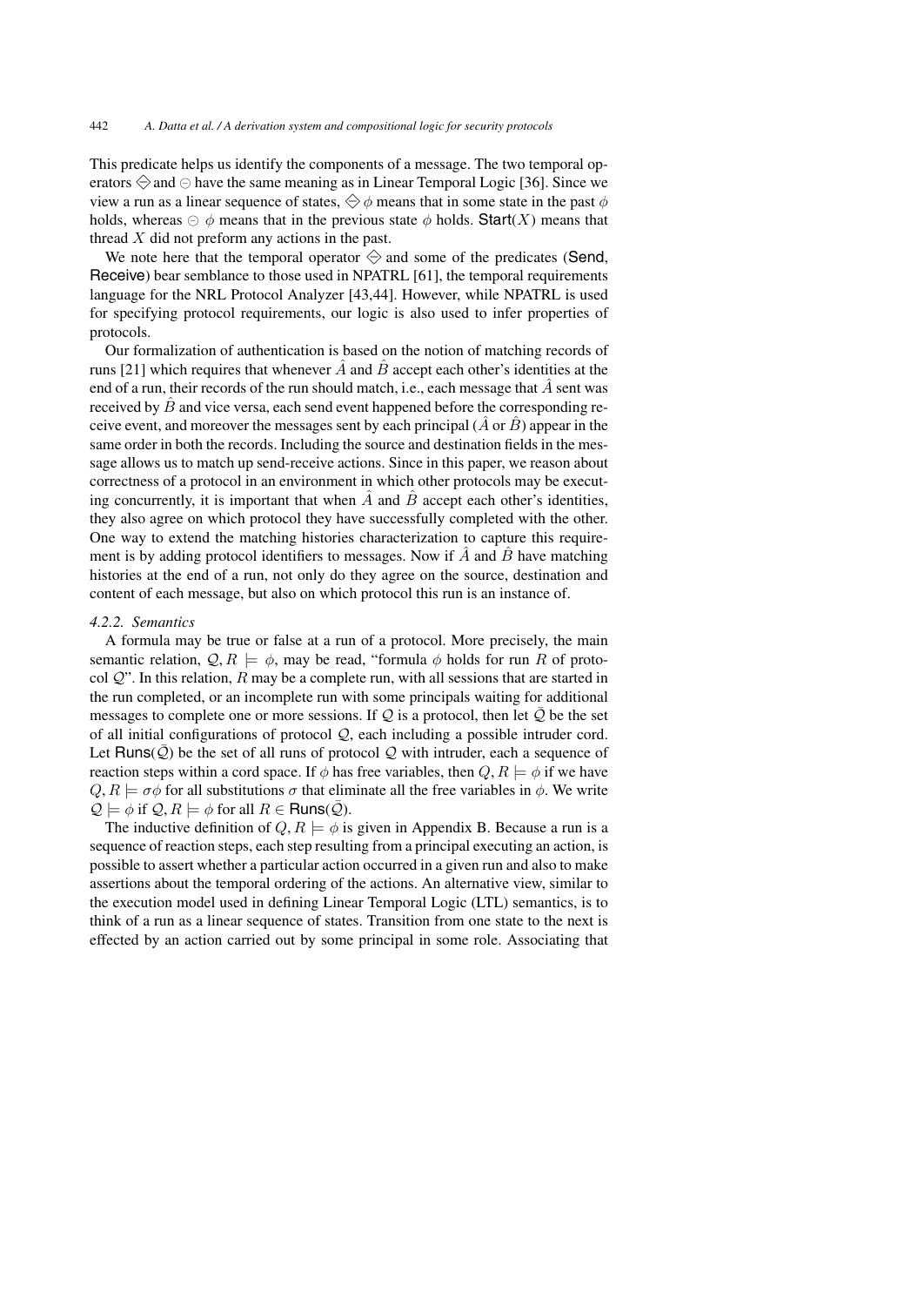This predicate helps us identify the components of a message. The two temporal operators $\diamondminus$ and $\ominus$ have the same meaning as in Linear Temporal Logic [36]. Since we view a run as a linear sequence of states, $\diamondminus\, \phi$ means that in some state in the past $\phi$ holds, whereas $\ominus\, \phi$ means that in the previous state $\phi$ holds. $\mathsf{Start}(X)$ means that thread $X$ did not preform any actions in the past.

We note here that the temporal operator $\diamondminus$ and some of the predicates ($\mathsf{Send}$, $\mathsf{Receive}$) bear semblance to those used in NPATRL [61], the temporal requirements language for the NRL Protocol Analyzer [43,44]. However, while NPATRL is used for specifying protocol requirements, our logic is also used to infer properties of protocols.

Our formalization of authentication is based on the notion of matching records of runs [21] which requires that whenever $\hat{A}$ and $\hat{B}$ accept each other's identities at the end of a run, their records of the run should match, i.e., each message that $\hat{A}$ sent was received by $\hat{B}$ and vice versa, each send event happened before the corresponding receive event, and moreover the messages sent by each principal ($\hat{A}$ or $\hat{B}$) appear in the same order in both the records. Including the source and destination fields in the message allows us to match up send-receive actions. Since in this paper, we reason about correctness of a protocol in an environment in which other protocols may be executing concurrently, it is important that when $\hat{A}$ and $\hat{B}$ accept each other's identities, they also agree on which protocol they have successfully completed with the other. One way to extend the matching histories characterization to capture this requirement is by adding protocol identifiers to messages. Now if $\hat{A}$ and $\hat{B}$ have matching histories at the end of a run, not only do they agree on the source, destination and content of each message, but also on which protocol this run is an instance of.

#### *4.2.2. Semantics*

A formula may be true or false at a run of a protocol. More precisely, the main semantic relation, $\mathcal{Q}, R \models \phi$, may be read, "formula $\phi$ holds for run $R$ of protocol $\mathcal{Q}$". In this relation, $R$ may be a complete run, with all sessions that are started in the run completed, or an incomplete run with some principals waiting for additional messages to complete one or more sessions. If $\mathcal{Q}$ is a protocol, then let $\bar{\mathcal{Q}}$ be the set of all initial configurations of protocol $\mathcal{Q}$, each including a possible intruder cord. Let $\mathsf{Runs}(\bar{\mathcal{Q}})$ be the set of all runs of protocol $\mathcal{Q}$ with intruder, each a sequence of reaction steps within a cord space. If $\phi$ has free variables, then $Q, R \models \phi$ if we have $Q, R \models \sigma\phi$ for all substitutions $\sigma$ that eliminate all the free variables in $\phi$. We write $\mathcal{Q} \models \phi$ if $\mathcal{Q}, R \models \phi$ for all $R \in \mathsf{Runs}(\bar{\mathcal{Q}})$.

The inductive definition of $Q, R \models \phi$ is given in Appendix B. Because a run is a sequence of reaction steps, each step resulting from a principal executing an action, is possible to assert whether a particular action occurred in a given run and also to make assertions about the temporal ordering of the actions. An alternative view, similar to the execution model used in defining Linear Temporal Logic (LTL) semantics, is to think of a run as a linear sequence of states. Transition from one state to the next is effected by an action carried out by some principal in some role. Associating that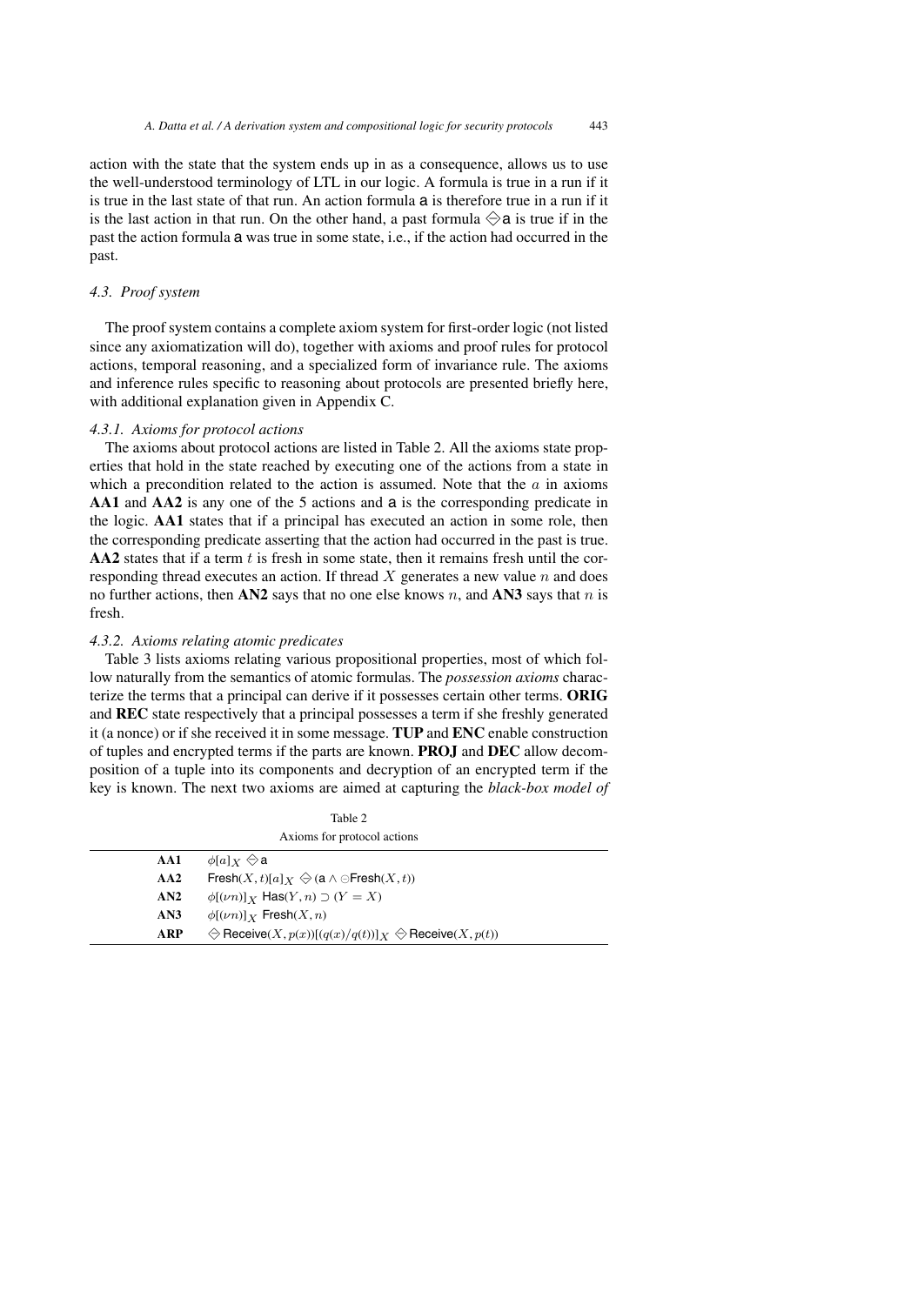action with the state that the system ends up in as a consequence, allows us to use the well-understood terminology of LTL in our logic. A formula is true in a run if it is true in the last state of that run. An action formula $\mathsf{a}$ is therefore true in a run if it is the last action in that run. On the other hand, a past formula $\diamondminus \mathsf{a}$ is true if in the past the action formula $\mathsf{a}$ was true in some state, i.e., if the action had occurred in the past.

### 4.3. Proof system

The proof system contains a complete axiom system for first-order logic (not listed since any axiomatization will do), together with axioms and proof rules for protocol actions, temporal reasoning, and a specialized form of invariance rule. The axioms and inference rules specific to reasoning about protocols are presented briefly here, with additional explanation given in Appendix C.

#### 4.3.1. Axioms for protocol actions

The axioms about protocol actions are listed in Table 2. All the axioms state properties that hold in the state reached by executing one of the actions from a state in which a precondition related to the action is assumed. Note that the $a$ in axioms **AA1** and **AA2** is any one of the 5 actions and $\mathsf{a}$ is the corresponding predicate in the logic. **AA1** states that if a principal has executed an action in some role, then the corresponding predicate asserting that the action had occurred in the past is true. **AA2** states that if a term $t$ is fresh in some state, then it remains fresh until the corresponding thread executes an action. If thread $X$ generates a new value $n$ and does no further actions, then **AN2** says that no one else knows $n$, and **AN3** says that $n$ is fresh.

#### 4.3.2. Axioms relating atomic predicates

Table 3 lists axioms relating various propositional properties, most of which follow naturally from the semantics of atomic formulas. The *possession axioms* characterize the terms that a principal can derive if it possesses certain other terms. **ORIG** and **REC** state respectively that a principal possesses a term if she freshly generated it (a nonce) or if she received it in some message. **TUP** and **ENC** enable construction of tuples and encrypted terms if the parts are known. **PROJ** and **DEC** allow decomposition of a tuple into its components and decryption of an encrypted term if the key is known. The next two axioms are aimed at capturing the *black-box model of*

Table 2

Axioms for protocol actions

| | |
|---|---|
| **AA1** | $\phi[a]_X \diamondminus \mathsf{a}$ |
| **AA2** | $\mathsf{Fresh}(X,t)[a]_X \diamondminus (\mathsf{a} \wedge \circleddash\mathsf{Fresh}(X,t))$ |
| **AN2** | $\phi[(\nu n)]_X\ \mathsf{Has}(Y,n) \supset (Y = X)$ |
| **AN3** | $\phi[(\nu n)]_X\ \mathsf{Fresh}(X,n)$ |
| **ARP** | $\diamondminus \mathsf{Receive}(X,p(x))[(q(x)/q(t))]_X \diamondminus \mathsf{Receive}(X,p(t))$ |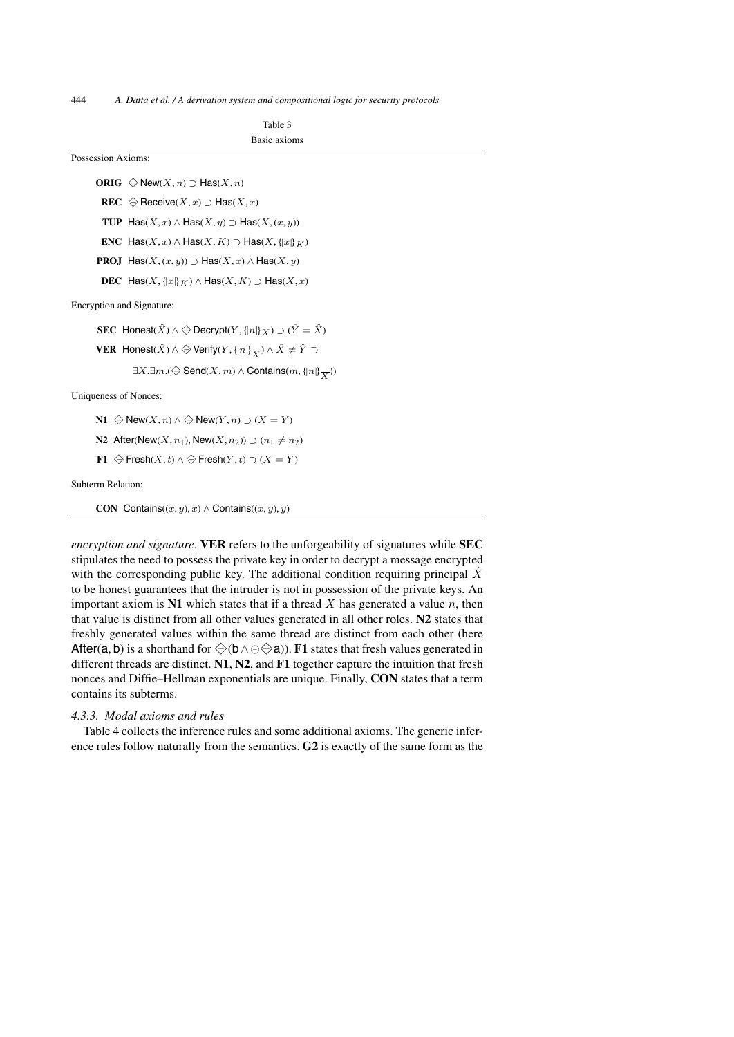Table 3

Basic axioms

Possession Axioms:

**ORIG** $\diamondminus \mathsf{New}(X, n) \supset \mathsf{Has}(X, n)$

**REC** $\diamondminus \mathsf{Receive}(X, x) \supset \mathsf{Has}(X, x)$

**TUP** $\mathsf{Has}(X, x) \wedge \mathsf{Has}(X, y) \supset \mathsf{Has}(X, (x, y))$

**ENC** $\mathsf{Has}(X, x) \wedge \mathsf{Has}(X, K) \supset \mathsf{Has}(X, \{|x|\}_K)$

**PROJ** $\mathsf{Has}(X, (x, y)) \supset \mathsf{Has}(X, x) \wedge \mathsf{Has}(X, y)$

**DEC** $\mathsf{Has}(X, \{|x|\}_K) \wedge \mathsf{Has}(X, K) \supset \mathsf{Has}(X, x)$

Encryption and Signature:

**SEC** $\mathsf{Honest}(\hat{X}) \wedge \diamondminus \mathsf{Decrypt}(Y, \{|n|\}_X) \supset (\hat{Y} = \hat{X})$

**VER** $\mathsf{Honest}(\hat{X}) \wedge \diamondminus \mathsf{Verify}(Y, \{|n|\}_{\overline{X}}) \wedge \hat{X} \neq \hat{Y} \supset$

$\exists X.\exists m.(\diamondminus \mathsf{Send}(X, m) \wedge \mathsf{Contains}(m, \{|n|\}_{\overline{X}}))$

Uniqueness of Nonces:

**N1** $\diamondminus \mathsf{New}(X, n) \wedge \diamondminus \mathsf{New}(Y, n) \supset (X = Y)$

**N2** $\mathsf{After}(\mathsf{New}(X, n_1), \mathsf{New}(X, n_2)) \supset (n_1 \neq n_2)$

**F1** $\diamondminus \mathsf{Fresh}(X, t) \wedge \diamondminus \mathsf{Fresh}(Y, t) \supset (X = Y)$

Subterm Relation:

**CON** $\mathsf{Contains}((x, y), x) \wedge \mathsf{Contains}((x, y), y)$

*encryption and signature*. **VER** refers to the unforgeability of signatures while **SEC** stipulates the need to possess the private key in order to decrypt a message encrypted with the corresponding public key. The additional condition requiring principal $\hat{X}$ to be honest guarantees that the intruder is not in possession of the private keys. An important axiom is **N1** which states that if a thread $X$ has generated a value $n$, then that value is distinct from all other values generated in all other roles. **N2** states that freshly generated values within the same thread are distinct from each other (here $\mathsf{After}(\mathsf{a}, \mathsf{b})$ is a shorthand for $\diamondminus(\mathsf{b} \wedge \ominus\diamondminus \mathsf{a})$). **F1** states that fresh values generated in different threads are distinct. **N1**, **N2**, and **F1** together capture the intuition that fresh nonces and Diffie–Hellman exponentials are unique. Finally, **CON** states that a term contains its subterms.

### 4.3.3. Modal axioms and rules

Table 4 collects the inference rules and some additional axioms. The generic inference rules follow naturally from the semantics. **G2** is exactly of the same form as the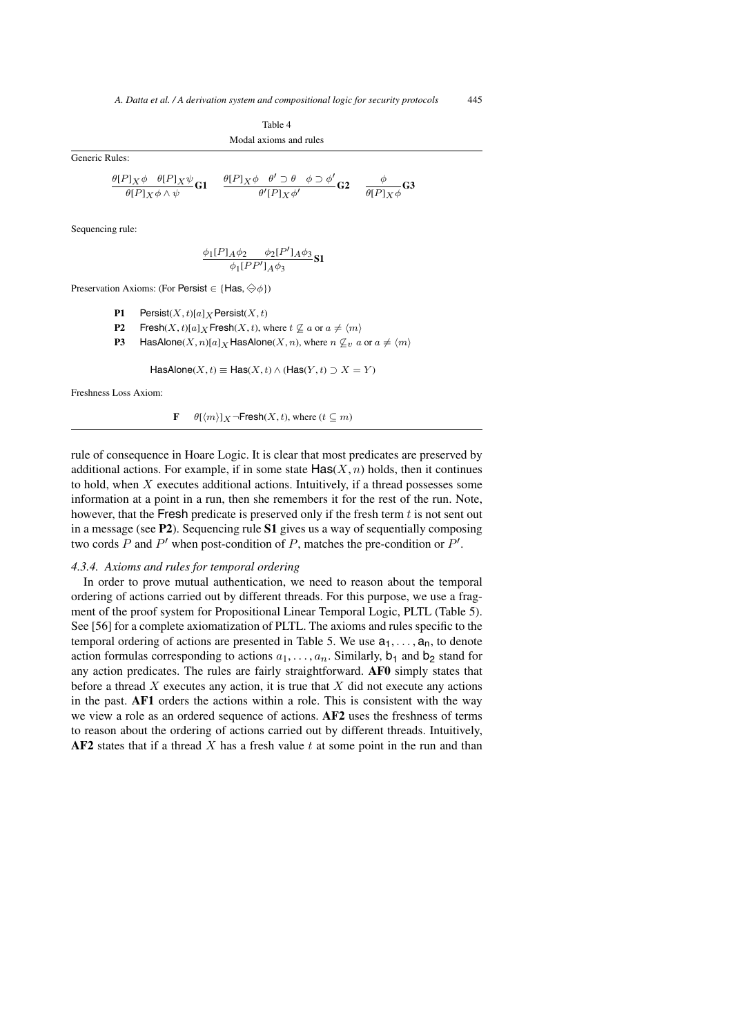Table 4

Modal axioms and rules

Generic Rules:

$$\frac{\theta[P]_X\phi \quad \theta[P]_X\psi}{\theta[P]_X\phi \wedge \psi}\mathbf{G1} \qquad \frac{\theta[P]_X\phi \quad \theta' \supset \theta \quad \phi \supset \phi'}{\theta'[P]_X\phi'}\mathbf{G2} \qquad \frac{\phi}{\theta[P]_X\phi}\mathbf{G3}$$

Sequencing rule:

$$\frac{\phi_1[P]_A\phi_2 \quad \phi_2[P']_A\phi_3}{\phi_1[PP']_A\phi_3}\mathbf{S1}$$

Preservation Axioms: (For $\mathsf{Persist} \in \{\mathsf{Has}, \diamondminus\phi\}$)

**P1** $\quad \mathsf{Persist}(X,t)[a]_X\,\mathsf{Persist}(X,t)$

**P2** $\quad \mathsf{Fresh}(X,t)[a]_X\,\mathsf{Fresh}(X,t)$, where $t \not\subseteq a$ or $a \neq \langle m \rangle$

**P3** $\quad \mathsf{HasAlone}(X,n)[a]_X\,\mathsf{HasAlone}(X,n)$, where $n \not\subseteq_v a$ or $a \neq \langle m \rangle$

$$\mathsf{HasAlone}(X,t) \equiv \mathsf{Has}(X,t) \wedge (\mathsf{Has}(Y,t) \supset X = Y)$$

Freshness Loss Axiom:

**F** $\quad \theta[\langle m \rangle]_X \neg\mathsf{Fresh}(X,t)$, where $(t \subseteq m)$

rule of consequence in Hoare Logic. It is clear that most predicates are preserved by additional actions. For example, if in some state $\mathsf{Has}(X,n)$ holds, then it continues to hold, when $X$ executes additional actions. Intuitively, if a thread possesses some information at a point in a run, then she remembers it for the rest of the run. Note, however, that the Fresh predicate is preserved only if the fresh term $t$ is not sent out in a message (see **P2**). Sequencing rule **S1** gives us a way of sequentially composing two cords $P$ and $P'$ when post-condition of $P$, matches the pre-condition or $P'$.

#### *4.3.4. Axioms and rules for temporal ordering*

In order to prove mutual authentication, we need to reason about the temporal ordering of actions carried out by different threads. For this purpose, we use a fragment of the proof system for Propositional Linear Temporal Logic, PLTL (Table 5). See [56] for a complete axiomatization of PLTL. The axioms and rules specific to the temporal ordering of actions are presented in Table 5. We use $\mathsf{a}_1, \ldots, \mathsf{a}_n$, to denote action formulas corresponding to actions $a_1, \ldots, a_n$. Similarly, $\mathsf{b}_1$ and $\mathsf{b}_2$ stand for any action predicates. The rules are fairly straightforward. **AF0** simply states that before a thread $X$ executes any action, it is true that $X$ did not execute any actions in the past. **AF1** orders the actions within a role. This is consistent with the way we view a role as an ordered sequence of actions. **AF2** uses the freshness of terms to reason about the ordering of actions carried out by different threads. Intuitively, **AF2** states that if a thread $X$ has a fresh value $t$ at some point in the run and than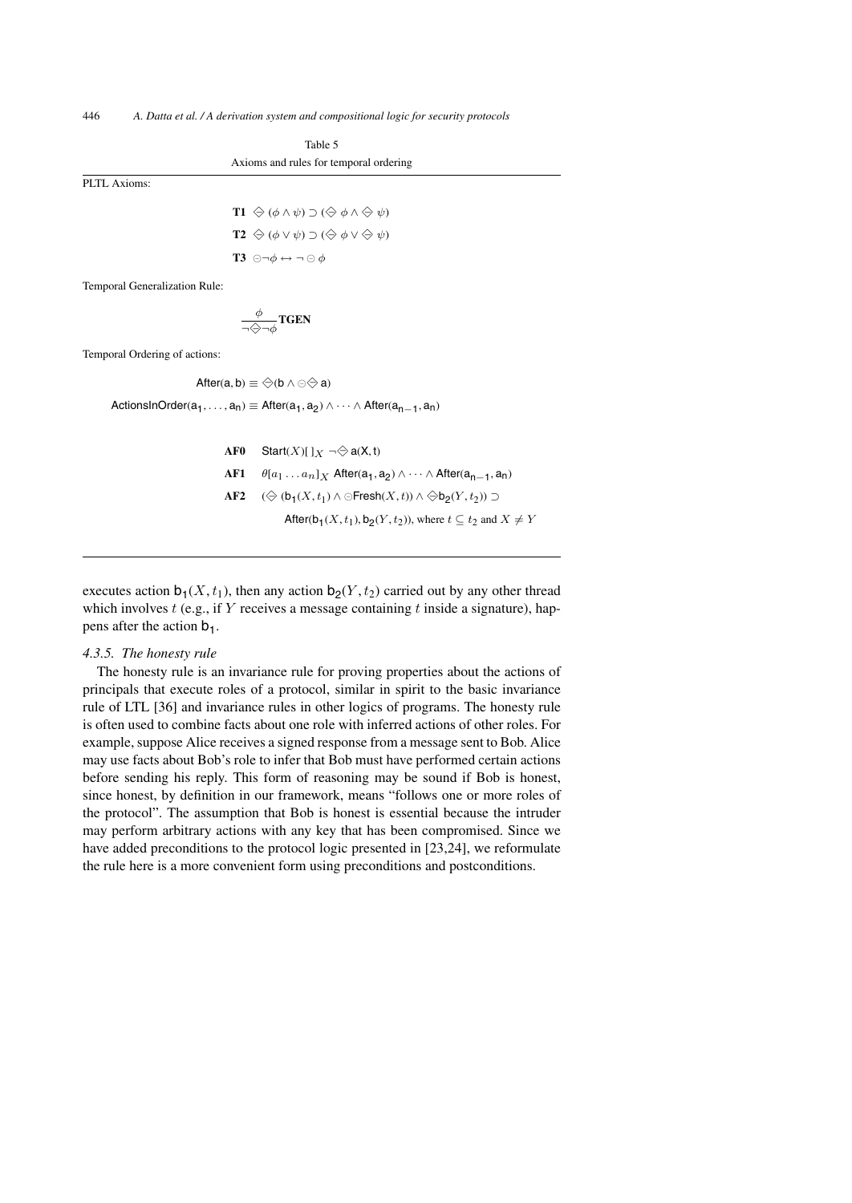Table 5

Axioms and rules for temporal ordering

PLTL Axioms:

$$\textbf{T1} \quad \diamondminus (\phi \wedge \psi) \supset (\diamondminus \phi \wedge \diamondminus \psi)$$

$$\textbf{T2} \quad \diamondminus (\phi \vee \psi) \supset (\diamondminus \phi \vee \diamondminus \psi)$$

$$\textbf{T3} \quad \ominus\neg\phi \leftrightarrow \neg \ominus \phi$$

Temporal Generalization Rule:

$$\frac{\phi}{\neg\diamondminus\neg\phi}\textbf{TGEN}$$

Temporal Ordering of actions:

$$\mathsf{After}(\mathsf{a},\mathsf{b}) \equiv \diamondminus(\mathsf{b} \wedge \ominus\diamondminus\, \mathsf{a})$$

$$\mathsf{ActionsInOrder}(\mathsf{a}_1,\ldots,\mathsf{a}_n) \equiv \mathsf{After}(\mathsf{a}_1,\mathsf{a}_2) \wedge \cdots \wedge \mathsf{After}(\mathsf{a}_{n-1},\mathsf{a}_n)$$

$$\textbf{AF0} \quad \mathsf{Start}(X)[\,]_X \; \neg\diamondminus\, \mathsf{a}(X,t)$$

$$\textbf{AF1} \quad \theta[a_1 \ldots a_n]_X \; \mathsf{After}(\mathsf{a}_1,\mathsf{a}_2) \wedge \cdots \wedge \mathsf{After}(\mathsf{a}_{n-1},\mathsf{a}_n)$$

$$\textbf{AF2} \quad (\diamondminus\, (\mathsf{b}_1(X,t_1) \wedge \ominus\mathsf{Fresh}(X,t)) \wedge \diamondminus\mathsf{b}_2(Y,t_2)) \supset \mathsf{After}(\mathsf{b}_1(X,t_1),\mathsf{b}_2(Y,t_2)), \text{ where } t \subseteq t_2 \text{ and } X \neq Y$$

executes action $\mathsf{b}_1(X,t_1)$, then any action $\mathsf{b}_2(Y,t_2)$ carried out by any other thread which involves $t$ (e.g., if $Y$ receives a message containing $t$ inside a signature), happens after the action $\mathsf{b}_1$.

#### *4.3.5. The honesty rule*

The honesty rule is an invariance rule for proving properties about the actions of principals that execute roles of a protocol, similar in spirit to the basic invariance rule of LTL [36] and invariance rules in other logics of programs. The honesty rule is often used to combine facts about one role with inferred actions of other roles. For example, suppose Alice receives a signed response from a message sent to Bob. Alice may use facts about Bob's role to infer that Bob must have performed certain actions before sending his reply. This form of reasoning may be sound if Bob is honest, since honest, by definition in our framework, means "follows one or more roles of the protocol". The assumption that Bob is honest is essential because the intruder may perform arbitrary actions with any key that has been compromised. Since we have added preconditions to the protocol logic presented in [23,24], we reformulate the rule here is a more convenient form using preconditions and postconditions.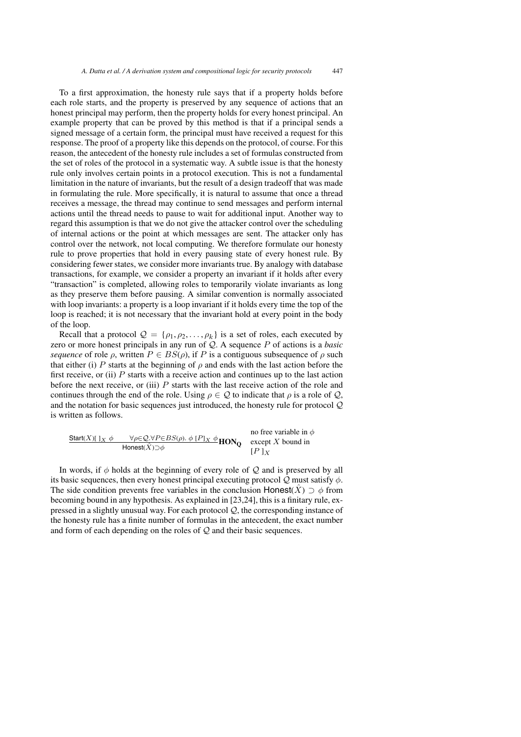To a first approximation, the honesty rule says that if a property holds before each role starts, and the property is preserved by any sequence of actions that an honest principal may perform, then the property holds for every honest principal. An example property that can be proved by this method is that if a principal sends a signed message of a certain form, the principal must have received a request for this response. The proof of a property like this depends on the protocol, of course. For this reason, the antecedent of the honesty rule includes a set of formulas constructed from the set of roles of the protocol in a systematic way. A subtle issue is that the honesty rule only involves certain points in a protocol execution. This is not a fundamental limitation in the nature of invariants, but the result of a design tradeoff that was made in formulating the rule. More specifically, it is natural to assume that once a thread receives a message, the thread may continue to send messages and perform internal actions until the thread needs to pause to wait for additional input. Another way to regard this assumption is that we do not give the attacker control over the scheduling of internal actions or the point at which messages are sent. The attacker only has control over the network, not local computing. We therefore formulate our honesty rule to prove properties that hold in every pausing state of every honest rule. By considering fewer states, we consider more invariants true. By analogy with database transactions, for example, we consider a property an invariant if it holds after every "transaction" is completed, allowing roles to temporarily violate invariants as long as they preserve them before pausing. A similar convention is normally associated with loop invariants: a property is a loop invariant if it holds every time the top of the loop is reached; it is not necessary that the invariant hold at every point in the body of the loop.

Recall that a protocol $\mathcal{Q} = \{\rho_1, \rho_2, \ldots, \rho_k\}$ is a set of roles, each executed by zero or more honest principals in any run of $\mathcal{Q}$. A sequence $P$ of actions is a *basic sequence* of role $\rho$, written $P \in BS(\rho)$, if $P$ is a contiguous subsequence of $\rho$ such that either (i) $P$ starts at the beginning of $\rho$ and ends with the last action before the first receive, or (ii) $P$ starts with a receive action and continues up to the last action before the next receive, or (iii) $P$ starts with the last receive action of the role and continues through the end of the role. Using $\rho \in \mathcal{Q}$ to indicate that $\rho$ is a role of $\mathcal{Q}$, and the notation for basic sequences just introduced, the honesty rule for protocol $\mathcal{Q}$ is written as follows.

$$\frac{\mathsf{Start}(X)[\,]_X\ \phi \qquad \forall\rho\in\mathcal{Q}.\forall P\in BS(\rho).\ \phi\ [P]_X\ \phi}{\mathsf{Honest}(\hat{X})\supset\phi}\ \mathbf{HON_Q} \quad \begin{array}{l}\text{no free variable in } \phi\\ \text{except } X \text{ bound in}\\ [P\,]_X\end{array}$$

In words, if $\phi$ holds at the beginning of every role of $\mathcal{Q}$ and is preserved by all its basic sequences, then every honest principal executing protocol $\mathcal{Q}$ must satisfy $\phi$. The side condition prevents free variables in the conclusion $\mathsf{Honest}(\hat{X}) \supset \phi$ from becoming bound in any hypothesis. As explained in [23,24], this is a finitary rule, expressed in a slightly unusual way. For each protocol $\mathcal{Q}$, the corresponding instance of the honesty rule has a finite number of formulas in the antecedent, the exact number and form of each depending on the roles of $\mathcal{Q}$ and their basic sequences.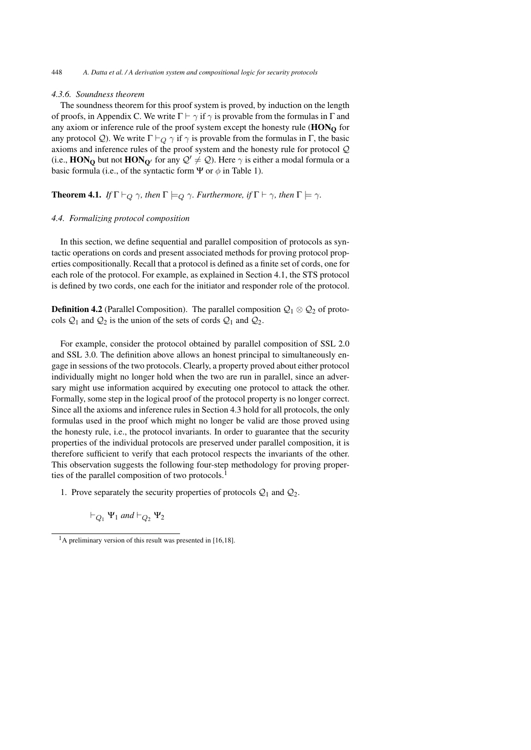#### 4.3.6. Soundness theorem

The soundness theorem for this proof system is proved, by induction on the length of proofs, in Appendix C. We write $\Gamma \vdash \gamma$ if $\gamma$ is provable from the formulas in $\Gamma$ and any axiom or inference rule of the proof system except the honesty rule ($\mathbf{HON_Q}$ for any protocol $\mathcal{Q}$). We write $\Gamma \vdash_Q \gamma$ if $\gamma$ is provable from the formulas in $\Gamma$, the basic axioms and inference rules of the proof system and the honesty rule for protocol $\mathcal{Q}$ (i.e., $\mathbf{HON_Q}$ but not $\mathbf{HON_{Q'}}$ for any $\mathcal{Q}' \neq \mathcal{Q}$). Here $\gamma$ is either a modal formula or a basic formula (i.e., of the syntactic form $\Psi$ or $\phi$ in Table 1).

**Theorem 4.1.** *If* $\Gamma \vdash_Q \gamma$*, then* $\Gamma \models_Q \gamma$*. Furthermore, if* $\Gamma \vdash \gamma$*, then* $\Gamma \models \gamma$*.*

### 4.4. Formalizing protocol composition

In this section, we define sequential and parallel composition of protocols as syntactic operations on cords and present associated methods for proving protocol properties compositionally. Recall that a protocol is defined as a finite set of cords, one for each role of the protocol. For example, as explained in Section 4.1, the STS protocol is defined by two cords, one each for the initiator and responder role of the protocol.

**Definition 4.2** (Parallel Composition). The parallel composition $\mathcal{Q}_1 \otimes \mathcal{Q}_2$ of protocols $\mathcal{Q}_1$ and $\mathcal{Q}_2$ is the union of the sets of cords $\mathcal{Q}_1$ and $\mathcal{Q}_2$.

For example, consider the protocol obtained by parallel composition of SSL 2.0 and SSL 3.0. The definition above allows an honest principal to simultaneously engage in sessions of the two protocols. Clearly, a property proved about either protocol individually might no longer hold when the two are run in parallel, since an adversary might use information acquired by executing one protocol to attack the other. Formally, some step in the logical proof of the protocol property is no longer correct. Since all the axioms and inference rules in Section 4.3 hold for all protocols, the only formulas used in the proof which might no longer be valid are those proved using the honesty rule, i.e., the protocol invariants. In order to guarantee that the security properties of the individual protocols are preserved under parallel composition, it is therefore sufficient to verify that each protocol respects the invariants of the other. This observation suggests the following four-step methodology for proving properties of the parallel composition of two protocols.[1]

1. Prove separately the security properties of protocols $\mathcal{Q}_1$ and $\mathcal{Q}_2$.

   $\vdash_{Q_1} \Psi_1$ *and* $\vdash_{Q_2} \Psi_2$

[1] A preliminary version of this result was presented in [16,18].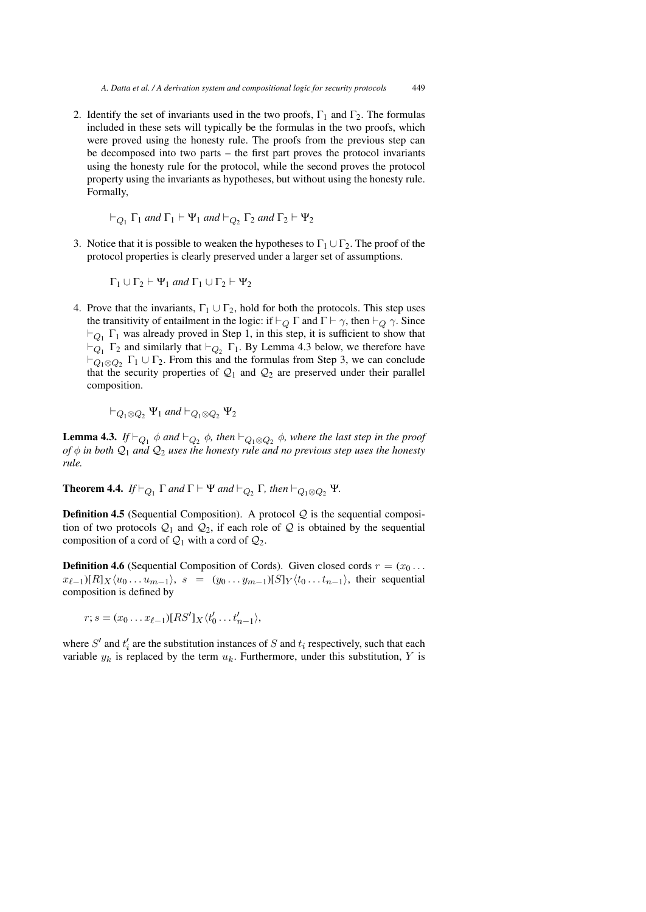2. Identify the set of invariants used in the two proofs, $\Gamma_1$ and $\Gamma_2$. The formulas included in these sets will typically be the formulas in the two proofs, which were proved using the honesty rule. The proofs from the previous step can be decomposed into two parts – the first part proves the protocol invariants using the honesty rule for the protocol, while the second proves the protocol property using the invariants as hypotheses, but without using the honesty rule. Formally,

   $\vdash_{Q_1} \Gamma_1$ *and* $\Gamma_1 \vdash \Psi_1$ *and* $\vdash_{Q_2} \Gamma_2$ *and* $\Gamma_2 \vdash \Psi_2$

3. Notice that it is possible to weaken the hypotheses to $\Gamma_1 \cup \Gamma_2$. The proof of the protocol properties is clearly preserved under a larger set of assumptions.

   $\Gamma_1 \cup \Gamma_2 \vdash \Psi_1$ *and* $\Gamma_1 \cup \Gamma_2 \vdash \Psi_2$

4. Prove that the invariants, $\Gamma_1 \cup \Gamma_2$, hold for both the protocols. This step uses the transitivity of entailment in the logic: if $\vdash_Q \Gamma$ and $\Gamma \vdash \gamma$, then $\vdash_Q \gamma$. Since $\vdash_{Q_1} \Gamma_1$ was already proved in Step 1, in this step, it is sufficient to show that $\vdash_{Q_1} \Gamma_2$ and similarly that $\vdash_{Q_2} \Gamma_1$. By Lemma 4.3 below, we therefore have $\vdash_{Q_1 \otimes Q_2} \Gamma_1 \cup \Gamma_2$. From this and the formulas from Step 3, we can conclude that the security properties of $\mathcal{Q}_1$ and $\mathcal{Q}_2$ are preserved under their parallel composition.

   $\vdash_{Q_1 \otimes Q_2} \Psi_1$ *and* $\vdash_{Q_1 \otimes Q_2} \Psi_2$

**Lemma 4.3.** *If* $\vdash_{Q_1} \phi$ *and* $\vdash_{Q_2} \phi$*, then* $\vdash_{Q_1 \otimes Q_2} \phi$*, where the last step in the proof of* $\phi$ *in both* $\mathcal{Q}_1$ *and* $\mathcal{Q}_2$ *uses the honesty rule and no previous step uses the honesty rule.*

**Theorem 4.4.** *If* $\vdash_{Q_1} \Gamma$ *and* $\Gamma \vdash \Psi$ *and* $\vdash_{Q_2} \Gamma$*, then* $\vdash_{Q_1 \otimes Q_2} \Psi$.

**Definition 4.5** (Sequential Composition). A protocol $\mathcal{Q}$ is the sequential composition of two protocols $\mathcal{Q}_1$ and $\mathcal{Q}_2$, if each role of $\mathcal{Q}$ is obtained by the sequential composition of a cord of $\mathcal{Q}_1$ with a cord of $\mathcal{Q}_2$.

**Definition 4.6** (Sequential Composition of Cords). Given closed cords $r = (x_0 \ldots x_{\ell-1})[R]_X\langle u_0 \ldots u_{m-1}\rangle$, $s = (y_0 \ldots y_{m-1})[S]_Y\langle t_0 \ldots t_{n-1}\rangle$, their sequential composition is defined by

$$r; s = (x_0 \ldots x_{\ell-1})[RS']_X\langle t'_0 \ldots t'_{n-1}\rangle,$$

where $S'$ and $t'_i$ are the substitution instances of $S$ and $t_i$ respectively, such that each variable $y_k$ is replaced by the term $u_k$. Furthermore, under this substitution, $Y$ is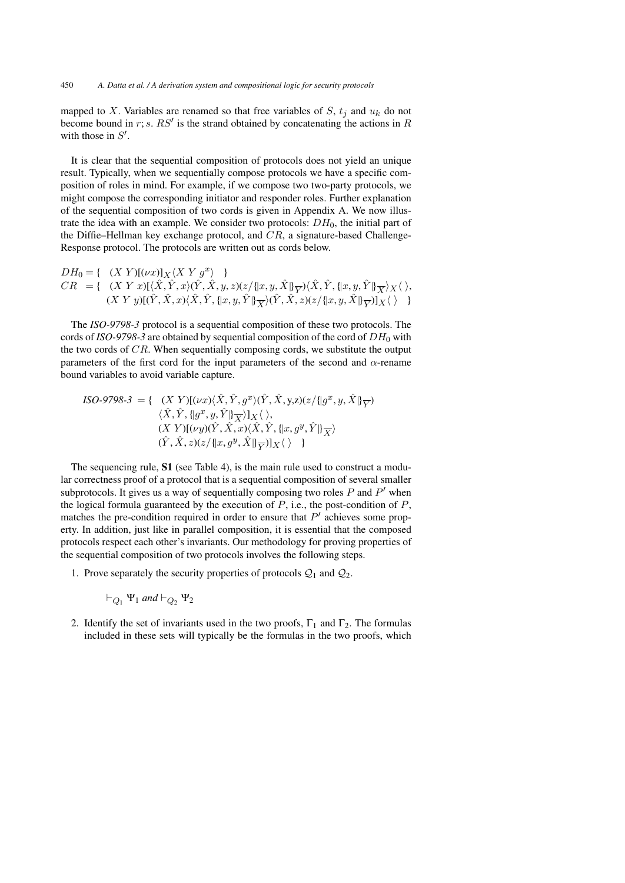mapped to $X$. Variables are renamed so that free variables of $S$, $t_j$ and $u_k$ do not become bound in $r; s$. $RS'$ is the strand obtained by concatenating the actions in $R$ with those in $S'$.

It is clear that the sequential composition of protocols does not yield an unique result. Typically, when we sequentially compose protocols we have a specific composition of roles in mind. For example, if we compose two two-party protocols, we might compose the corresponding initiator and responder roles. Further explanation of the sequential composition of two cords is given in Appendix A. We now illustrate the idea with an example. We consider two protocols: $DH_0$, the initial part of the Diffie–Hellman key exchange protocol, and $CR$, a signature-based Challenge-Response protocol. The protocols are written out as cords below.

$$
\begin{aligned}
DH_0 = \{ \quad & (X\ Y)[(\nu x)]_X \langle X\ Y\ g^x \rangle \quad \} \\
CR \ = \{ \quad & (X\ Y\ x)[\langle \hat{X}, \hat{Y}, x\rangle (\hat{Y}, \hat{X}, y, z)(z/\{\!|x, y, \hat{X}|\!\}_{\overline{Y}}) \langle \hat{X}, \hat{Y}, \{\!|x, y, \hat{Y}|\!\}_{\overline{X}} \rangle_X \langle\ \rangle, \\
& (X\ Y\ y)[(\hat{Y}, \hat{X}, x)\langle \hat{X}, \hat{Y}, \{\!|x, y, \hat{Y}|\!\}_{\overline{X}} \rangle (\hat{Y}, \hat{X}, z)(z/\{\!|x, y, \hat{X}|\!\}_{\overline{Y}})]_X \langle\ \rangle \quad \}
\end{aligned}
$$

The *ISO-9798-3* protocol is a sequential composition of these two protocols. The cords of *ISO-9798-3* are obtained by sequential composition of the cord of $DH_0$ with the two cords of $CR$. When sequentially composing cords, we substitute the output parameters of the first cord for the input parameters of the second and $\alpha$-rename bound variables to avoid variable capture.

$$
\begin{aligned}
\textit{ISO-9798-3} \ = \{ \quad & (X\ Y)[(\nu x)\langle \hat{X}, \hat{Y}, g^x \rangle (\hat{Y}, \hat{X}, \mathrm{y}, \mathrm{z})(z/\{\!|g^x, y, \hat{X}|\!\}_{\overline{Y}}) \\
& \langle \hat{X}, \hat{Y}, \{\!|g^x, y, \hat{Y}|\!\}_{\overline{X}} \rangle]_X \langle\ \rangle, \\
& (X\ Y)[(\nu y)(\hat{Y}, \hat{X}, x)\langle \hat{X}, \hat{Y}, \{\!|x, g^y, \hat{Y}|\!\}_{\overline{X}} \rangle \\
& (\hat{Y}, \hat{X}, z)(z/\{\!|x, g^y, \hat{X}|\!\}_{\overline{Y}})]_X \langle\ \rangle \quad \}
\end{aligned}
$$

The sequencing rule, **S1** (see Table 4), is the main rule used to construct a modular correctness proof of a protocol that is a sequential composition of several smaller subprotocols. It gives us a way of sequentially composing two roles $P$ and $P'$ when the logical formula guaranteed by the execution of $P$, i.e., the post-condition of $P$, matches the pre-condition required in order to ensure that $P'$ achieves some property. In addition, just like in parallel composition, it is essential that the composed protocols respect each other's invariants. Our methodology for proving properties of the sequential composition of two protocols involves the following steps.

1. Prove separately the security properties of protocols $\mathcal{Q}_1$ and $\mathcal{Q}_2$.

   $\vdash_{Q_1} \Psi_1$ *and* $\vdash_{Q_2} \Psi_2$

2. Identify the set of invariants used in the two proofs, $\Gamma_1$ and $\Gamma_2$. The formulas included in these sets will typically be the formulas in the two proofs, which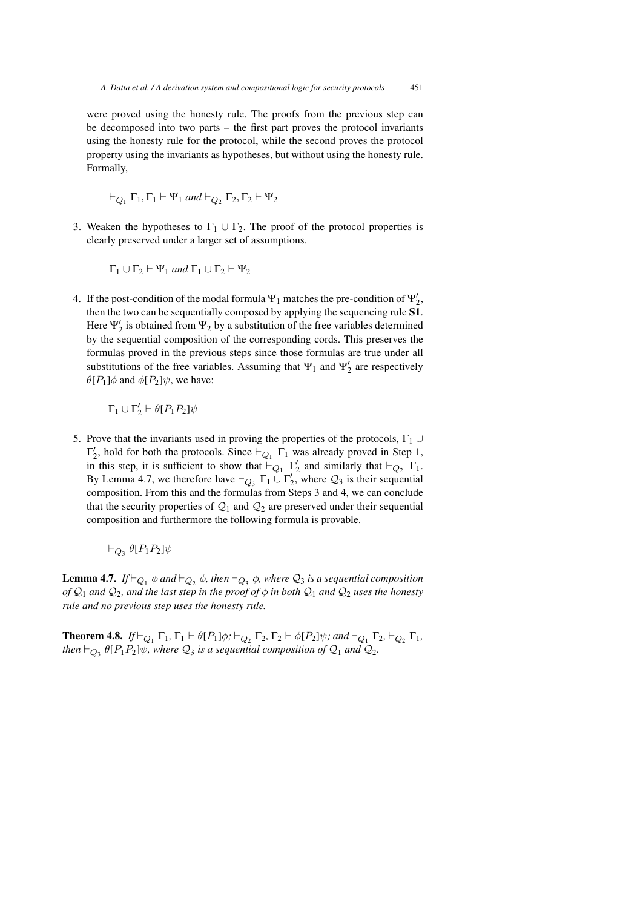were proved using the honesty rule. The proofs from the previous step can be decomposed into two parts – the first part proves the protocol invariants using the honesty rule for the protocol, while the second proves the protocol property using the invariants as hypotheses, but without using the honesty rule. Formally,

$$\vdash_{Q_1} \Gamma_1, \Gamma_1 \vdash \Psi_1 \textit{ and } \vdash_{Q_2} \Gamma_2, \Gamma_2 \vdash \Psi_2$$

3. Weaken the hypotheses to $\Gamma_1 \cup \Gamma_2$. The proof of the protocol properties is clearly preserved under a larger set of assumptions.

   $$\Gamma_1 \cup \Gamma_2 \vdash \Psi_1 \textit{ and } \Gamma_1 \cup \Gamma_2 \vdash \Psi_2$$

4. If the post-condition of the modal formula $\Psi_1$ matches the pre-condition of $\Psi_2'$, then the two can be sequentially composed by applying the sequencing rule **S1**. Here $\Psi_2'$ is obtained from $\Psi_2$ by a substitution of the free variables determined by the sequential composition of the corresponding cords. This preserves the formulas proved in the previous steps since those formulas are true under all substitutions of the free variables. Assuming that $\Psi_1$ and $\Psi_2'$ are respectively $\theta[P_1]\phi$ and $\phi[P_2]\psi$, we have:

   $$\Gamma_1 \cup \Gamma_2' \vdash \theta[P_1P_2]\psi$$

5. Prove that the invariants used in proving the properties of the protocols, $\Gamma_1 \cup \Gamma_2'$, hold for both the protocols. Since $\vdash_{Q_1} \Gamma_1$ was already proved in Step 1, in this step, it is sufficient to show that $\vdash_{Q_1} \Gamma_2'$ and similarly that $\vdash_{Q_2} \Gamma_1$. By Lemma 4.7, we therefore have $\vdash_{Q_3} \Gamma_1 \cup \Gamma_2'$, where $\mathcal{Q}_3$ is their sequential composition. From this and the formulas from Steps 3 and 4, we can conclude that the security properties of $\mathcal{Q}_1$ and $\mathcal{Q}_2$ are preserved under their sequential composition and furthermore the following formula is provable.

   $$\vdash_{Q_3} \theta[P_1P_2]\psi$$

**Lemma 4.7.** *If* $\vdash_{Q_1} \phi$ *and* $\vdash_{Q_2} \phi$*, then* $\vdash_{Q_3} \phi$*, where* $\mathcal{Q}_3$ *is a sequential composition of* $\mathcal{Q}_1$ *and* $\mathcal{Q}_2$*, and the last step in the proof of* $\phi$ *in both* $\mathcal{Q}_1$ *and* $\mathcal{Q}_2$ *uses the honesty rule and no previous step uses the honesty rule.*

**Theorem 4.8.** *If* $\vdash_{Q_1} \Gamma_1, \Gamma_1 \vdash \theta[P_1]\phi$*;* $\vdash_{Q_2} \Gamma_2, \Gamma_2 \vdash \phi[P_2]\psi$*; and* $\vdash_{Q_1} \Gamma_2, \vdash_{Q_2} \Gamma_1$*, then* $\vdash_{Q_3} \theta[P_1P_2]\psi$*, where* $\mathcal{Q}_3$ *is a sequential composition of* $\mathcal{Q}_1$ *and* $\mathcal{Q}_2$*.*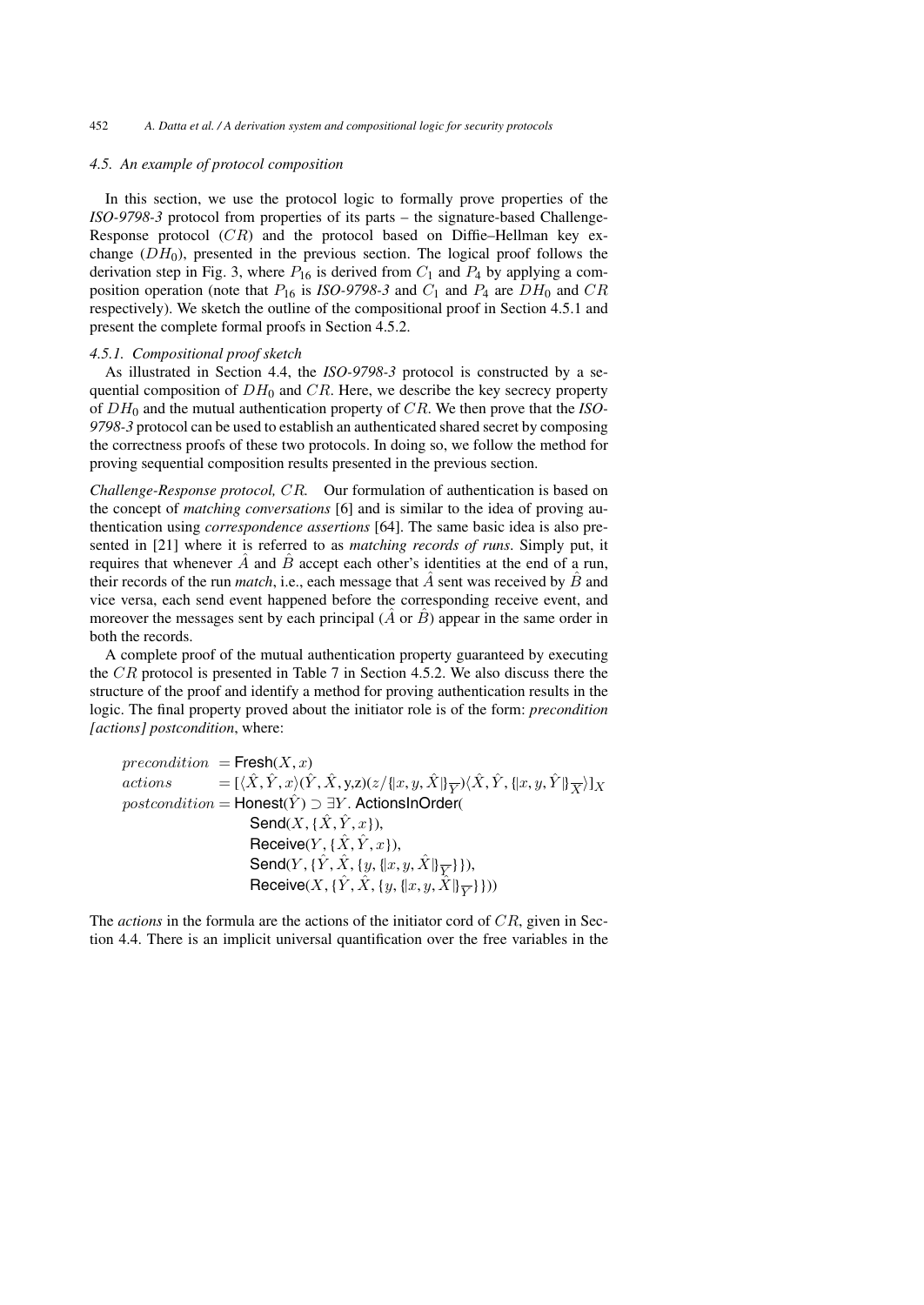### 4.5. An example of protocol composition

In this section, we use the protocol logic to formally prove properties of the *ISO-9798-3* protocol from properties of its parts – the signature-based Challenge-Response protocol ($CR$) and the protocol based on Diffie–Hellman key exchange ($DH_0$), presented in the previous section. The logical proof follows the derivation step in Fig. 3, where $P_{16}$ is derived from $C_1$ and $P_4$ by applying a composition operation (note that $P_{16}$ is *ISO-9798-3* and $C_1$ and $P_4$ are $DH_0$ and $CR$ respectively). We sketch the outline of the compositional proof in Section 4.5.1 and present the complete formal proofs in Section 4.5.2.

#### 4.5.1. Compositional proof sketch

As illustrated in Section 4.4, the *ISO-9798-3* protocol is constructed by a sequential composition of $DH_0$ and $CR$. Here, we describe the key secrecy property of $DH_0$ and the mutual authentication property of $CR$. We then prove that the *ISO-9798-3* protocol can be used to establish an authenticated shared secret by composing the correctness proofs of these two protocols. In doing so, we follow the method for proving sequential composition results presented in the previous section.

*Challenge-Response protocol, $CR$.* Our formulation of authentication is based on the concept of *matching conversations* [6] and is similar to the idea of proving authentication using *correspondence assertions* [64]. The same basic idea is also presented in [21] where it is referred to as *matching records of runs*. Simply put, it requires that whenever $\hat{A}$ and $\hat{B}$ accept each other's identities at the end of a run, their records of the run *match*, i.e., each message that $\hat{A}$ sent was received by $\hat{B}$ and vice versa, each send event happened before the corresponding receive event, and moreover the messages sent by each principal ($\hat{A}$ or $\hat{B}$) appear in the same order in both the records.

A complete proof of the mutual authentication property guaranteed by executing the $CR$ protocol is presented in Table 7 in Section 4.5.2. We also discuss there the structure of the proof and identify a method for proving authentication results in the logic. The final property proved about the initiator role is of the form: *precondition [actions] postcondition*, where:

$$
\begin{aligned}
precondition \; &= \mathsf{Fresh}(X, x)\\
actions \; &= [\langle \hat{X}, \hat{Y}, x\rangle(\hat{Y}, \hat{X}, y, z)(z/\{|x, y, \hat{X}|\}_{\overline{Y}})\langle \hat{X}, \hat{Y}, \{|x, y, \hat{Y}|\}_{\overline{X}}\rangle]_X\\
postcondition &= \mathsf{Honest}(\hat{Y}) \supset \exists Y.\, \mathsf{ActionsInOrder}(\\
&\qquad \mathsf{Send}(X, \{\hat{X}, \hat{Y}, x\}),\\
&\qquad \mathsf{Receive}(Y, \{\hat{X}, \hat{Y}, x\}),\\
&\qquad \mathsf{Send}(Y, \{\hat{Y}, \hat{X}, \{y, \{|x, y, \hat{X}|\}_{\overline{Y}}\}\}),\\
&\qquad \mathsf{Receive}(X, \{\hat{Y}, \hat{X}, \{y, \{|x, y, \hat{X}|\}_{\overline{Y}}\}\}))
\end{aligned}
$$

The *actions* in the formula are the actions of the initiator cord of $CR$, given in Section 4.4. There is an implicit universal quantification over the free variables in the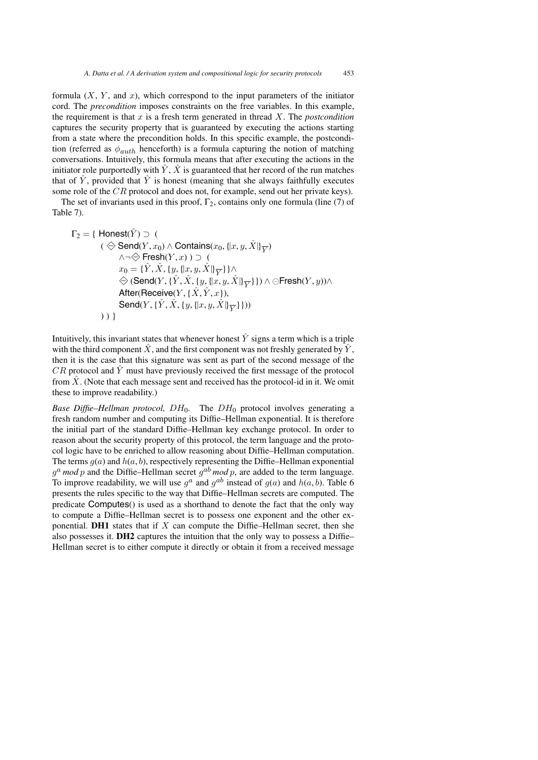formula ($X$, $Y$, and $x$), which correspond to the input parameters of the initiator cord. The *precondition* imposes constraints on the free variables. In this example, the requirement is that $x$ is a fresh term generated in thread $X$. The *postcondition* captures the security property that is guaranteed by executing the actions starting from a state where the precondition holds. In this specific example, the postcondition (referred as $\phi_{auth}$ henceforth) is a formula capturing the notion of matching conversations. Intuitively, this formula means that after executing the actions in the initiator role purportedly with $\hat{Y}$, $\hat{X}$ is guaranteed that her record of the run matches that of $\hat{Y}$, provided that $\hat{Y}$ is honest (meaning that she always faithfully executes some role of the $CR$ protocol and does not, for example, send out her private keys).

The set of invariants used in this proof, $\Gamma_2$, contains only one formula (line (7) of Table 7).

$$
\begin{aligned}
\Gamma_2 = \{\ & \mathsf{Honest}(\hat{Y}) \supset \ ( \\
& \quad ( \diamondminus \mathsf{Send}(Y, x_0) \wedge \mathsf{Contains}(x_0, \{|x, y, \hat{X}|\}_{\overline{Y}}) \\
& \quad\quad \wedge \neg \diamondminus \mathsf{Fresh}(Y, x)\ ) \supset \ ( \\
& \quad\quad x_0 = \{\hat{Y}, \hat{X}, \{y, \{|x, y, \hat{X}|\}_{\overline{Y}}\}\} \wedge \\
& \quad\quad \diamondminus (\mathsf{Send}(Y, \{\hat{Y}, \hat{X}, \{y, \{|x, y, \hat{X}|\}_{\overline{Y}}\}\}) \wedge \ominus \mathsf{Fresh}(Y, y)) \wedge \\
& \quad\quad \mathsf{After}(\mathsf{Receive}(Y, \{\hat{X}, \hat{Y}, x\}), \\
& \quad\quad \mathsf{Send}(Y, \{\hat{Y}, \hat{X}, \{y, \{|x, y, \hat{X}|\}_{\overline{Y}}\}\})) \\
& \quad )\ )\ \}
\end{aligned}
$$

Intuitively, this invariant states that whenever honest $\hat{Y}$ signs a term which is a triple with the third component $\hat{X}$, and the first component was not freshly generated by $\hat{Y}$, then it is the case that this signature was sent as part of the second message of the $CR$ protocol and $\hat{Y}$ must have previously received the first message of the protocol from $\hat{X}$. (Note that each message sent and received has the protocol-id in it. We omit these to improve readability.)

*Base Diffie–Hellman protocol,* $DH_0$. The $DH_0$ protocol involves generating a fresh random number and computing its Diffie–Hellman exponential. It is therefore the initial part of the standard Diffie–Hellman key exchange protocol. In order to reason about the security property of this protocol, the term language and the protocol logic have to be enriched to allow reasoning about Diffie–Hellman computation. The terms $g(a)$ and $h(a, b)$, respectively representing the Diffie–Hellman exponential $g^a \ mod \ p$ and the Diffie–Hellman secret $g^{ab} \ mod \ p$, are added to the term language. To improve readability, we will use $g^a$ and $g^{ab}$ instead of $g(a)$ and $h(a, b)$. Table 6 presents the rules specific to the way that Diffie–Hellman secrets are computed. The predicate Computes() is used as a shorthand to denote the fact that the only way to compute a Diffie–Hellman secret is to possess one exponent and the other exponential. **DH1** states that if $X$ can compute the Diffie–Hellman secret, then she also possesses it. **DH2** captures the intuition that the only way to possess a Diffie–Hellman secret is to either compute it directly or obtain it from a received message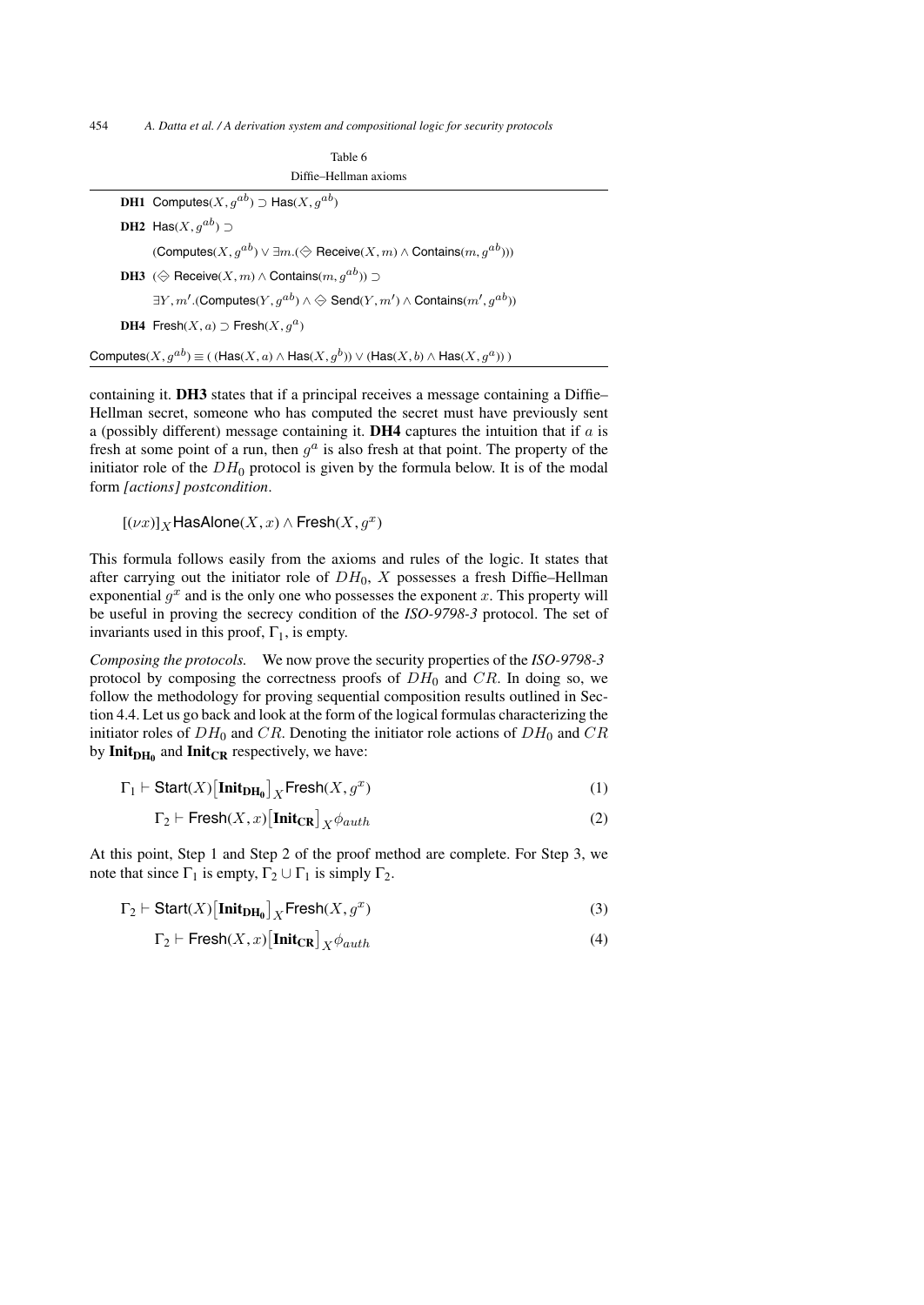Table 6

Diffie–Hellman axioms

**DH1** $\mathsf{Computes}(X, g^{ab}) \supset \mathsf{Has}(X, g^{ab})$

**DH2** $\mathsf{Has}(X, g^{ab}) \supset$

$(\mathsf{Computes}(X, g^{ab}) \vee \exists m.(\diamondminus\, \mathsf{Receive}(X, m) \wedge \mathsf{Contains}(m, g^{ab})))$

**DH3** $(\diamondminus\, \mathsf{Receive}(X, m) \wedge \mathsf{Contains}(m, g^{ab})) \supset$

$\exists Y, m'.(\mathsf{Computes}(Y, g^{ab}) \wedge \diamondminus\, \mathsf{Send}(Y, m') \wedge \mathsf{Contains}(m', g^{ab}))$

**DH4** $\mathsf{Fresh}(X, a) \supset \mathsf{Fresh}(X, g^a)$

$\mathsf{Computes}(X, g^{ab}) \equiv ((\mathsf{Has}(X, a) \wedge \mathsf{Has}(X, g^b)) \vee (\mathsf{Has}(X, b) \wedge \mathsf{Has}(X, g^a)))$

containing it. **DH3** states that if a principal receives a message containing a Diffie–Hellman secret, someone who has computed the secret must have previously sent a (possibly different) message containing it. **DH4** captures the intuition that if $a$ is fresh at some point of a run, then $g^a$ is also fresh at that point. The property of the initiator role of the $DH_0$ protocol is given by the formula below. It is of the modal form *[actions] postcondition*.

$$[(\nu x)]_X \mathsf{HasAlone}(X, x) \wedge \mathsf{Fresh}(X, g^x)$$

This formula follows easily from the axioms and rules of the logic. It states that after carrying out the initiator role of $DH_0$, $X$ possesses a fresh Diffie–Hellman exponential $g^x$ and is the only one who possesses the exponent $x$. This property will be useful in proving the secrecy condition of the *ISO-9798-3* protocol. The set of invariants used in this proof, $\Gamma_1$, is empty.

*Composing the protocols.* We now prove the security properties of the *ISO-9798-3* protocol by composing the correctness proofs of $DH_0$ and $CR$. In doing so, we follow the methodology for proving sequential composition results outlined in Section 4.4. Let us go back and look at the form of the logical formulas characterizing the initiator roles of $DH_0$ and $CR$. Denoting the initiator role actions of $DH_0$ and $CR$ by $\mathbf{Init_{DH_0}}$ and $\mathbf{Init_{CR}}$ respectively, we have:

$$\Gamma_1 \vdash \mathsf{Start}(X)\big[\mathbf{Init_{DH_0}}\big]_X \mathsf{Fresh}(X, g^x) \tag{1}$$

$$\Gamma_2 \vdash \mathsf{Fresh}(X, x)\big[\mathbf{Init_{CR}}\big]_X \phi_{auth} \tag{2}$$

At this point, Step 1 and Step 2 of the proof method are complete. For Step 3, we note that since $\Gamma_1$ is empty, $\Gamma_2 \cup \Gamma_1$ is simply $\Gamma_2$.

$$\Gamma_2 \vdash \mathsf{Start}(X)\big[\mathbf{Init_{DH_0}}\big]_X \mathsf{Fresh}(X, g^x) \tag{3}$$

$$\Gamma_2 \vdash \mathsf{Fresh}(X, x)\big[\mathbf{Init_{CR}}\big]_X \phi_{auth} \tag{4}$$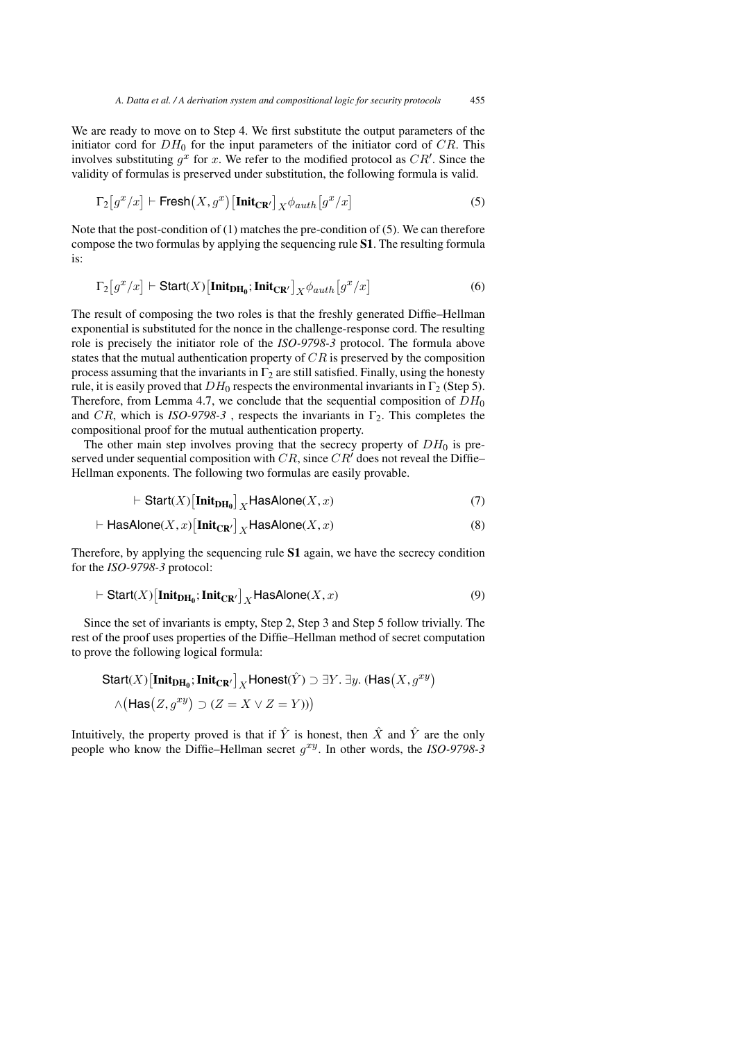We are ready to move on to Step 4. We first substitute the output parameters of the initiator cord for $DH_0$ for the input parameters of the initiator cord of $CR$. This involves substituting $g^x$ for $x$. We refer to the modified protocol as $CR'$. Since the validity of formulas is preserved under substitution, the following formula is valid.

$$\Gamma_2\big[g^x/x\big] \vdash \mathsf{Fresh}\big(X, g^x\big)\big[\mathbf{Init_{CR'}}\big]_X \phi_{auth}\big[g^x/x\big] \tag{5}$$

Note that the post-condition of (1) matches the pre-condition of (5). We can therefore compose the two formulas by applying the sequencing rule **S1**. The resulting formula is:

$$\Gamma_2\big[g^x/x\big] \vdash \mathsf{Start}(X)\big[\mathbf{Init_{DH_0}}; \mathbf{Init_{CR'}}\big]_X \phi_{auth}\big[g^x/x\big] \tag{6}$$

The result of composing the two roles is that the freshly generated Diffie–Hellman exponential is substituted for the nonce in the challenge-response cord. The resulting role is precisely the initiator role of the *ISO-9798-3* protocol. The formula above states that the mutual authentication property of $CR$ is preserved by the composition process assuming that the invariants in $\Gamma_2$ are still satisfied. Finally, using the honesty rule, it is easily proved that $DH_0$ respects the environmental invariants in $\Gamma_2$ (Step 5). Therefore, from Lemma 4.7, we conclude that the sequential composition of $DH_0$ and $CR$, which is *ISO-9798-3* , respects the invariants in $\Gamma_2$. This completes the compositional proof for the mutual authentication property.

The other main step involves proving that the secrecy property of $DH_0$ is preserved under sequential composition with $CR$, since $CR'$ does not reveal the Diffie–Hellman exponents. The following two formulas are easily provable.

$$\vdash \mathsf{Start}(X)\big[\mathbf{Init_{DH_0}}\big]_X \mathsf{HasAlone}(X, x) \tag{7}$$

$$\vdash \mathsf{HasAlone}(X, x)\big[\mathbf{Init_{CR'}}\big]_X \mathsf{HasAlone}(X, x) \tag{8}$$

Therefore, by applying the sequencing rule **S1** again, we have the secrecy condition for the *ISO-9798-3* protocol:

$$\vdash \mathsf{Start}(X)\big[\mathbf{Init_{DH_0}}; \mathbf{Init_{CR'}}\big]_X \mathsf{HasAlone}(X, x) \tag{9}$$

Since the set of invariants is empty, Step 2, Step 3 and Step 5 follow trivially. The rest of the proof uses properties of the Diffie–Hellman method of secret computation to prove the following logical formula:

$$\mathsf{Start}(X)\big[\mathbf{Init_{DH_0}}; \mathbf{Init_{CR'}}\big]_X \mathsf{Honest}(\hat{Y}) \supset \exists Y.\ \exists y.\ \big(\mathsf{Has}\big(X, g^{xy}\big) \\ \wedge\big(\mathsf{Has}\big(Z, g^{xy}\big) \supset (Z = X \vee Z = Y)\big)\big)$$

Intuitively, the property proved is that if $\hat{Y}$ is honest, then $\hat{X}$ and $\hat{Y}$ are the only people who know the Diffie–Hellman secret $g^{xy}$. In other words, the *ISO-9798-3*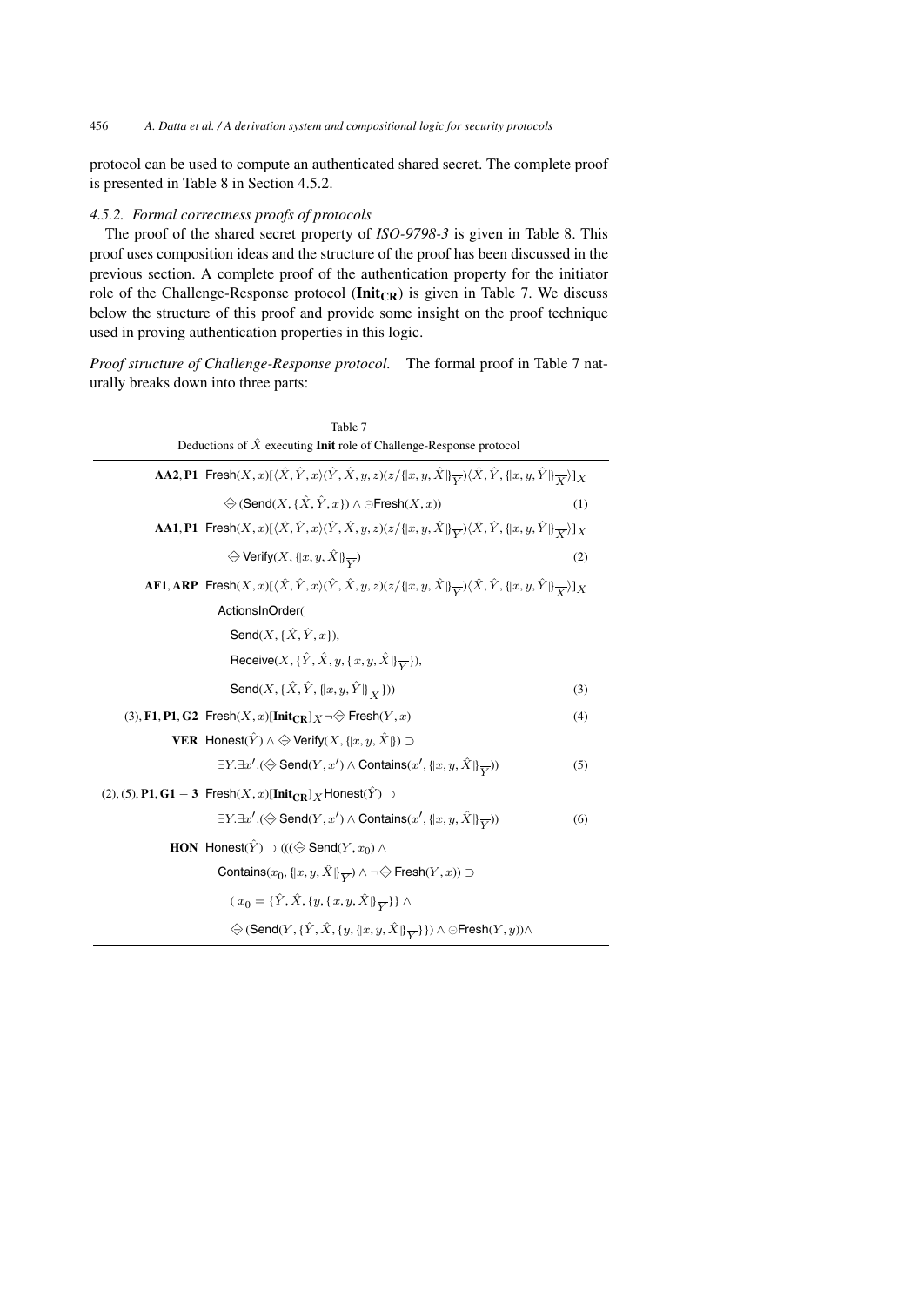protocol can be used to compute an authenticated shared secret. The complete proof is presented in Table 8 in Section 4.5.2.

### 4.5.2. Formal correctness proofs of protocols

The proof of the shared secret property of *ISO-9798-3* is given in Table 8. This proof uses composition ideas and the structure of the proof has been discussed in the previous section. A complete proof of the authentication property for the initiator role of the Challenge-Response protocol ($\mathbf{Init_{CR}}$) is given in Table 7. We discuss below the structure of this proof and provide some insight on the proof technique used in proving authentication properties in this logic.

*Proof structure of Challenge-Response protocol.* The formal proof in Table 7 naturally breaks down into three parts:

Table 7

Deductions of $\hat{X}$ executing **Init** role of Challenge-Response protocol

| | | |
|---|---|---|
| **AA2**, **P1** | $\mathsf{Fresh}(X,x)[\langle \hat{X},\hat{Y},x\rangle(\hat{Y},\hat{X},y,z)(z/\{\!|x,y,\hat{X}|\!\}_{\overline{Y}})\langle \hat{X},\hat{Y},\{\!|x,y,\hat{Y}|\!\}_{\overline{X}}\rangle]_X$ | |
| | $\diamondminus(\mathsf{Send}(X,\{\hat{X},\hat{Y},x\}) \wedge \ominus\mathsf{Fresh}(X,x))$ | (1) |
| **AA1**, **P1** | $\mathsf{Fresh}(X,x)[\langle \hat{X},\hat{Y},x\rangle(\hat{Y},\hat{X},y,z)(z/\{\!|x,y,\hat{X}|\!\}_{\overline{Y}})\langle \hat{X},\hat{Y},\{\!|x,y,\hat{Y}|\!\}_{\overline{X}}\rangle]_X$ | |
| | $\diamondminus\,\mathsf{Verify}(X,\{\!|x,y,\hat{X}|\!\}_{\overline{Y}})$ | (2) |
| **AF1**, **ARP** | $\mathsf{Fresh}(X,x)[\langle \hat{X},\hat{Y},x\rangle(\hat{Y},\hat{X},y,z)(z/\{\!|x,y,\hat{X}|\!\}_{\overline{Y}})\langle \hat{X},\hat{Y},\{\!|x,y,\hat{Y}|\!\}_{\overline{X}}\rangle]_X$ | |
| | $\mathsf{ActionsInOrder}($ | |
| | $\mathsf{Send}(X,\{\hat{X},\hat{Y},x\}),$ | |
| | $\mathsf{Receive}(X,\{\hat{Y},\hat{X},y,\{\!|x,y,\hat{X}|\!\}_{\overline{Y}}\}),$ | |
| | $\mathsf{Send}(X,\{\hat{X},\hat{Y},\{\!|x,y,\hat{Y}|\!\}_{\overline{X}}\}))$ | (3) |
| (3), **F1**, **P1**, **G2** | $\mathsf{Fresh}(X,x)[\mathbf{Init_{CR}}]_X \neg\diamondminus\,\mathsf{Fresh}(Y,x)$ | (4) |
| **VER** | $\mathsf{Honest}(\hat{Y}) \wedge \diamondminus\,\mathsf{Verify}(X,\{\!|x,y,\hat{X}|\!\}) \supset$ | |
| | $\exists Y.\exists x'.(\diamondminus\,\mathsf{Send}(Y,x') \wedge \mathsf{Contains}(x',\{\!|x,y,\hat{X}|\!\}_{\overline{Y}}))$ | (5) |
| (2), (5), **P1**, **G1 − 3** | $\mathsf{Fresh}(X,x)[\mathbf{Init_{CR}}]_X \mathsf{Honest}(\hat{Y}) \supset$ | |
| | $\exists Y.\exists x'.(\diamondminus\,\mathsf{Send}(Y,x') \wedge \mathsf{Contains}(x',\{\!|x,y,\hat{X}|\!\}_{\overline{Y}}))$ | (6) |
| **HON** | $\mathsf{Honest}(\hat{Y}) \supset (((\diamondminus\,\mathsf{Send}(Y,x_0) \wedge$ | |
| | $\mathsf{Contains}(x_0,\{\!|x,y,\hat{X}|\!\}_{\overline{Y}}) \wedge \neg\diamondminus\,\mathsf{Fresh}(Y,x)) \supset$ | |
| | $(x_0 = \{\hat{Y},\hat{X},\{y,\{\!|x,y,\hat{X}|\!\}_{\overline{Y}}\}\} \wedge$ | |
| | $\diamondminus(\mathsf{Send}(Y,\{\hat{Y},\hat{X},\{y,\{\!|x,y,\hat{X}|\!\}_{\overline{Y}}\}\}) \wedge \ominus\mathsf{Fresh}(Y,y))\wedge$ | |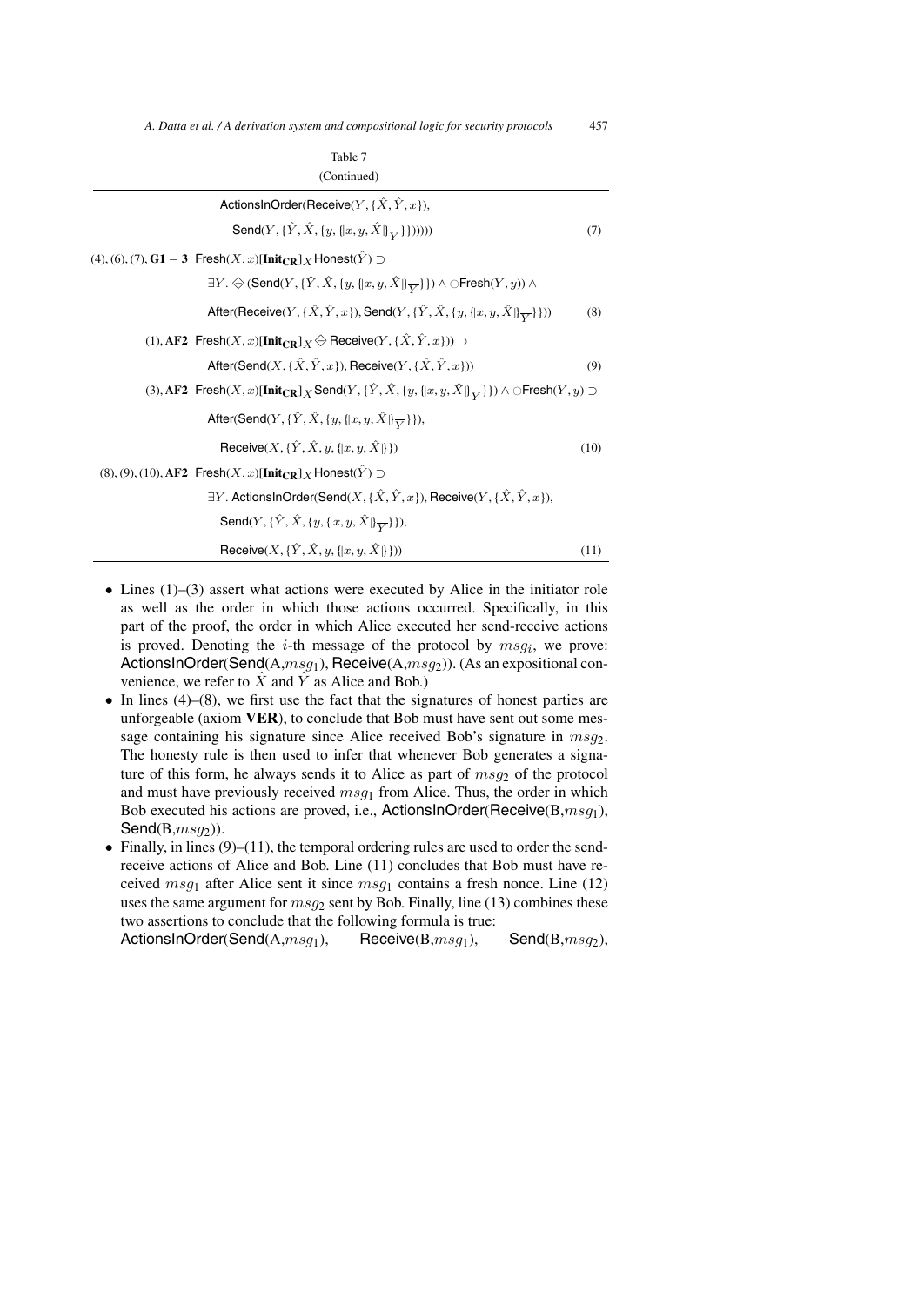Table 7

(Continued)

$$\mathsf{ActionsInOrder}(\mathsf{Receive}(Y, \{\hat{X}, \hat{Y}, x\}),$$
$$\mathsf{Send}(Y, \{\hat{Y}, \hat{X}, \{y, \{\!|x, y, \hat{X}|\!\}_{\overline{Y}}\}\}))) \quad (7)$$

(4), (6), (7), **G1 − 3** $\mathsf{Fresh}(X, x)[\mathbf{Init_{CR}}]_X \mathsf{Honest}(\hat{Y}) \supset$

$$\exists Y. \diamondminus (\mathsf{Send}(Y, \{\hat{Y}, \hat{X}, \{y, \{\!|x, y, \hat{X}|\!\}_{\overline{Y}}\}\}) \wedge \ominus\mathsf{Fresh}(Y, y)) \wedge$$
$$\mathsf{After}(\mathsf{Receive}(Y, \{\hat{X}, \hat{Y}, x\}), \mathsf{Send}(Y, \{\hat{Y}, \hat{X}, \{y, \{\!|x, y, \hat{X}|\!\}_{\overline{Y}}\}\})) \quad (8)$$

(1), **AF2** $\mathsf{Fresh}(X, x)[\mathbf{Init_{CR}}]_X \diamondminus \mathsf{Receive}(Y, \{\hat{X}, \hat{Y}, x\})) \supset$

$$\mathsf{After}(\mathsf{Send}(X, \{\hat{X}, \hat{Y}, x\}), \mathsf{Receive}(Y, \{\hat{X}, \hat{Y}, x\})) \quad (9)$$

(3), **AF2** $\mathsf{Fresh}(X, x)[\mathbf{Init_{CR}}]_X \mathsf{Send}(Y, \{\hat{Y}, \hat{X}, \{y, \{\!|x, y, \hat{X}|\!\}_{\overline{Y}}\}\}) \wedge \ominus\mathsf{Fresh}(Y, y) \supset$

$$\mathsf{After}(\mathsf{Send}(Y, \{\hat{Y}, \hat{X}, \{y, \{\!|x, y, \hat{X}|\!\}_{\overline{Y}}\}\}),$$
$$\mathsf{Receive}(X, \{\hat{Y}, \hat{X}, y, \{\!|x, y, \hat{X}|\!\}\})) \quad (10)$$

(8), (9), (10), **AF2** $\mathsf{Fresh}(X, x)[\mathbf{Init_{CR}}]_X \mathsf{Honest}(\hat{Y}) \supset$

$$\exists Y.\ \mathsf{ActionsInOrder}(\mathsf{Send}(X, \{\hat{X}, \hat{Y}, x\}), \mathsf{Receive}(Y, \{\hat{X}, \hat{Y}, x\}),$$
$$\mathsf{Send}(Y, \{\hat{Y}, \hat{X}, \{y, \{\!|x, y, \hat{X}|\!\}_{\overline{Y}}\}\}),$$
$$\mathsf{Receive}(X, \{\hat{Y}, \hat{X}, y, \{\!|x, y, \hat{X}|\!\}\})) \quad (11)$$

- Lines (1)–(3) assert what actions were executed by Alice in the initiator role as well as the order in which those actions occurred. Specifically, in this part of the proof, the order in which Alice executed her send-receive actions is proved. Denoting the $i$-th message of the protocol by $msg_i$, we prove: ActionsInOrder(Send(A,$msg_1$), Receive(A,$msg_2$)). (As an expositional convenience, we refer to $\hat{X}$ and $\hat{Y}$ as Alice and Bob.)
- In lines (4)–(8), we first use the fact that the signatures of honest parties are unforgeable (axiom **VER**), to conclude that Bob must have sent out some message containing his signature since Alice received Bob's signature in $msg_2$. The honesty rule is then used to infer that whenever Bob generates a signature of this form, he always sends it to Alice as part of $msg_2$ of the protocol and must have previously received $msg_1$ from Alice. Thus, the order in which Bob executed his actions are proved, i.e., ActionsInOrder(Receive(B,$msg_1$), Send(B,$msg_2$)).
- Finally, in lines (9)–(11), the temporal ordering rules are used to order the send-receive actions of Alice and Bob. Line (11) concludes that Bob must have received $msg_1$ after Alice sent it since $msg_1$ contains a fresh nonce. Line (12) uses the same argument for $msg_2$ sent by Bob. Finally, line (13) combines these two assertions to conclude that the following formula is true: ActionsInOrder(Send(A,$msg_1$), Receive(B,$msg_1$), Send(B,$msg_2$),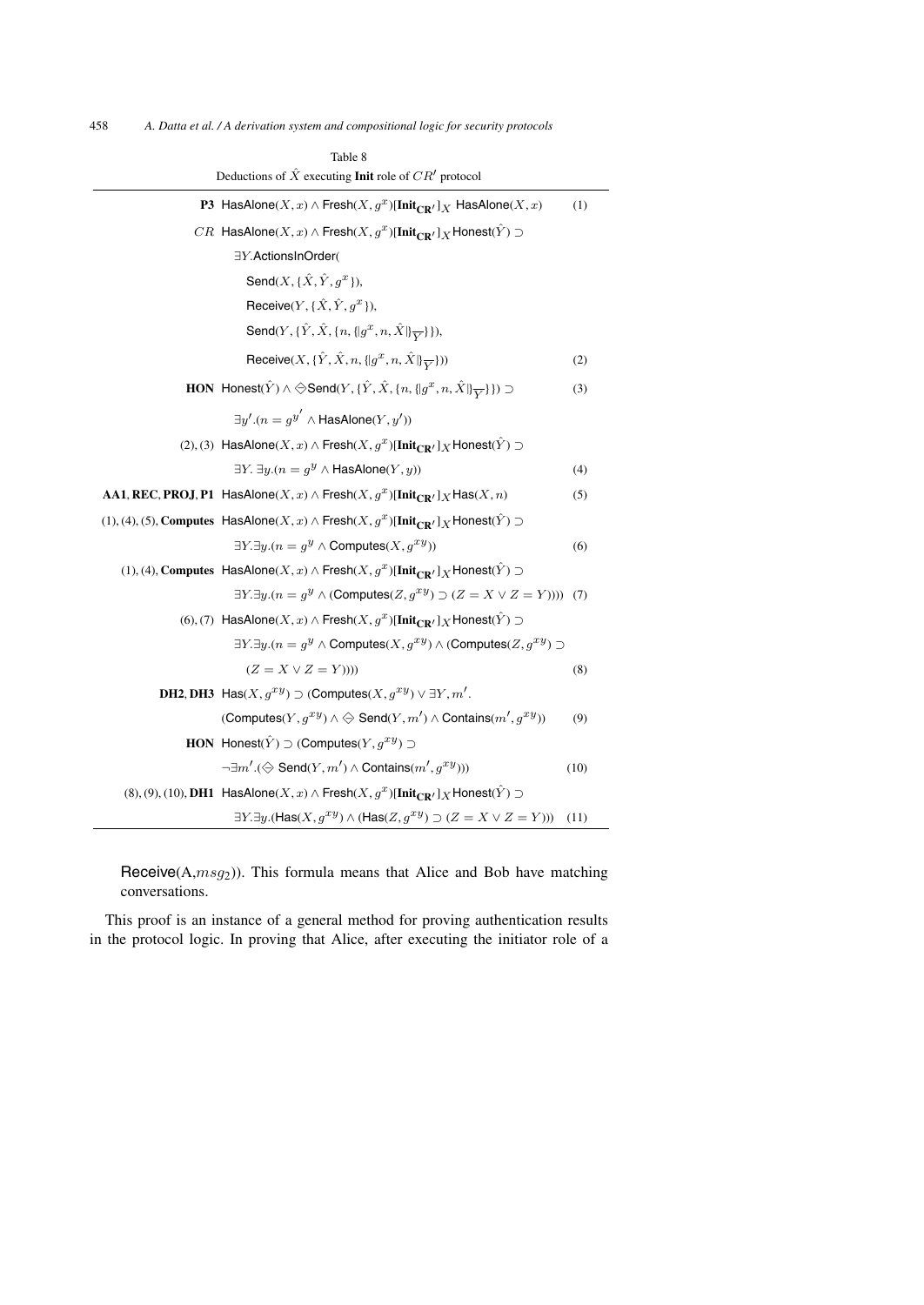Table 8

Deductions of $\hat{X}$ executing **Init** role of $CR'$ protocol

| | | |
|---|---|---|
| **P3** | $\mathsf{HasAlone}(X, x) \wedge \mathsf{Fresh}(X, g^x)[\mathbf{Init_{CR'}}]_X\ \mathsf{HasAlone}(X, x)$ | (1) |
| $CR$ | $\mathsf{HasAlone}(X, x) \wedge \mathsf{Fresh}(X, g^x)[\mathbf{Init_{CR'}}]_X \mathsf{Honest}(\hat{Y}) \supset \exists Y.\mathsf{ActionsInOrder}(\mathsf{Send}(X, \{\hat{X}, \hat{Y}, g^x\}), \mathsf{Receive}(Y, \{\hat{X}, \hat{Y}, g^x\}), \mathsf{Send}(Y, \{\hat{Y}, \hat{X}, \{n, \{\|g^x, n, \hat{X}\|\}_{\overline{Y}}\}\}), \mathsf{Receive}(X, \{\hat{Y}, \hat{X}, n, \{\|g^x, n, \hat{X}\|\}_{\overline{Y}}\}))$ | (2) |
| **HON** | $\mathsf{Honest}(\hat{Y}) \wedge \diamondminus \mathsf{Send}(Y, \{\hat{Y}, \hat{X}, \{n, \{\|g^x, n, \hat{X}\|\}_{\overline{Y}}\}\}) \supset \exists y'.(n = g^{y'} \wedge \mathsf{HasAlone}(Y, y'))$ | (3) |
| (2), (3) | $\mathsf{HasAlone}(X, x) \wedge \mathsf{Fresh}(X, g^x)[\mathbf{Init_{CR'}}]_X \mathsf{Honest}(\hat{Y}) \supset \exists Y.\ \exists y.(n = g^y \wedge \mathsf{HasAlone}(Y, y))$ | (4) |
| **AA1**, **REC**, **PROJ**, **P1** | $\mathsf{HasAlone}(X, x) \wedge \mathsf{Fresh}(X, g^x)[\mathbf{Init_{CR'}}]_X \mathsf{Has}(X, n)$ | (5) |
| (1), (4), (5), **Computes** | $\mathsf{HasAlone}(X, x) \wedge \mathsf{Fresh}(X, g^x)[\mathbf{Init_{CR'}}]_X \mathsf{Honest}(\hat{Y}) \supset \exists Y.\exists y.(n = g^y \wedge \mathsf{Computes}(X, g^{xy}))$ | (6) |
| (1), (4), **Computes** | $\mathsf{HasAlone}(X, x) \wedge \mathsf{Fresh}(X, g^x)[\mathbf{Init_{CR'}}]_X \mathsf{Honest}(\hat{Y}) \supset \exists Y.\exists y.(n = g^y \wedge (\mathsf{Computes}(Z, g^{xy}) \supset (Z = X \vee Z = Y))))$ | (7) |
| (6), (7) | $\mathsf{HasAlone}(X, x) \wedge \mathsf{Fresh}(X, g^x)[\mathbf{Init_{CR'}}]_X \mathsf{Honest}(\hat{Y}) \supset \exists Y.\exists y.(n = g^y \wedge \mathsf{Computes}(X, g^{xy}) \wedge (\mathsf{Computes}(Z, g^{xy}) \supset (Z = X \vee Z = Y))))$ | (8) |
| **DH2**, **DH3** | $\mathsf{Has}(X, g^{xy}) \supset (\mathsf{Computes}(X, g^{xy}) \vee \exists Y, m'.(\mathsf{Computes}(Y, g^{xy}) \wedge \diamondminus \mathsf{Send}(Y, m') \wedge \mathsf{Contains}(m', g^{xy}))$ | (9) |
| **HON** | $\mathsf{Honest}(\hat{Y}) \supset (\mathsf{Computes}(Y, g^{xy}) \supset \neg\exists m'.(\diamondminus \mathsf{Send}(Y, m') \wedge \mathsf{Contains}(m', g^{xy})))$ | (10) |
| (8), (9), (10), **DH1** | $\mathsf{HasAlone}(X, x) \wedge \mathsf{Fresh}(X, g^x)[\mathbf{Init_{CR'}}]_X \mathsf{Honest}(\hat{Y}) \supset \exists Y.\exists y.(\mathsf{Has}(X, g^{xy}) \wedge (\mathsf{Has}(Z, g^{xy}) \supset (Z = X \vee Z = Y)))$ | (11) |

Receive(A,$msg_2$)). This formula means that Alice and Bob have matching conversations.

This proof is an instance of a general method for proving authentication results in the protocol logic. In proving that Alice, after executing the initiator role of a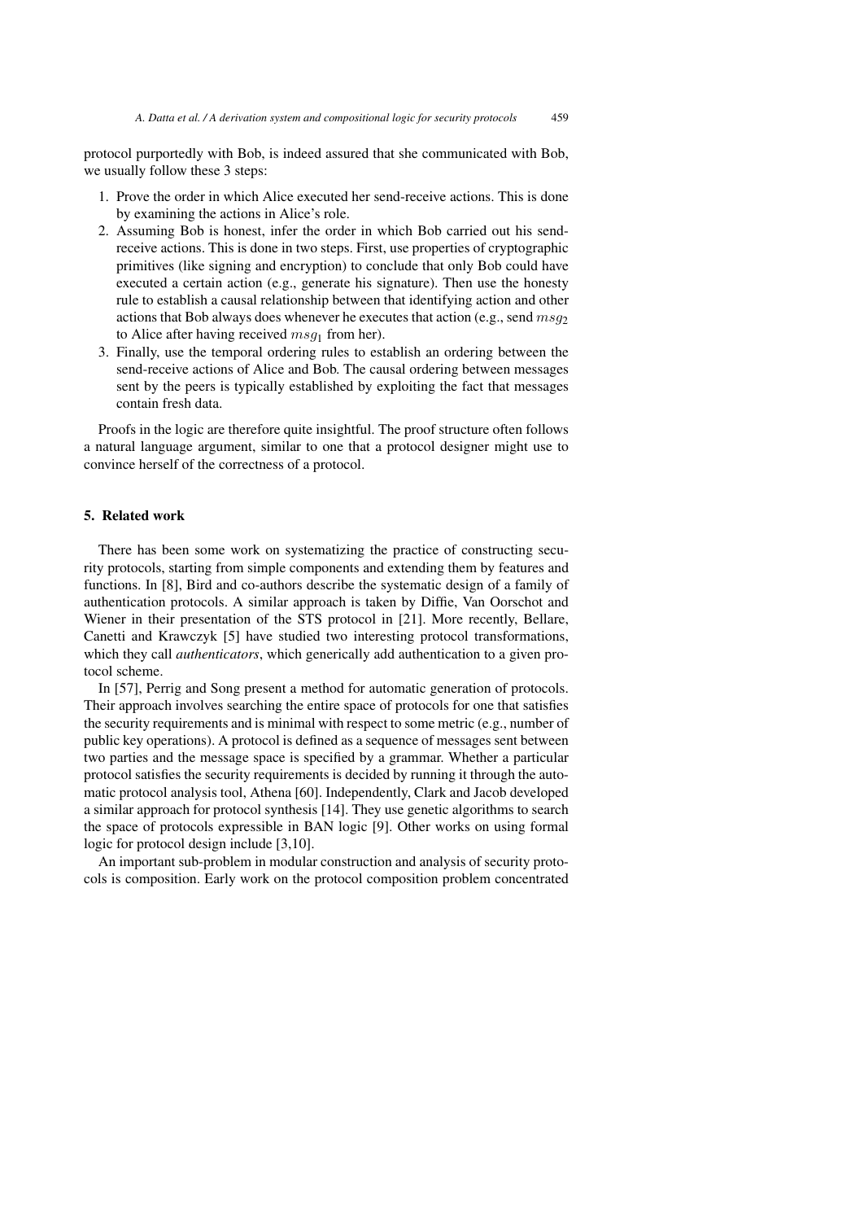protocol purportedly with Bob, is indeed assured that she communicated with Bob, we usually follow these 3 steps:

1. Prove the order in which Alice executed her send-receive actions. This is done by examining the actions in Alice's role.
2. Assuming Bob is honest, infer the order in which Bob carried out his send-receive actions. This is done in two steps. First, use properties of cryptographic primitives (like signing and encryption) to conclude that only Bob could have executed a certain action (e.g., generate his signature). Then use the honesty rule to establish a causal relationship between that identifying action and other actions that Bob always does whenever he executes that action (e.g., send $msg_2$ to Alice after having received $msg_1$ from her).
3. Finally, use the temporal ordering rules to establish an ordering between the send-receive actions of Alice and Bob. The causal ordering between messages sent by the peers is typically established by exploiting the fact that messages contain fresh data.

Proofs in the logic are therefore quite insightful. The proof structure often follows a natural language argument, similar to one that a protocol designer might use to convince herself of the correctness of a protocol.

## 5. Related work

There has been some work on systematizing the practice of constructing security protocols, starting from simple components and extending them by features and functions. In [8], Bird and co-authors describe the systematic design of a family of authentication protocols. A similar approach is taken by Diffie, Van Oorschot and Wiener in their presentation of the STS protocol in [21]. More recently, Bellare, Canetti and Krawczyk [5] have studied two interesting protocol transformations, which they call *authenticators*, which generically add authentication to a given protocol scheme.

In [57], Perrig and Song present a method for automatic generation of protocols. Their approach involves searching the entire space of protocols for one that satisfies the security requirements and is minimal with respect to some metric (e.g., number of public key operations). A protocol is defined as a sequence of messages sent between two parties and the message space is specified by a grammar. Whether a particular protocol satisfies the security requirements is decided by running it through the automatic protocol analysis tool, Athena [60]. Independently, Clark and Jacob developed a similar approach for protocol synthesis [14]. They use genetic algorithms to search the space of protocols expressible in BAN logic [9]. Other works on using formal logic for protocol design include [3,10].

An important sub-problem in modular construction and analysis of security protocols is composition. Early work on the protocol composition problem concentrated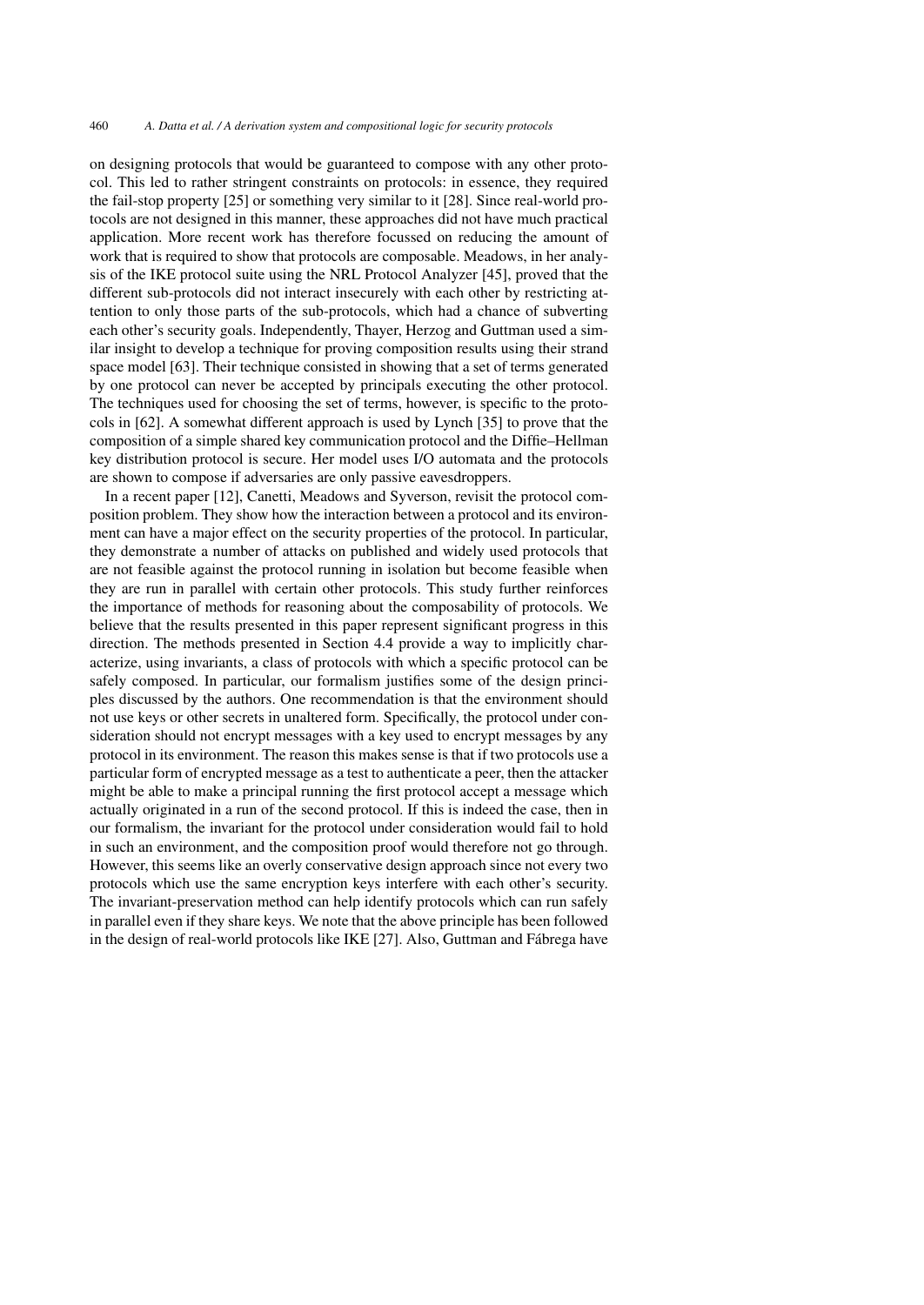on designing protocols that would be guaranteed to compose with any other protocol. This led to rather stringent constraints on protocols: in essence, they required the fail-stop property [25] or something very similar to it [28]. Since real-world protocols are not designed in this manner, these approaches did not have much practical application. More recent work has therefore focussed on reducing the amount of work that is required to show that protocols are composable. Meadows, in her analysis of the IKE protocol suite using the NRL Protocol Analyzer [45], proved that the different sub-protocols did not interact insecurely with each other by restricting attention to only those parts of the sub-protocols, which had a chance of subverting each other's security goals. Independently, Thayer, Herzog and Guttman used a similar insight to develop a technique for proving composition results using their strand space model [63]. Their technique consisted in showing that a set of terms generated by one protocol can never be accepted by principals executing the other protocol. The techniques used for choosing the set of terms, however, is specific to the protocols in [62]. A somewhat different approach is used by Lynch [35] to prove that the composition of a simple shared key communication protocol and the Diffie–Hellman key distribution protocol is secure. Her model uses I/O automata and the protocols are shown to compose if adversaries are only passive eavesdroppers.

In a recent paper [12], Canetti, Meadows and Syverson, revisit the protocol composition problem. They show how the interaction between a protocol and its environment can have a major effect on the security properties of the protocol. In particular, they demonstrate a number of attacks on published and widely used protocols that are not feasible against the protocol running in isolation but become feasible when they are run in parallel with certain other protocols. This study further reinforces the importance of methods for reasoning about the composability of protocols. We believe that the results presented in this paper represent significant progress in this direction. The methods presented in Section 4.4 provide a way to implicitly characterize, using invariants, a class of protocols with which a specific protocol can be safely composed. In particular, our formalism justifies some of the design principles discussed by the authors. One recommendation is that the environment should not use keys or other secrets in unaltered form. Specifically, the protocol under consideration should not encrypt messages with a key used to encrypt messages by any protocol in its environment. The reason this makes sense is that if two protocols use a particular form of encrypted message as a test to authenticate a peer, then the attacker might be able to make a principal running the first protocol accept a message which actually originated in a run of the second protocol. If this is indeed the case, then in our formalism, the invariant for the protocol under consideration would fail to hold in such an environment, and the composition proof would therefore not go through. However, this seems like an overly conservative design approach since not every two protocols which use the same encryption keys interfere with each other's security. The invariant-preservation method can help identify protocols which can run safely in parallel even if they share keys. We note that the above principle has been followed in the design of real-world protocols like IKE [27]. Also, Guttman and Fábrega have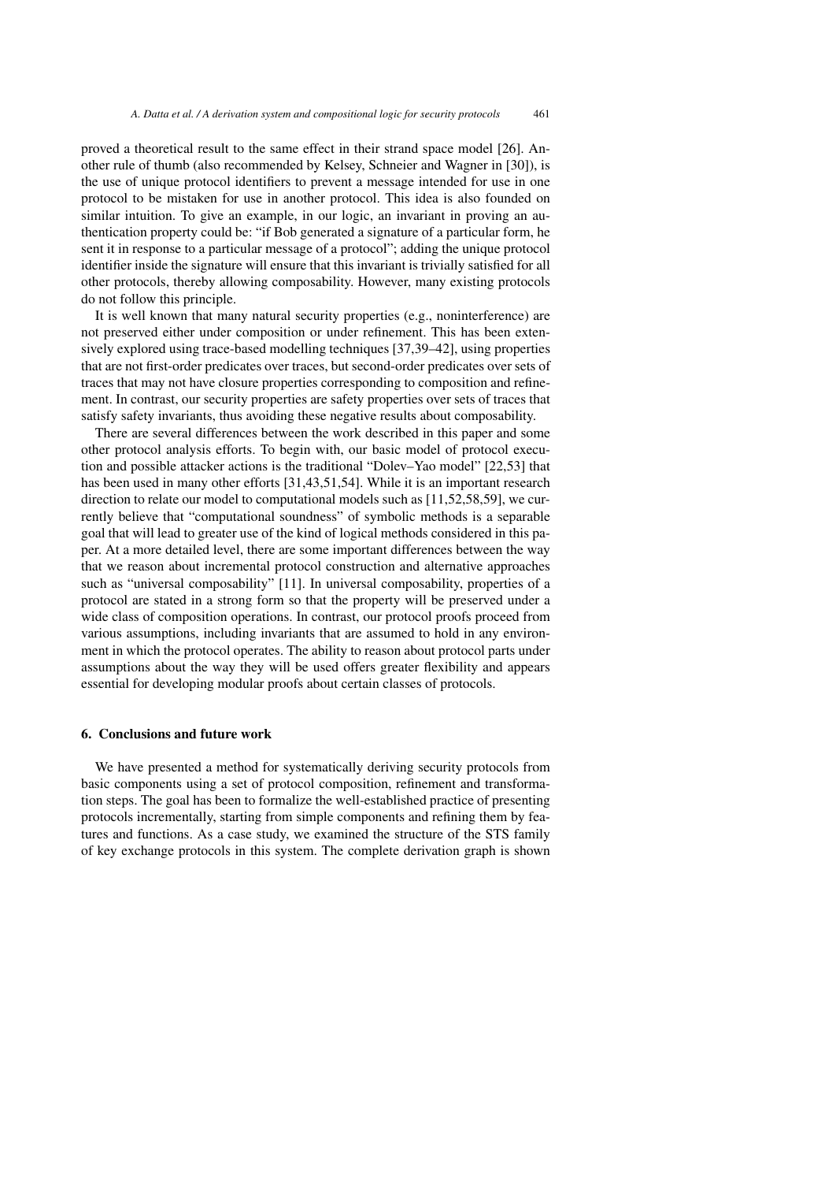proved a theoretical result to the same effect in their strand space model [26]. Another rule of thumb (also recommended by Kelsey, Schneier and Wagner in [30]), is the use of unique protocol identifiers to prevent a message intended for use in one protocol to be mistaken for use in another protocol. This idea is also founded on similar intuition. To give an example, in our logic, an invariant in proving an authentication property could be: "if Bob generated a signature of a particular form, he sent it in response to a particular message of a protocol"; adding the unique protocol identifier inside the signature will ensure that this invariant is trivially satisfied for all other protocols, thereby allowing composability. However, many existing protocols do not follow this principle.

It is well known that many natural security properties (e.g., noninterference) are not preserved either under composition or under refinement. This has been extensively explored using trace-based modelling techniques [37,39–42], using properties that are not first-order predicates over traces, but second-order predicates over sets of traces that may not have closure properties corresponding to composition and refinement. In contrast, our security properties are safety properties over sets of traces that satisfy safety invariants, thus avoiding these negative results about composability.

There are several differences between the work described in this paper and some other protocol analysis efforts. To begin with, our basic model of protocol execution and possible attacker actions is the traditional "Dolev–Yao model" [22,53] that has been used in many other efforts [31,43,51,54]. While it is an important research direction to relate our model to computational models such as [11,52,58,59], we currently believe that "computational soundness" of symbolic methods is a separable goal that will lead to greater use of the kind of logical methods considered in this paper. At a more detailed level, there are some important differences between the way that we reason about incremental protocol construction and alternative approaches such as "universal composability" [11]. In universal composability, properties of a protocol are stated in a strong form so that the property will be preserved under a wide class of composition operations. In contrast, our protocol proofs proceed from various assumptions, including invariants that are assumed to hold in any environment in which the protocol operates. The ability to reason about protocol parts under assumptions about the way they will be used offers greater flexibility and appears essential for developing modular proofs about certain classes of protocols.

## 6. Conclusions and future work

We have presented a method for systematically deriving security protocols from basic components using a set of protocol composition, refinement and transformation steps. The goal has been to formalize the well-established practice of presenting protocols incrementally, starting from simple components and refining them by features and functions. As a case study, we examined the structure of the STS family of key exchange protocols in this system. The complete derivation graph is shown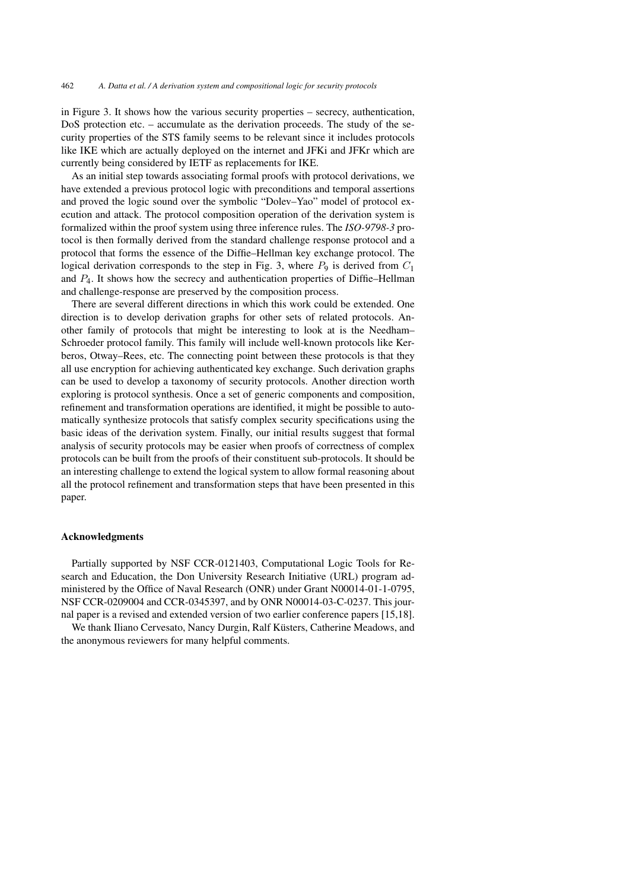in Figure 3. It shows how the various security properties – secrecy, authentication, DoS protection etc. – accumulate as the derivation proceeds. The study of the security properties of the STS family seems to be relevant since it includes protocols like IKE which are actually deployed on the internet and JFKi and JFKr which are currently being considered by IETF as replacements for IKE.

As an initial step towards associating formal proofs with protocol derivations, we have extended a previous protocol logic with preconditions and temporal assertions and proved the logic sound over the symbolic "Dolev–Yao" model of protocol execution and attack. The protocol composition operation of the derivation system is formalized within the proof system using three inference rules. The *ISO-9798-3* protocol is then formally derived from the standard challenge response protocol and a protocol that forms the essence of the Diffie–Hellman key exchange protocol. The logical derivation corresponds to the step in Fig. 3, where $P_9$ is derived from $C_1$ and $P_4$. It shows how the secrecy and authentication properties of Diffie–Hellman and challenge-response are preserved by the composition process.

There are several different directions in which this work could be extended. One direction is to develop derivation graphs for other sets of related protocols. Another family of protocols that might be interesting to look at is the Needham–Schroeder protocol family. This family will include well-known protocols like Kerberos, Otway–Rees, etc. The connecting point between these protocols is that they all use encryption for achieving authenticated key exchange. Such derivation graphs can be used to develop a taxonomy of security protocols. Another direction worth exploring is protocol synthesis. Once a set of generic components and composition, refinement and transformation operations are identified, it might be possible to automatically synthesize protocols that satisfy complex security specifications using the basic ideas of the derivation system. Finally, our initial results suggest that formal analysis of security protocols may be easier when proofs of correctness of complex protocols can be built from the proofs of their constituent sub-protocols. It should be an interesting challenge to extend the logical system to allow formal reasoning about all the protocol refinement and transformation steps that have been presented in this paper.

## Acknowledgments

Partially supported by NSF CCR-0121403, Computational Logic Tools for Research and Education, the Don University Research Initiative (URL) program administered by the Office of Naval Research (ONR) under Grant N00014-01-1-0795, NSF CCR-0209004 and CCR-0345397, and by ONR N00014-03-C-0237. This journal paper is a revised and extended version of two earlier conference papers [15,18].

We thank Iliano Cervesato, Nancy Durgin, Ralf Küsters, Catherine Meadows, and the anonymous reviewers for many helpful comments.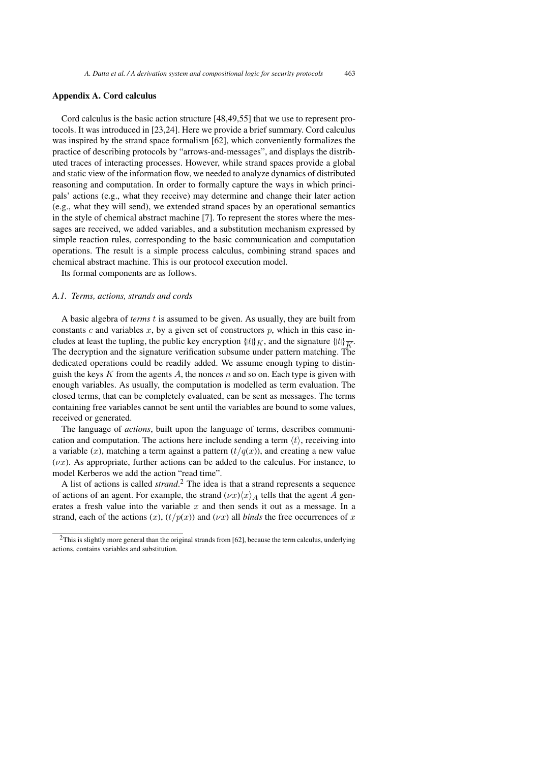## Appendix A. Cord calculus

Cord calculus is the basic action structure [48,49,55] that we use to represent protocols. It was introduced in [23,24]. Here we provide a brief summary. Cord calculus was inspired by the strand space formalism [62], which conveniently formalizes the practice of describing protocols by "arrows-and-messages", and displays the distributed traces of interacting processes. However, while strand spaces provide a global and static view of the information flow, we needed to analyze dynamics of distributed reasoning and computation. In order to formally capture the ways in which principals' actions (e.g., what they receive) may determine and change their later action (e.g., what they will send), we extended strand spaces by an operational semantics in the style of chemical abstract machine [7]. To represent the stores where the messages are received, we added variables, and a substitution mechanism expressed by simple reaction rules, corresponding to the basic communication and computation operations. The result is a simple process calculus, combining strand spaces and chemical abstract machine. This is our protocol execution model.

Its formal components are as follows.

### A.1. Terms, actions, strands and cords

A basic algebra of *terms* $t$ is assumed to be given. As usually, they are built from constants $c$ and variables $x$, by a given set of constructors $p$, which in this case includes at least the tupling, the public key encryption $\{|t|\}_K$, and the signature $\{|t|\}_{\overline{K}}$. The decryption and the signature verification subsume under pattern matching. The dedicated operations could be readily added. We assume enough typing to distinguish the keys $K$ from the agents $A$, the nonces $n$ and so on. Each type is given with enough variables. As usually, the computation is modelled as term evaluation. The closed terms, that can be completely evaluated, can be sent as messages. The terms containing free variables cannot be sent until the variables are bound to some values, received or generated.

The language of *actions*, built upon the language of terms, describes communication and computation. The actions here include sending a term $\langle t \rangle$, receiving into a variable $(x)$, matching a term against a pattern $(t/q(x))$, and creating a new value $(\nu x)$. As appropriate, further actions can be added to the calculus. For instance, to model Kerberos we add the action "read time".

A list of actions is called *strand*.[2] The idea is that a strand represents a sequence of actions of an agent. For example, the strand $(\nu x)\langle x \rangle_A$ tells that the agent $A$ generates a fresh value into the variable $x$ and then sends it out as a message. In a strand, each of the actions $(x)$, $(t/p(x))$ and $(\nu x)$ all *binds* the free occurrences of $x$

[2] This is slightly more general than the original strands from [62], because the term calculus, underlying actions, contains variables and substitution.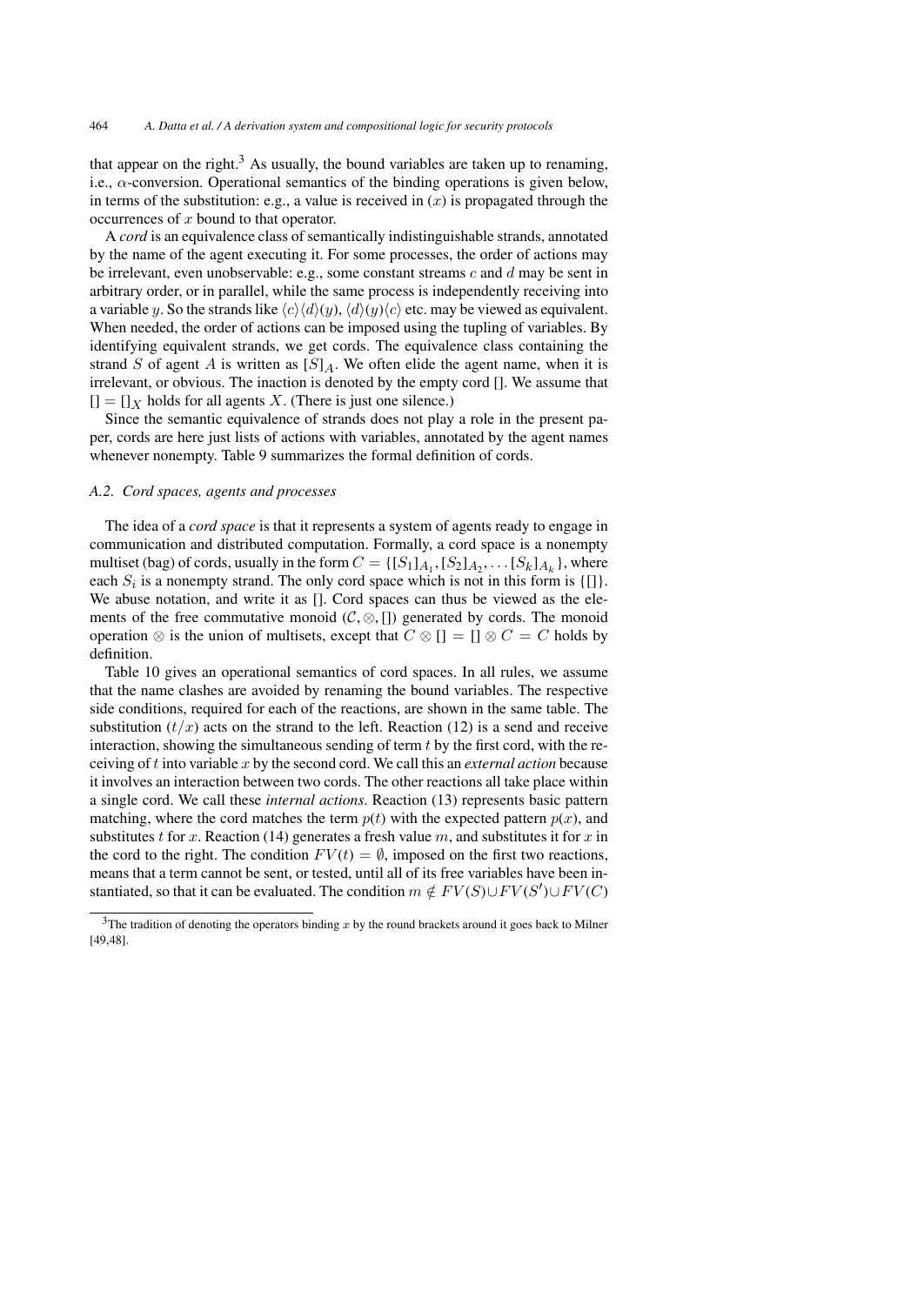that appear on the right.[3] As usually, the bound variables are taken up to renaming, i.e., $\alpha$-conversion. Operational semantics of the binding operations is given below, in terms of the substitution: e.g., a value is received in $(x)$ is propagated through the occurrences of $x$ bound to that operator.

A *cord* is an equivalence class of semantically indistinguishable strands, annotated by the name of the agent executing it. For some processes, the order of actions may be irrelevant, even unobservable: e.g., some constant streams $c$ and $d$ may be sent in arbitrary order, or in parallel, while the same process is independently receiving into a variable $y$. So the strands like $\langle c\rangle\langle d\rangle(y)$, $\langle d\rangle(y)\langle c\rangle$ etc. may be viewed as equivalent. When needed, the order of actions can be imposed using the tupling of variables. By identifying equivalent strands, we get cords. The equivalence class containing the strand $S$ of agent $A$ is written as $[S]_A$. We often elide the agent name, when it is irrelevant, or obvious. The inaction is denoted by the empty cord []. We assume that $[] = []_X$ holds for all agents $X$. (There is just one silence.)

Since the semantic equivalence of strands does not play a role in the present paper, cords are here just lists of actions with variables, annotated by the agent names whenever nonempty. Table 9 summarizes the formal definition of cords.

### A.2. Cord spaces, agents and processes

The idea of a *cord space* is that it represents a system of agents ready to engage in communication and distributed computation. Formally, a cord space is a nonempty multiset (bag) of cords, usually in the form $C = \{[S_1]_{A_1}, [S_2]_{A_2}, \ldots [S_k]_{A_k}\}$, where each $S_i$ is a nonempty strand. The only cord space which is not in this form is $\{[]\}$. We abuse notation, and write it as []. Cord spaces can thus be viewed as the elements of the free commutative monoid $(\mathcal{C}, \otimes, [])$ generated by cords. The monoid operation $\otimes$ is the union of multisets, except that $C \otimes [] = [] \otimes C = C$ holds by definition.

Table 10 gives an operational semantics of cord spaces. In all rules, we assume that the name clashes are avoided by renaming the bound variables. The respective side conditions, required for each of the reactions, are shown in the same table. The substitution $(t/x)$ acts on the strand to the left. Reaction (12) is a send and receive interaction, showing the simultaneous sending of term $t$ by the first cord, with the receiving of $t$ into variable $x$ by the second cord. We call this an *external action* because it involves an interaction between two cords. The other reactions all take place within a single cord. We call these *internal actions*. Reaction (13) represents basic pattern matching, where the cord matches the term $p(t)$ with the expected pattern $p(x)$, and substitutes $t$ for $x$. Reaction (14) generates a fresh value $m$, and substitutes it for $x$ in the cord to the right. The condition $FV(t) = \emptyset$, imposed on the first two reactions, means that a term cannot be sent, or tested, until all of its free variables have been instantiated, so that it can be evaluated. The condition $m \notin FV(S) \cup FV(S') \cup FV(C)$

[3]The tradition of denoting the operators binding $x$ by the round brackets around it goes back to Milner [49,48].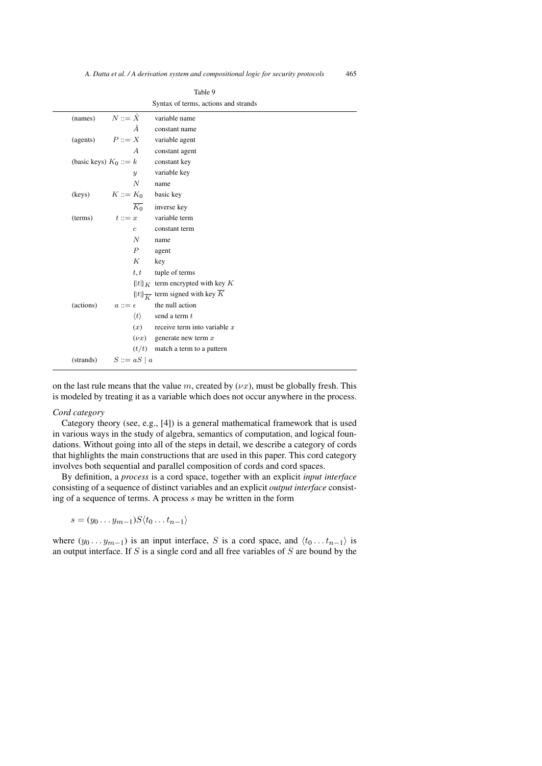Table 9

Syntax of terms, actions and strands

| | | |
|---|---|---|
| (names) | $N ::= \hat{X}$ | variable name |
| | $\hat{A}$ | constant name |
| (agents) | $P ::= X$ | variable agent |
| | $A$ | constant agent |
| (basic keys) | $K_0 ::= k$ | constant key |
| | $y$ | variable key |
| | $N$ | name |
| (keys) | $K ::= K_0$ | basic key |
| | $\overline{K_0}$ | inverse key |
| (terms) | $t ::= x$ | variable term |
| | $c$ | constant term |
| | $N$ | name |
| | $P$ | agent |
| | $K$ | key |
| | $t, t$ | tuple of terms |
| | $\{\|t\|\}_K$ | term encrypted with key $K$ |
| | $\{\|t\|\}_{\overline{K}}$ | term signed with key $\overline{K}$ |
| (actions) | $a ::= \epsilon$ | the null action |
| | $\langle t \rangle$ | send a term $t$ |
| | $(x)$ | receive term into variable $x$ |
| | $(\nu x)$ | generate new term $x$ |
| | $(t/t)$ | match a term to a pattern |
| (strands) | $S ::= aS \mid a$ | |

on the last rule means that the value $m$, created by $(\nu x)$, must be globally fresh. This is modeled by treating it as a variable which does not occur anywhere in the process.

*Cord category*

Category theory (see, e.g., [4]) is a general mathematical framework that is used in various ways in the study of algebra, semantics of computation, and logical foundations. Without going into all of the steps in detail, we describe a category of cords that highlights the main constructions that are used in this paper. This cord category involves both sequential and parallel composition of cords and cord spaces.

By definition, a *process* is a cord space, together with an explicit *input interface* consisting of a sequence of distinct variables and an explicit *output interface* consisting of a sequence of terms. A process $s$ may be written in the form

$$s = (y_0 \ldots y_{m-1}) S \langle t_0 \ldots t_{n-1} \rangle$$

where $(y_0 \ldots y_{m-1})$ is an input interface, $S$ is a cord space, and $\langle t_0 \ldots t_{n-1} \rangle$ is an output interface. If $S$ is a single cord and all free variables of $S$ are bound by the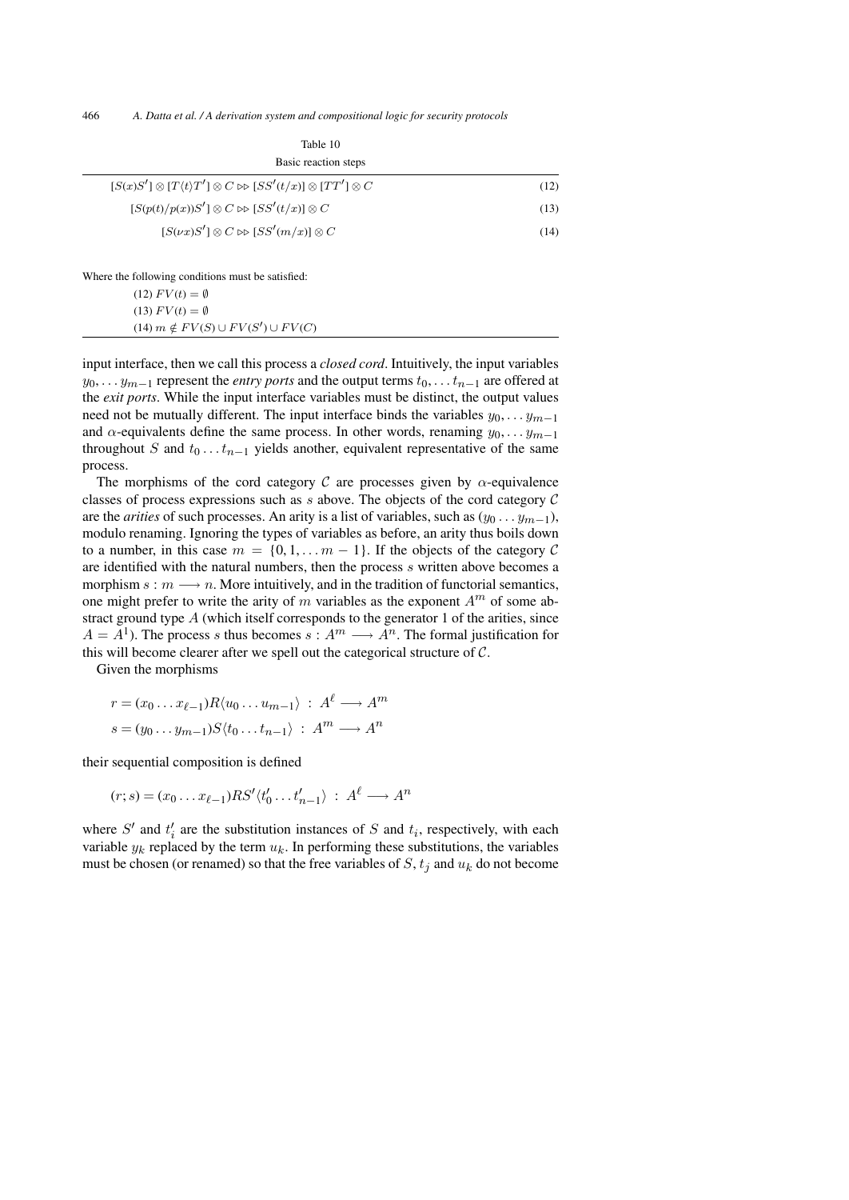Table 10

Basic reaction steps

| | |
|---|---|
| $[S(x)S'] \otimes [T\langle t\rangle T'] \otimes C \rhd\!\rhd [SS'(t/x)] \otimes [TT'] \otimes C$ | (12) |
| $[S(p(t)/p(x))S'] \otimes C \rhd\!\rhd [SS'(t/x)] \otimes C$ | (13) |
| $[S(\nu x)S'] \otimes C \rhd\!\rhd [SS'(m/x)] \otimes C$ | (14) |

Where the following conditions must be satisfied:

(12) $FV(t) = \emptyset$

(13) $FV(t) = \emptyset$

(14) $m \notin FV(S) \cup FV(S') \cup FV(C)$

input interface, then we call this process a *closed cord*. Intuitively, the input variables $y_0, \dots y_{m-1}$ represent the *entry ports* and the output terms $t_0, \dots t_{n-1}$ are offered at the *exit ports*. While the input interface variables must be distinct, the output values need not be mutually different. The input interface binds the variables $y_0, \dots y_{m-1}$ and $\alpha$-equivalents define the same process. In other words, renaming $y_0, \dots y_{m-1}$ throughout $S$ and $t_0 \dots t_{n-1}$ yields another, equivalent representative of the same process.

The morphisms of the cord category $\mathcal{C}$ are processes given by $\alpha$-equivalence classes of process expressions such as $s$ above. The objects of the cord category $\mathcal{C}$ are the *arities* of such processes. An arity is a list of variables, such as $(y_0 \dots y_{m-1})$, modulo renaming. Ignoring the types of variables as before, an arity thus boils down to a number, in this case $m = \{0, 1, \dots m-1\}$. If the objects of the category $\mathcal{C}$ are identified with the natural numbers, then the process $s$ written above becomes a morphism $s : m \longrightarrow n$. More intuitively, and in the tradition of functorial semantics, one might prefer to write the arity of $m$ variables as the exponent $A^m$ of some abstract ground type $A$ (which itself corresponds to the generator 1 of the arities, since $A = A^1$). The process $s$ thus becomes $s : A^m \longrightarrow A^n$. The formal justification for this will become clearer after we spell out the categorical structure of $\mathcal{C}$.

Given the morphisms

$$r = (x_0 \dots x_{\ell-1})R\langle u_0 \dots u_{m-1}\rangle \;:\; A^\ell \longrightarrow A^m$$

$$s = (y_0 \dots y_{m-1})S\langle t_0 \dots t_{n-1}\rangle \;:\; A^m \longrightarrow A^n$$

their sequential composition is defined

$$(r; s) = (x_0 \dots x_{\ell-1})RS'\langle t'_0 \dots t'_{n-1}\rangle \;:\; A^\ell \longrightarrow A^n$$

where $S'$ and $t'_i$ are the substitution instances of $S$ and $t_i$, respectively, with each variable $y_k$ replaced by the term $u_k$. In performing these substitutions, the variables must be chosen (or renamed) so that the free variables of $S$, $t_j$ and $u_k$ do not become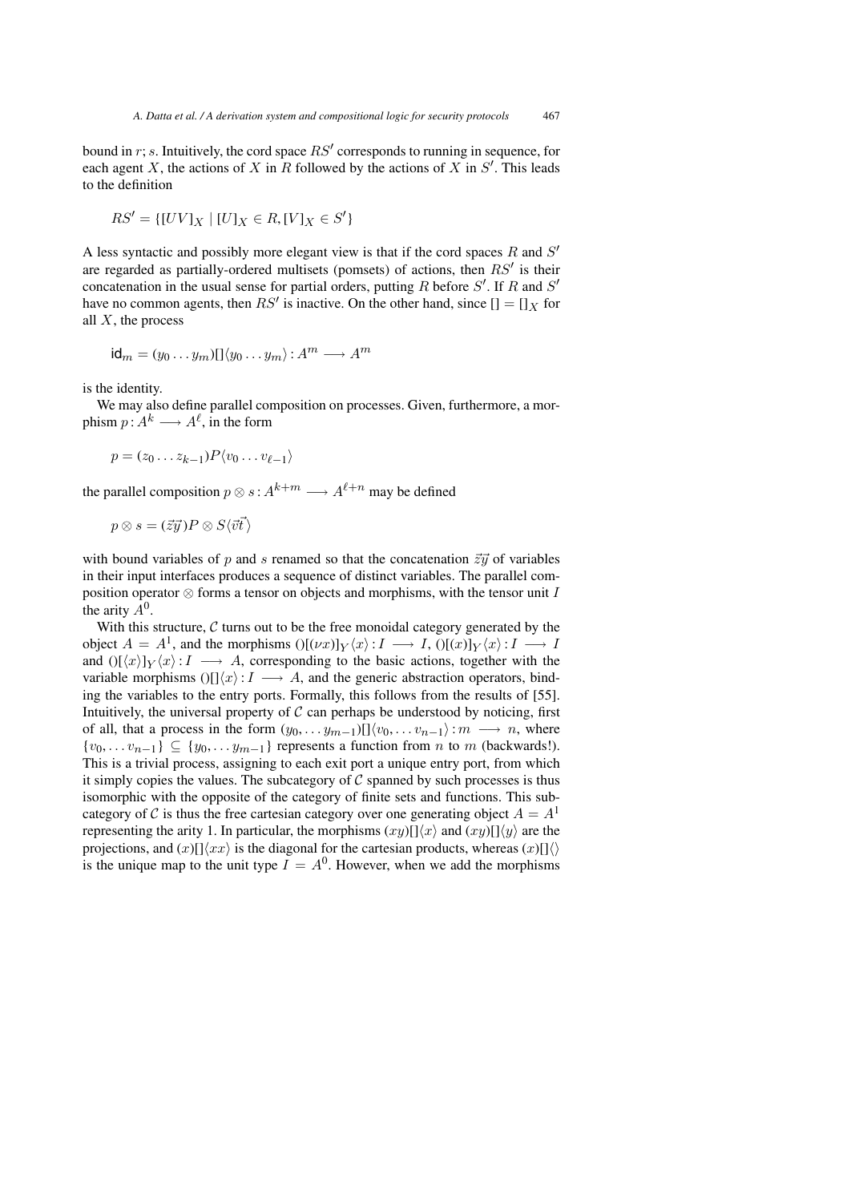bound in $r; s$. Intuitively, the cord space $RS'$ corresponds to running in sequence, for each agent $X$, the actions of $X$ in $R$ followed by the actions of $X$ in $S'$. This leads to the definition

$$RS' = \{[UV]_X \mid [U]_X \in R, [V]_X \in S'\}$$

A less syntactic and possibly more elegant view is that if the cord spaces $R$ and $S'$ are regarded as partially-ordered multisets (pomsets) of actions, then $RS'$ is their concatenation in the usual sense for partial orders, putting $R$ before $S'$. If $R$ and $S'$ have no common agents, then $RS'$ is inactive. On the other hand, since $[] = []_X$ for all $X$, the process

$$\mathsf{id}_m = (y_0 \dots y_m)[]\langle y_0 \dots y_m\rangle : A^m \longrightarrow A^m$$

is the identity.

We may also define parallel composition on processes. Given, furthermore, a morphism $p : A^k \longrightarrow A^\ell$, in the form

$$p = (z_0 \dots z_{k-1})P\langle v_0 \dots v_{\ell-1}\rangle$$

the parallel composition $p \otimes s : A^{k+m} \longrightarrow A^{\ell+n}$ may be defined

$$p \otimes s = (\vec{z}\vec{y})P \otimes S\langle \vec{v}\vec{t}\rangle$$

with bound variables of $p$ and $s$ renamed so that the concatenation $\vec{z}\vec{y}$ of variables in their input interfaces produces a sequence of distinct variables. The parallel composition operator $\otimes$ forms a tensor on objects and morphisms, with the tensor unit $I$ the arity $A^0$.

With this structure, $\mathcal{C}$ turns out to be the free monoidal category generated by the object $A = A^1$, and the morphisms $()[(\nu x)]_Y\langle x\rangle : I \longrightarrow I$, $()[(x)]_Y\langle x\rangle : I \longrightarrow I$ and $()[\langle x\rangle]_Y\langle x\rangle : I \longrightarrow A$, corresponding to the basic actions, together with the variable morphisms $()[]\langle x\rangle : I \longrightarrow A$, and the generic abstraction operators, binding the variables to the entry ports. Formally, this follows from the results of [55]. Intuitively, the universal property of $\mathcal{C}$ can perhaps be understood by noticing, first of all, that a process in the form $(y_0, \dots y_{m-1})[]\langle v_0, \dots v_{n-1}\rangle : m \longrightarrow n$, where $\{v_0, \dots v_{n-1}\} \subseteq \{y_0, \dots y_{m-1}\}$ represents a function from $n$ to $m$ (backwards!). This is a trivial process, assigning to each exit port a unique entry port, from which it simply copies the values. The subcategory of $\mathcal{C}$ spanned by such processes is thus isomorphic with the opposite of the category of finite sets and functions. This subcategory of $\mathcal{C}$ is thus the free cartesian category over one generating object $A = A^1$ representing the arity 1. In particular, the morphisms $(xy)[]\langle x\rangle$ and $(xy)[]\langle y\rangle$ are the projections, and $(x)[]\langle xx\rangle$ is the diagonal for the cartesian products, whereas $(x)[]\langle\rangle$ is the unique map to the unit type $I = A^0$. However, when we add the morphisms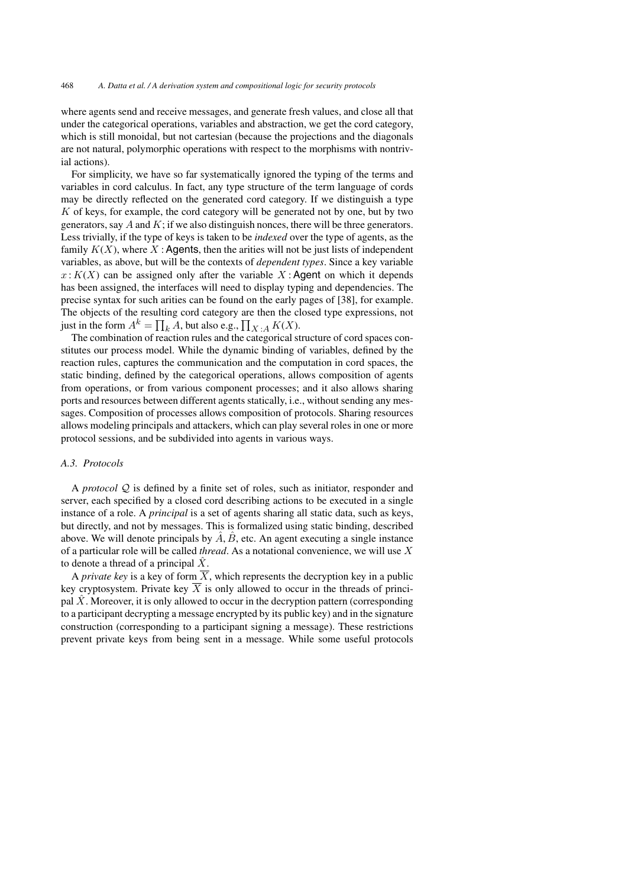where agents send and receive messages, and generate fresh values, and close all that under the categorical operations, variables and abstraction, we get the cord category, which is still monoidal, but not cartesian (because the projections and the diagonals are not natural, polymorphic operations with respect to the morphisms with nontrivial actions).

For simplicity, we have so far systematically ignored the typing of the terms and variables in cord calculus. In fact, any type structure of the term language of cords may be directly reflected on the generated cord category. If we distinguish a type $K$ of keys, for example, the cord category will be generated not by one, but by two generators, say $A$ and $K$; if we also distinguish nonces, there will be three generators. Less trivially, if the type of keys is taken to be *indexed* over the type of agents, as the family $K(X)$, where $X : \mathsf{Agents}$, then the arities will not be just lists of independent variables, as above, but will be the contexts of *dependent types*. Since a key variable $x : K(X)$ can be assigned only after the variable $X : \mathsf{Agent}$ on which it depends has been assigned, the interfaces will need to display typing and dependencies. The precise syntax for such arities can be found on the early pages of [38], for example. The objects of the resulting cord category are then the closed type expressions, not just in the form $A^k = \prod_k A$, but also e.g., $\prod_{X:A} K(X)$.

The combination of reaction rules and the categorical structure of cord spaces constitutes our process model. While the dynamic binding of variables, defined by the reaction rules, captures the communication and the computation in cord spaces, the static binding, defined by the categorical operations, allows composition of agents from operations, or from various component processes; and it also allows sharing ports and resources between different agents statically, i.e., without sending any messages. Composition of processes allows composition of protocols. Sharing resources allows modeling principals and attackers, which can play several roles in one or more protocol sessions, and be subdivided into agents in various ways.

### A.3. Protocols

A *protocol* $\mathcal{Q}$ is defined by a finite set of roles, such as initiator, responder and server, each specified by a closed cord describing actions to be executed in a single instance of a role. A *principal* is a set of agents sharing all static data, such as keys, but directly, and not by messages. This is formalized using static binding, described above. We will denote principals by $\hat{A}$, $\hat{B}$, etc. An agent executing a single instance of a particular role will be called *thread*. As a notational convenience, we will use $X$ to denote a thread of a principal $\hat{X}$.

A *private key* is a key of form $\overline{X}$, which represents the decryption key in a public key cryptosystem. Private key $\overline{X}$ is only allowed to occur in the threads of principal $\hat{X}$. Moreover, it is only allowed to occur in the decryption pattern (corresponding to a participant decrypting a message encrypted by its public key) and in the signature construction (corresponding to a participant signing a message). These restrictions prevent private keys from being sent in a message. While some useful protocols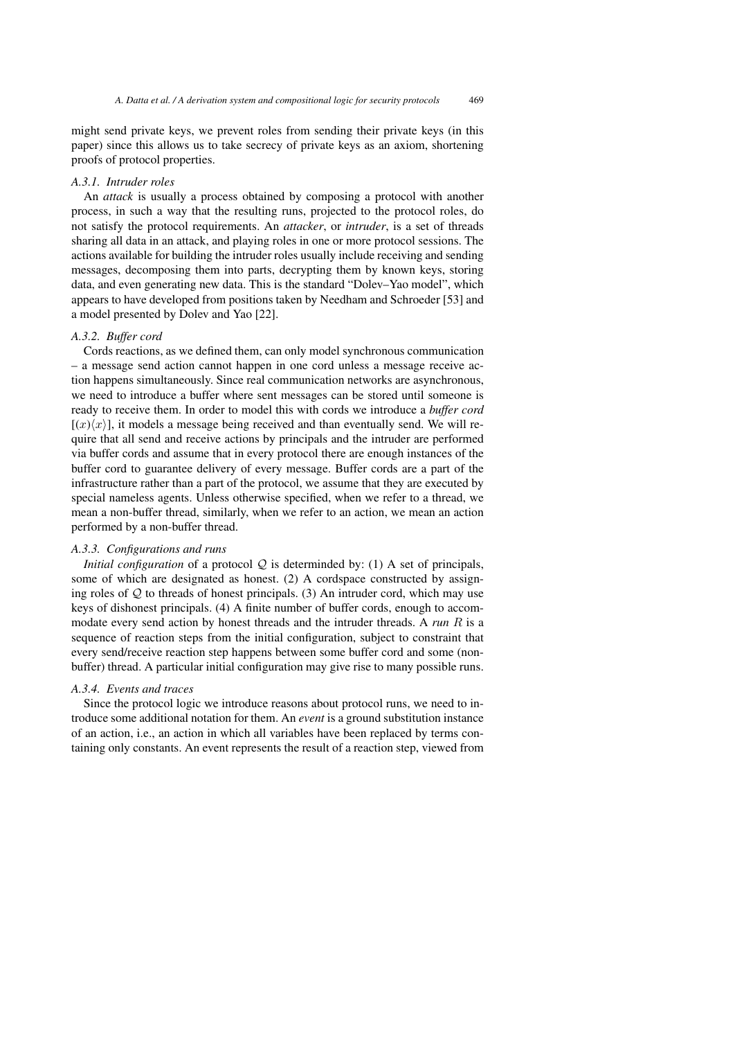might send private keys, we prevent roles from sending their private keys (in this paper) since this allows us to take secrecy of private keys as an axiom, shortening proofs of protocol properties.

### A.3.1. Intruder roles

An *attack* is usually a process obtained by composing a protocol with another process, in such a way that the resulting runs, projected to the protocol roles, do not satisfy the protocol requirements. An *attacker*, or *intruder*, is a set of threads sharing all data in an attack, and playing roles in one or more protocol sessions. The actions available for building the intruder roles usually include receiving and sending messages, decomposing them into parts, decrypting them by known keys, storing data, and even generating new data. This is the standard "Dolev–Yao model", which appears to have developed from positions taken by Needham and Schroeder [53] and a model presented by Dolev and Yao [22].

### A.3.2. Buffer cord

Cords reactions, as we defined them, can only model synchronous communication – a message send action cannot happen in one cord unless a message receive action happens simultaneously. Since real communication networks are asynchronous, we need to introduce a buffer where sent messages can be stored until someone is ready to receive them. In order to model this with cords we introduce a *buffer cord* $[(x)\langle x\rangle]$, it models a message being received and than eventually send. We will require that all send and receive actions by principals and the intruder are performed via buffer cords and assume that in every protocol there are enough instances of the buffer cord to guarantee delivery of every message. Buffer cords are a part of the infrastructure rather than a part of the protocol, we assume that they are executed by special nameless agents. Unless otherwise specified, when we refer to a thread, we mean a non-buffer thread, similarly, when we refer to an action, we mean an action performed by a non-buffer thread.

### A.3.3. Configurations and runs

*Initial configuration* of a protocol $\mathcal{Q}$ is determinded by: (1) A set of principals, some of which are designated as honest. (2) A cordspace constructed by assigning roles of $\mathcal{Q}$ to threads of honest principals. (3) An intruder cord, which may use keys of dishonest principals. (4) A finite number of buffer cords, enough to accommodate every send action by honest threads and the intruder threads. A *run* $R$ is a sequence of reaction steps from the initial configuration, subject to constraint that every send/receive reaction step happens between some buffer cord and some (non-buffer) thread. A particular initial configuration may give rise to many possible runs.

### A.3.4. Events and traces

Since the protocol logic we introduce reasons about protocol runs, we need to introduce some additional notation for them. An *event* is a ground substitution instance of an action, i.e., an action in which all variables have been replaced by terms containing only constants. An event represents the result of a reaction step, viewed from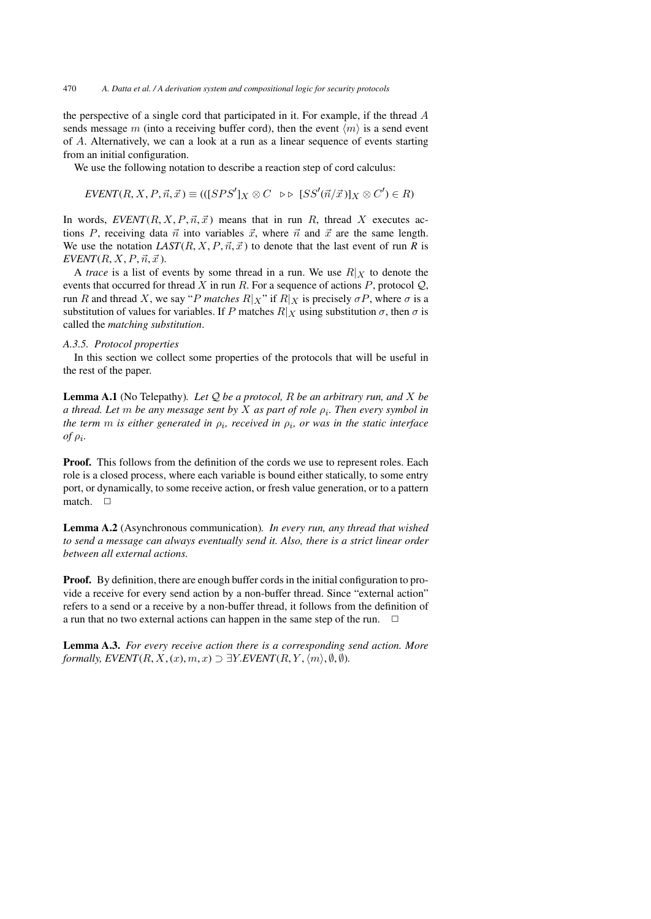the perspective of a single cord that participated in it. For example, if the thread $A$ sends message $m$ (into a receiving buffer cord), then the event $\langle m \rangle$ is a send event of $A$. Alternatively, we can a look at a run as a linear sequence of events starting from an initial configuration.

We use the following notation to describe a reaction step of cord calculus:

$$\mathit{EVENT}(R, X, P, \vec{n}, \vec{x}) \equiv (([SPS']_X \otimes C \quad \triangleright\triangleright \ [SS'(\vec{n}/\vec{x})]_X \otimes C') \in R)$$

In words, $\mathit{EVENT}(R, X, P, \vec{n}, \vec{x})$ means that in run $R$, thread $X$ executes actions $P$, receiving data $\vec{n}$ into variables $\vec{x}$, where $\vec{n}$ and $\vec{x}$ are the same length. We use the notation $\mathit{LAST}(R, X, P, \vec{n}, \vec{x})$ to denote that the last event of run $R$ is $\mathit{EVENT}(R, X, P, \vec{n}, \vec{x})$.

A *trace* is a list of events by some thread in a run. We use $R|_X$ to denote the events that occurred for thread $X$ in run $R$. For a sequence of actions $P$, protocol $\mathcal{Q}$, run $R$ and thread $X$, we say "$P$ *matches* $R|_X$" if $R|_X$ is precisely $\sigma P$, where $\sigma$ is a substitution of values for variables. If $P$ matches $R|_X$ using substitution $\sigma$, then $\sigma$ is called the *matching substitution*.

*A.3.5. Protocol properties*

In this section we collect some properties of the protocols that will be useful in the rest of the paper.

**Lemma A.1** (No Telepathy). *Let $\mathcal{Q}$ be a protocol, $R$ be an arbitrary run, and $X$ be a thread. Let $m$ be any message sent by $X$ as part of role $\rho_i$. Then every symbol in the term $m$ is either generated in $\rho_i$, received in $\rho_i$, or was in the static interface of $\rho_i$.*

**Proof.** This follows from the definition of the cords we use to represent roles. Each role is a closed process, where each variable is bound either statically, to some entry port, or dynamically, to some receive action, or fresh value generation, or to a pattern match. $\square$

**Lemma A.2** (Asynchronous communication). *In every run, any thread that wished to send a message can always eventually send it. Also, there is a strict linear order between all external actions.*

**Proof.** By definition, there are enough buffer cords in the initial configuration to provide a receive for every send action by a non-buffer thread. Since "external action" refers to a send or a receive by a non-buffer thread, it follows from the definition of a run that no two external actions can happen in the same step of the run. $\square$

**Lemma A.3.** *For every receive action there is a corresponding send action. More formally, $\mathit{EVENT}(R, X, (x), m, x) \supset \exists Y.\mathit{EVENT}(R, Y, \langle m \rangle, \emptyset, \emptyset)$.*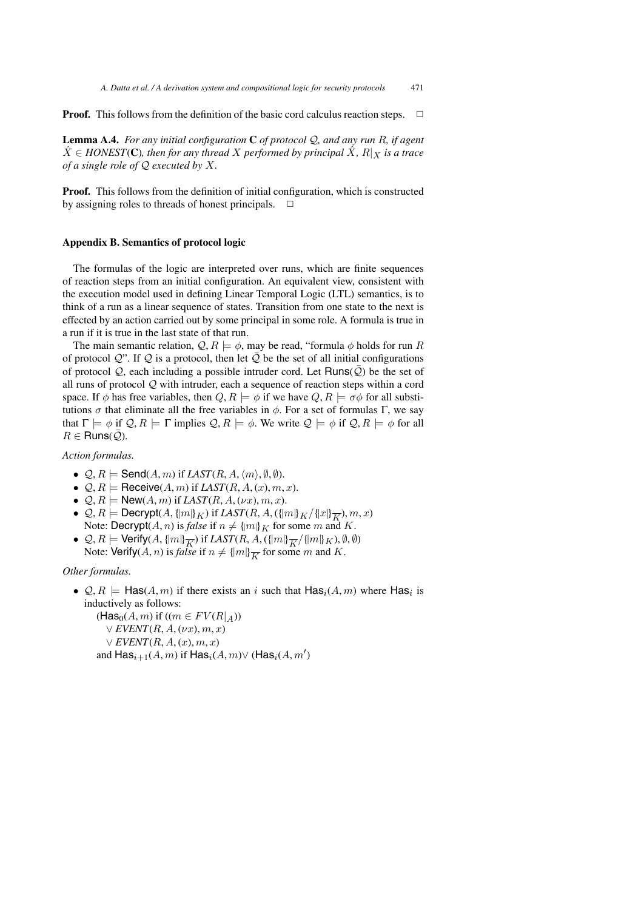**Proof.** This follows from the definition of the basic cord calculus reaction steps. $\square$

**Lemma A.4.** *For any initial configuration* $\mathbf{C}$ *of protocol* $\mathcal{Q}$*, and any run* $R$*, if agent* $\hat{X} \in$ *HONEST*$(\mathbf{C})$*, then for any thread* $X$ *performed by principal* $\hat{X}$*,* $R|_X$ *is a trace of a single role of* $\mathcal{Q}$ *executed by* $X$*.*

**Proof.** This follows from the definition of initial configuration, which is constructed by assigning roles to threads of honest principals. $\square$

## Appendix B. Semantics of protocol logic

The formulas of the logic are interpreted over runs, which are finite sequences of reaction steps from an initial configuration. An equivalent view, consistent with the execution model used in defining Linear Temporal Logic (LTL) semantics, is to think of a run as a linear sequence of states. Transition from one state to the next is effected by an action carried out by some principal in some role. A formula is true in a run if it is true in the last state of that run.

The main semantic relation, $\mathcal{Q}, R \models \phi$, may be read, "formula $\phi$ holds for run $R$ of protocol $\mathcal{Q}$". If $\mathcal{Q}$ is a protocol, then let $\bar{\mathcal{Q}}$ be the set of all initial configurations of protocol $\mathcal{Q}$, each including a possible intruder cord. Let $\mathsf{Runs}(\bar{\mathcal{Q}})$ be the set of all runs of protocol $\mathcal{Q}$ with intruder, each a sequence of reaction steps within a cord space. If $\phi$ has free variables, then $Q, R \models \phi$ if we have $Q, R \models \sigma\phi$ for all substitutions $\sigma$ that eliminate all the free variables in $\phi$. For a set of formulas $\Gamma$, we say that $\Gamma \models \phi$ if $\mathcal{Q}, R \models \Gamma$ implies $\mathcal{Q}, R \models \phi$. We write $\mathcal{Q} \models \phi$ if $\mathcal{Q}, R \models \phi$ for all $R \in \mathsf{Runs}(\bar{\mathcal{Q}})$.

*Action formulas.*

- $\mathcal{Q}, R \models \mathsf{Send}(A, m)$ if $\mathit{LAST}(R, A, \langle m \rangle, \emptyset, \emptyset)$.
- $\mathcal{Q}, R \models \mathsf{Receive}(A, m)$ if $\mathit{LAST}(R, A, (x), m, x)$.
- $\mathcal{Q}, R \models \mathsf{New}(A, m)$ if $\mathit{LAST}(R, A, (\nu x), m, x)$.
- $\mathcal{Q}, R \models \mathsf{Decrypt}(A, \{|m|\}_K)$ if $\mathit{LAST}(R, A, (\{|m|\}_K / \{|x|\}_{\overline{K}}), m, x)$
  Note: $\mathsf{Decrypt}(A, n)$ is *false* if $n \neq \{|m|\}_K$ for some $m$ and $K$.
- $\mathcal{Q}, R \models \mathsf{Verify}(A, \{|m|\}_{\overline{K}})$ if $\mathit{LAST}(R, A, (\{|m|\}_{\overline{K}} / \{|m|\}_K), \emptyset, \emptyset)$
  Note: $\mathsf{Verify}(A, n)$ is *false* if $n \neq \{|m|\}_{\overline{K}}$ for some $m$ and $K$.

*Other formulas.*

- $\mathcal{Q}, R \models \mathsf{Has}(A, m)$ if there exists an $i$ such that $\mathsf{Has}_i(A, m)$ where $\mathsf{Has}_i$ is inductively as follows:
  ($\mathsf{Has}_0(A, m)$ if $((m \in FV(R|_A))$
  $\vee$ $\mathit{EVENT}(R, A, (\nu x), m, x)$
  $\vee$ $\mathit{EVENT}(R, A, (x), m, x)$
  and $\mathsf{Has}_{i+1}(A, m)$ if $\mathsf{Has}_i(A, m) \vee$ ($\mathsf{Has}_i(A, m')$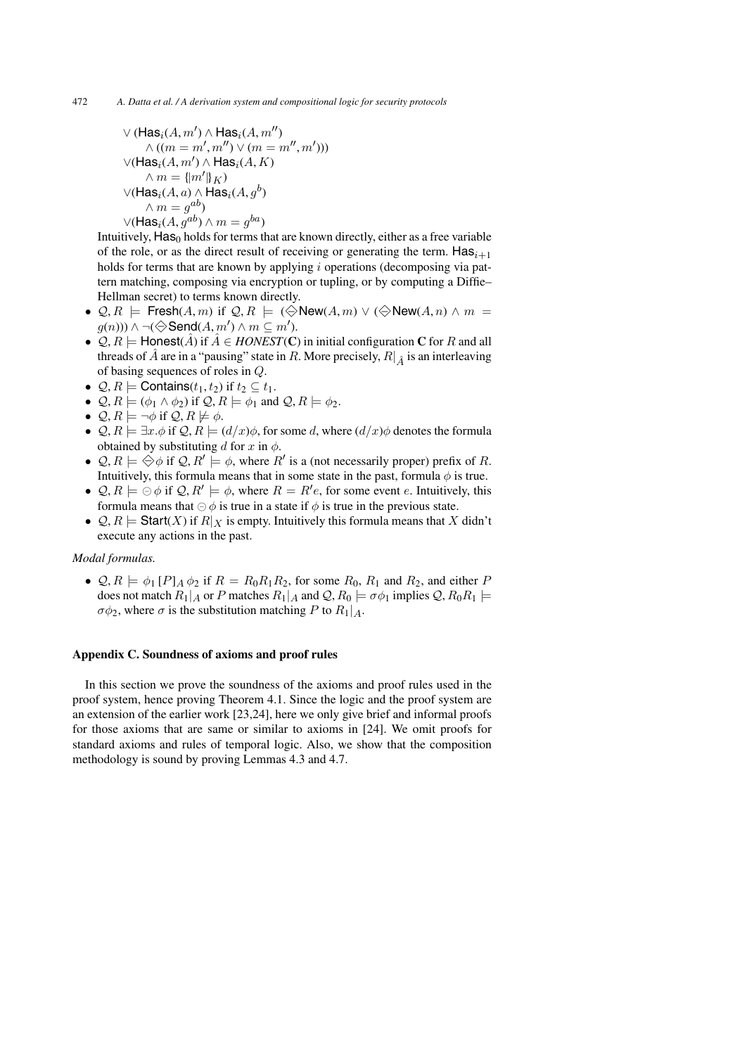$\vee\, (\mathsf{Has}_i(A, m') \wedge \mathsf{Has}_i(A, m'')$
$\quad \wedge\, ((m = m', m'') \vee (m = m'', m')))$
$\vee (\mathsf{Has}_i(A, m') \wedge \mathsf{Has}_i(A, K)$
$\quad \wedge\, m = \{|m'|\}_K)$
$\vee (\mathsf{Has}_i(A, a) \wedge \mathsf{Has}_i(A, g^b)$
$\quad \wedge\, m = g^{ab})$
$\vee (\mathsf{Has}_i(A, g^{ab}) \wedge m = g^{ba})$

Intuitively, $\mathsf{Has}_0$ holds for terms that are known directly, either as a free variable of the role, or as the direct result of receiving or generating the term. $\mathsf{Has}_{i+1}$ holds for terms that are known by applying $i$ operations (decomposing via pattern matching, composing via encryption or tupling, or by computing a Diffie–Hellman secret) to terms known directly.

- $\mathcal{Q}, R \models \mathsf{Fresh}(A, m)$ if $\mathcal{Q}, R \models (\diamondminus \mathsf{New}(A, m) \vee (\diamondminus \mathsf{New}(A, n) \wedge m = g(n))) \wedge \neg(\diamondminus \mathsf{Send}(A, m') \wedge m \subseteq m')$.
- $\mathcal{Q}, R \models \mathsf{Honest}(\hat{A})$ if $\hat{A} \in \mathit{HONEST}(\mathbf{C})$ in initial configuration $\mathbf{C}$ for $R$ and all threads of $\hat{A}$ are in a "pausing" state in $R$. More precisely, $R|_{\hat{A}}$ is an interleaving of basing sequences of roles in $Q$.
- $\mathcal{Q}, R \models \mathsf{Contains}(t_1, t_2)$ if $t_2 \subseteq t_1$.
- $\mathcal{Q}, R \models (\phi_1 \wedge \phi_2)$ if $\mathcal{Q}, R \models \phi_1$ and $\mathcal{Q}, R \models \phi_2$.
- $\mathcal{Q}, R \models \neg\phi$ if $\mathcal{Q}, R \not\models \phi$.
- $\mathcal{Q}, R \models \exists x.\phi$ if $\mathcal{Q}, R \models (d/x)\phi$, for some $d$, where $(d/x)\phi$ denotes the formula obtained by substituting $d$ for $x$ in $\phi$.
- $\mathcal{Q}, R \models \diamondminus\phi$ if $\mathcal{Q}, R' \models \phi$, where $R'$ is a (not necessarily proper) prefix of $R$. Intuitively, this formula means that in some state in the past, formula $\phi$ is true.
- $\mathcal{Q}, R \models \ominus\,\phi$ if $\mathcal{Q}, R' \models \phi$, where $R = R'e$, for some event $e$. Intuitively, this formula means that $\ominus\,\phi$ is true in a state if $\phi$ is true in the previous state.
- $\mathcal{Q}, R \models \mathsf{Start}(X)$ if $R|_X$ is empty. Intuitively this formula means that $X$ didn't execute any actions in the past.

*Modal formulas.*

- $\mathcal{Q}, R \models \phi_1\, [P]_A\, \phi_2$ if $R = R_0R_1R_2$, for some $R_0$, $R_1$ and $R_2$, and either $P$ does not match $R_1|_A$ or $P$ matches $R_1|_A$ and $\mathcal{Q}, R_0 \models \sigma\phi_1$ implies $\mathcal{Q}, R_0R_1 \models \sigma\phi_2$, where $\sigma$ is the substitution matching $P$ to $R_1|_A$.

## Appendix C. Soundness of axioms and proof rules

In this section we prove the soundness of the axioms and proof rules used in the proof system, hence proving Theorem 4.1. Since the logic and the proof system are an extension of the earlier work [23,24], here we only give brief and informal proofs for those axioms that are same or similar to axioms in [24]. We omit proofs for standard axioms and rules of temporal logic. Also, we show that the composition methodology is sound by proving Lemmas 4.3 and 4.7.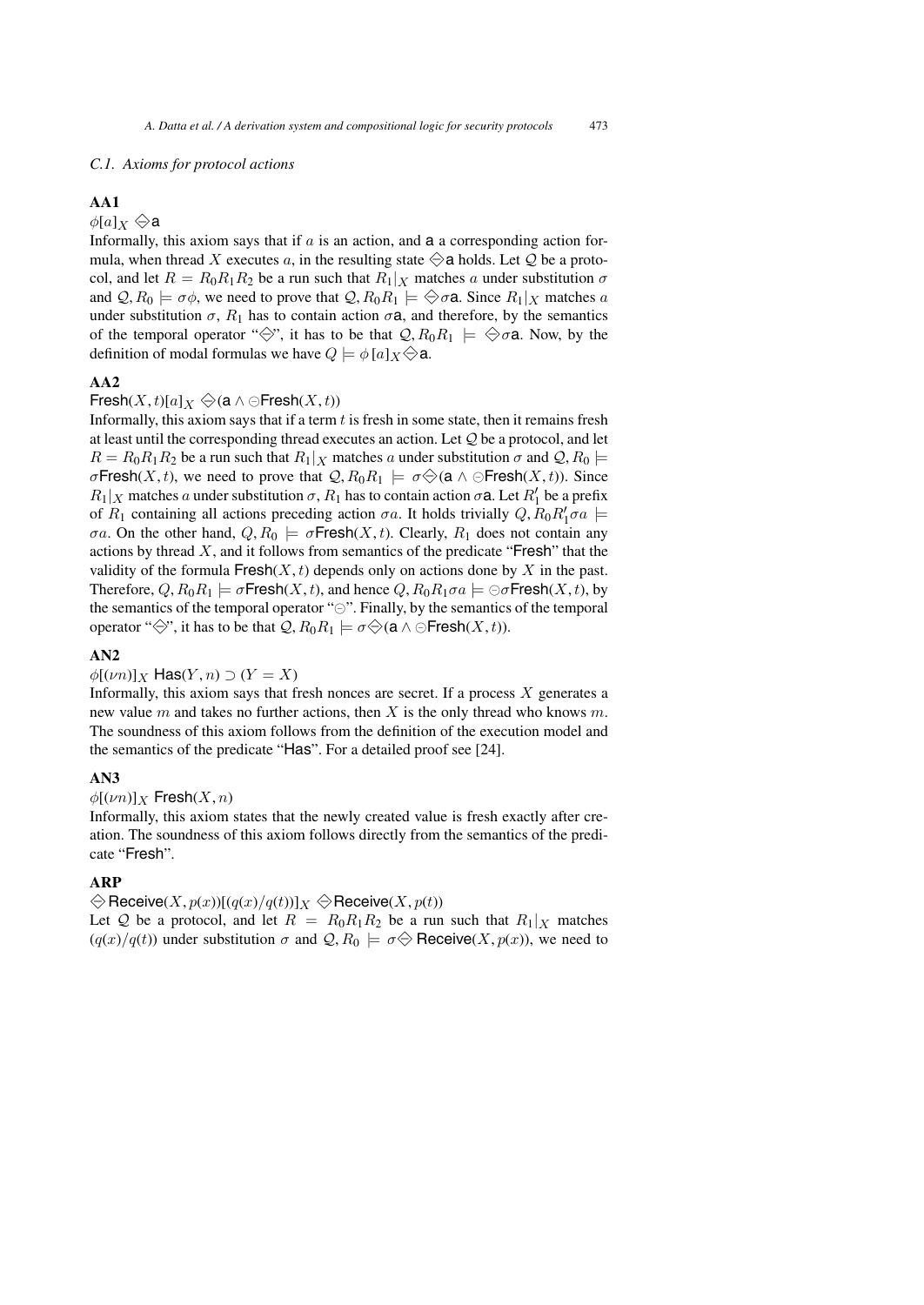### C.1. Axioms for protocol actions

**AA1**

$\phi[a]_X \diamondminus \mathsf{a}$

Informally, this axiom says that if $a$ is an action, and $\mathsf{a}$ a corresponding action formula, when thread $X$ executes $a$, in the resulting state $\diamondminus \mathsf{a}$ holds. Let $\mathcal{Q}$ be a protocol, and let $R = R_0R_1R_2$ be a run such that $R_1|_X$ matches $a$ under substitution $\sigma$ and $\mathcal{Q}, R_0 \models \sigma\phi$, we need to prove that $\mathcal{Q}, R_0R_1 \models \diamondminus\sigma\mathsf{a}$. Since $R_1|_X$ matches $a$ under substitution $\sigma$, $R_1$ has to contain action $\sigma\mathsf{a}$, and therefore, by the semantics of the temporal operator "$\diamondminus$", it has to be that $\mathcal{Q}, R_0R_1 \models \diamondminus\sigma\mathsf{a}$. Now, by the definition of modal formulas we have $Q \models \phi\,[a]_X \diamondminus \mathsf{a}$.

**AA2**

$\mathsf{Fresh}(X,t)[a]_X \diamondminus(\mathsf{a} \wedge \ominus\mathsf{Fresh}(X,t))$

Informally, this axiom says that if a term $t$ is fresh in some state, then it remains fresh at least until the corresponding thread executes an action. Let $\mathcal{Q}$ be a protocol, and let $R = R_0R_1R_2$ be a run such that $R_1|_X$ matches $a$ under substitution $\sigma$ and $\mathcal{Q}, R_0 \models \sigma\mathsf{Fresh}(X,t)$, we need to prove that $\mathcal{Q}, R_0R_1 \models \sigma\diamondminus(\mathsf{a} \wedge \ominus\mathsf{Fresh}(X,t))$. Since $R_1|_X$ matches $a$ under substitution $\sigma$, $R_1$ has to contain action $\sigma\mathsf{a}$. Let $R_1'$ be a prefix of $R_1$ containing all actions preceding action $\sigma a$. It holds trivially $Q, R_0R_1'\sigma a \models \sigma a$. On the other hand, $Q, R_0 \models \sigma\mathsf{Fresh}(X,t)$. Clearly, $R_1$ does not contain any actions by thread $X$, and it follows from semantics of the predicate "Fresh" that the validity of the formula $\mathsf{Fresh}(X,t)$ depends only on actions done by $X$ in the past. Therefore, $Q, R_0R_1 \models \sigma\mathsf{Fresh}(X,t)$, and hence $Q, R_0R_1\sigma a \models \ominus\sigma\mathsf{Fresh}(X,t)$, by the semantics of the temporal operator "$\ominus$". Finally, by the semantics of the temporal operator "$\diamondminus$", it has to be that $\mathcal{Q}, R_0R_1 \models \sigma\diamondminus(\mathsf{a} \wedge \ominus\mathsf{Fresh}(X,t))$.

**AN2**

$\phi[(\nu n)]_X\ \mathsf{Has}(Y,n) \supset (Y = X)$

Informally, this axiom says that fresh nonces are secret. If a process $X$ generates a new value $m$ and takes no further actions, then $X$ is the only thread who knows $m$. The soundness of this axiom follows from the definition of the execution model and the semantics of the predicate "Has". For a detailed proof see [24].

**AN3**

$\phi[(\nu n)]_X\ \mathsf{Fresh}(X,n)$

Informally, this axiom states that the newly created value is fresh exactly after creation. The soundness of this axiom follows directly from the semantics of the predicate "Fresh".

**ARP**

$\diamondminus \mathsf{Receive}(X,p(x))[(q(x)/q(t))]_X \diamondminus\mathsf{Receive}(X,p(t))$

Let $\mathcal{Q}$ be a protocol, and let $R = R_0R_1R_2$ be a run such that $R_1|_X$ matches $(q(x)/q(t))$ under substitution $\sigma$ and $\mathcal{Q}, R_0 \models \sigma\diamondminus\ \mathsf{Receive}(X,p(x))$, we need to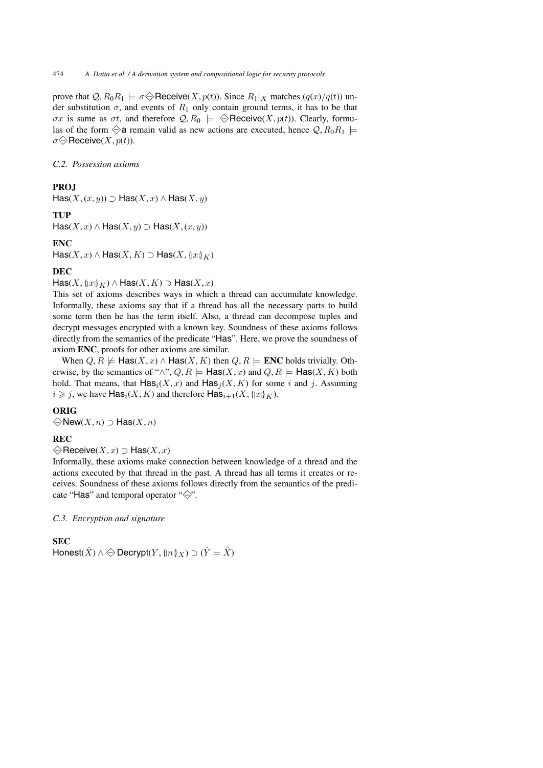prove that $\mathcal{Q}, R_0R_1 \models \sigma\diamondminus\mathsf{Receive}(X, p(t))$. Since $R_1|_X$ matches $(q(x)/q(t))$ under substitution $\sigma$, and events of $R_1$ only contain ground terms, it has to be that $\sigma x$ is same as $\sigma t$, and therefore $\mathcal{Q}, R_0 \models \diamondminus\mathsf{Receive}(X, p(t))$. Clearly, formulas of the form $\diamondminus\mathsf{a}$ remain valid as new actions are executed, hence $\mathcal{Q}, R_0R_1 \models \sigma\diamondminus\mathsf{Receive}(X, p(t))$.

### *C.2. Possession axioms*

**PROJ**

$\mathsf{Has}(X, (x, y)) \supset \mathsf{Has}(X, x) \wedge \mathsf{Has}(X, y)$

**TUP**

$\mathsf{Has}(X, x) \wedge \mathsf{Has}(X, y) \supset \mathsf{Has}(X, (x, y))$

**ENC**

$\mathsf{Has}(X, x) \wedge \mathsf{Has}(X, K) \supset \mathsf{Has}(X, \{|x|\}_K)$

**DEC**

$\mathsf{Has}(X, \{|x|\}_K) \wedge \mathsf{Has}(X, K) \supset \mathsf{Has}(X, x)$

This set of axioms describes ways in which a thread can accumulate knowledge. Informally, these axioms say that if a thread has all the necessary parts to build some term then he has the term itself. Also, a thread can decompose tuples and decrypt messages encrypted with a known key. Soundness of these axioms follows directly from the semantics of the predicate "Has". Here, we prove the soundness of axiom **ENC**, proofs for other axioms are similar.

When $Q, R \not\models \mathsf{Has}(X, x) \wedge \mathsf{Has}(X, K)$ then $Q, R \models$ **ENC** holds trivially. Otherwise, by the semantics of "$\wedge$", $Q, R \models \mathsf{Has}(X, x)$ and $Q, R \models \mathsf{Has}(X, K)$ both hold. That means, that $\mathsf{Has}_i(X, x)$ and $\mathsf{Has}_j(X, K)$ for some $i$ and $j$. Assuming $i \geqslant j$, we have $\mathsf{Has}_i(X, K)$ and therefore $\mathsf{Has}_{i+1}(X, \{|x|\}_K)$.

**ORIG**

$\diamondminus\mathsf{New}(X, n) \supset \mathsf{Has}(X, n)$

**REC**

$\diamondminus\mathsf{Receive}(X, x) \supset \mathsf{Has}(X, x)$

Informally, these axioms make connection between knowledge of a thread and the actions executed by that thread in the past. A thread has all terms it creates or receives. Soundness of these axioms follows directly from the semantics of the predicate "Has" and temporal operator "$\diamondminus$".

### *C.3. Encryption and signature*

**SEC**

$\mathsf{Honest}(\hat{X}) \wedge \diamondminus\mathsf{Decrypt}(Y, \{|n|\}_X) \supset (\hat{Y} = \hat{X})$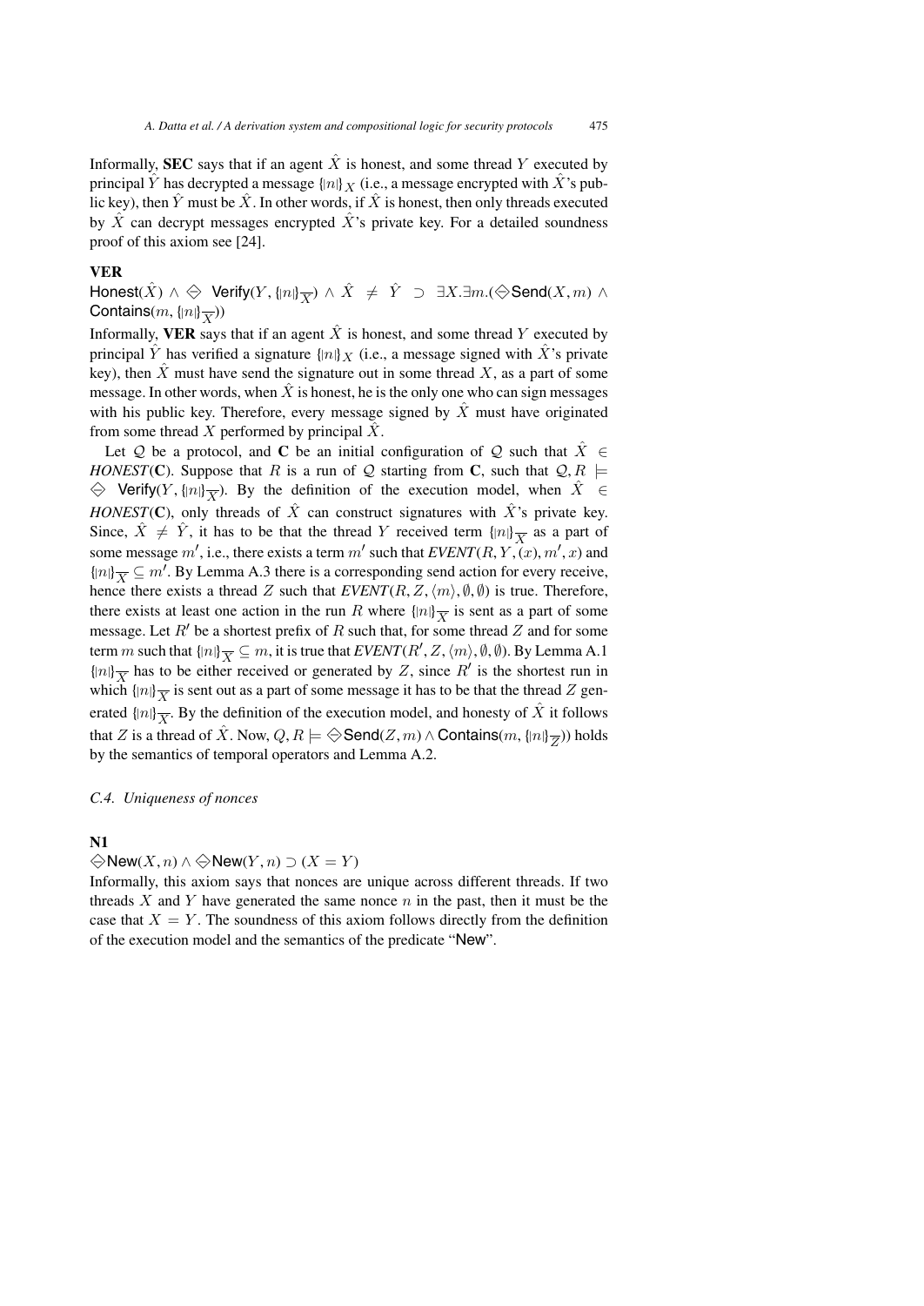Informally, **SEC** says that if an agent $\hat{X}$ is honest, and some thread $Y$ executed by principal $\hat{Y}$ has decrypted a message $\{|n|\}_X$ (i.e., a message encrypted with $\hat{X}$'s public key), then $\hat{Y}$ must be $\hat{X}$. In other words, if $\hat{X}$ is honest, then only threads executed by $\hat{X}$ can decrypt messages encrypted $\hat{X}$'s private key. For a detailed soundness proof of this axiom see [24].

**VER**

$\mathsf{Honest}(\hat{X}) \wedge \diamondminus\ \mathsf{Verify}(Y, \{|n|\}_{\overline{X}}) \wedge \hat{X} \neq \hat{Y} \supset \exists X. \exists m. (\diamondminus \mathsf{Send}(X, m) \wedge \mathsf{Contains}(m, \{|n|\}_{\overline{X}}))$

Informally, **VER** says that if an agent $\hat{X}$ is honest, and some thread $Y$ executed by principal $\hat{Y}$ has verified a signature $\{|n|\}_X$ (i.e., a message signed with $\hat{X}$'s private key), then $\hat{X}$ must have send the signature out in some thread $X$, as a part of some message. In other words, when $\hat{X}$ is honest, he is the only one who can sign messages with his public key. Therefore, every message signed by $\hat{X}$ must have originated from some thread $X$ performed by principal $\hat{X}$.

Let $\mathcal{Q}$ be a protocol, and $\mathbf{C}$ be an initial configuration of $\mathcal{Q}$ such that $\hat{X} \in$ *HONEST*($\mathbf{C}$). Suppose that $R$ is a run of $\mathcal{Q}$ starting from $\mathbf{C}$, such that $\mathcal{Q}, R \models \diamondminus\ \mathsf{Verify}(Y, \{|n|\}_{\overline{X}})$. By the definition of the execution model, when $\hat{X} \in$ *HONEST*($\mathbf{C}$), only threads of $\hat{X}$ can construct signatures with $\hat{X}$'s private key. Since, $\hat{X} \neq \hat{Y}$, it has to be that the thread $Y$ received term $\{|n|\}_{\overline{X}}$ as a part of some message $m'$, i.e., there exists a term $m'$ such that *EVENT*$(R, Y, (x), m', x)$ and $\{|n|\}_{\overline{X}} \subseteq m'$. By Lemma A.3 there is a corresponding send action for every receive, hence there exists a thread $Z$ such that *EVENT*$(R, Z, \langle m \rangle, \emptyset, \emptyset)$ is true. Therefore, there exists at least one action in the run $R$ where $\{|n|\}_{\overline{X}}$ is sent as a part of some message. Let $R'$ be a shortest prefix of $R$ such that, for some thread $Z$ and for some term $m$ such that $\{|n|\}_{\overline{X}} \subseteq m$, it is true that *EVENT*$(R', Z, \langle m \rangle, \emptyset, \emptyset)$. By Lemma A.1 $\{|n|\}_{\overline{X}}$ has to be either received or generated by $Z$, since $R'$ is the shortest run in which $\{|n|\}_{\overline{X}}$ is sent out as a part of some message it has to be that the thread $Z$ generated $\{|n|\}_{\overline{X}}$. By the definition of the execution model, and honesty of $\hat{X}$ it follows that $Z$ is a thread of $\hat{X}$. Now, $Q, R \models \diamondminus \mathsf{Send}(Z, m) \wedge \mathsf{Contains}(m, \{|n|\}_{\overline{Z}}))$ holds by the semantics of temporal operators and Lemma A.2.

### *C.4. Uniqueness of nonces*

**N1**

$\diamondminus \mathsf{New}(X, n) \wedge \diamondminus \mathsf{New}(Y, n) \supset (X = Y)$

Informally, this axiom says that nonces are unique across different threads. If two threads $X$ and $Y$ have generated the same nonce $n$ in the past, then it must be the case that $X = Y$. The soundness of this axiom follows directly from the definition of the execution model and the semantics of the predicate "New".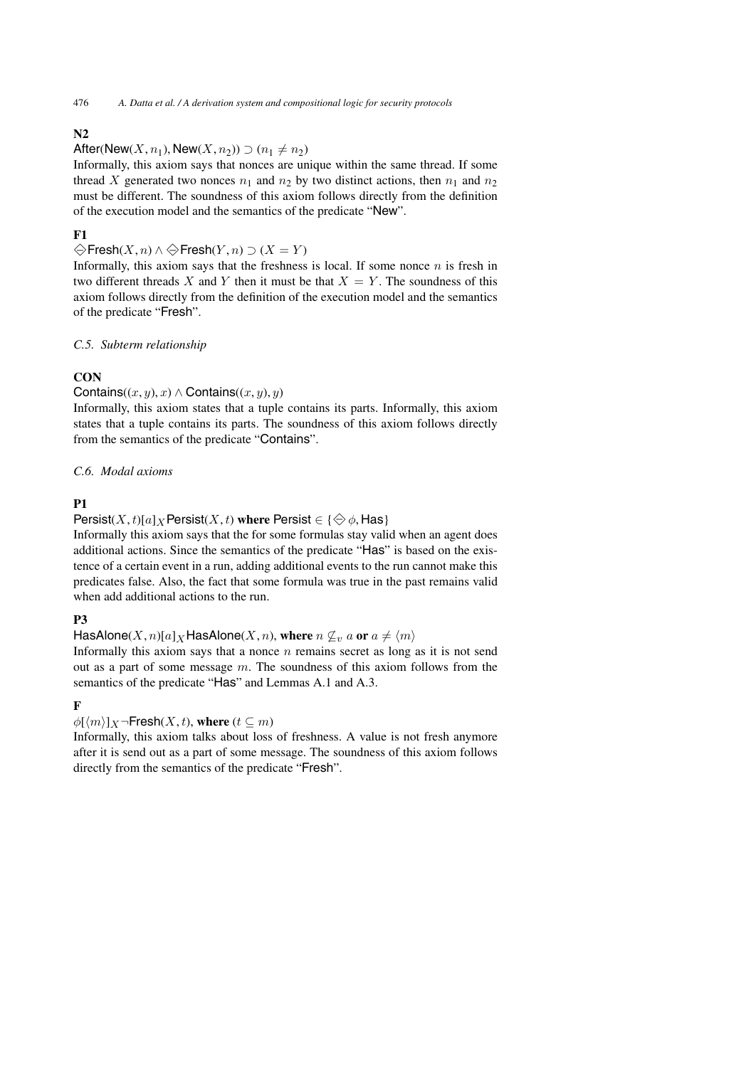**N2**

$\mathsf{After}(\mathsf{New}(X, n_1), \mathsf{New}(X, n_2)) \supset (n_1 \neq n_2)$

Informally, this axiom says that nonces are unique within the same thread. If some thread $X$ generated two nonces $n_1$ and $n_2$ by two distinct actions, then $n_1$ and $n_2$ must be different. The soundness of this axiom follows directly from the definition of the execution model and the semantics of the predicate "New".

**F1**

$\diamondminus \mathsf{Fresh}(X, n) \wedge \diamondminus \mathsf{Fresh}(Y, n) \supset (X = Y)$

Informally, this axiom says that the freshness is local. If some nonce $n$ is fresh in two different threads $X$ and $Y$ then it must be that $X = Y$. The soundness of this axiom follows directly from the definition of the execution model and the semantics of the predicate "Fresh".

*C.5. Subterm relationship*

**CON**

$\mathsf{Contains}((x, y), x) \wedge \mathsf{Contains}((x, y), y)$

Informally, this axiom states that a tuple contains its parts. Informally, this axiom states that a tuple contains its parts. The soundness of this axiom follows directly from the semantics of the predicate "Contains".

*C.6. Modal axioms*

**P1**

$\mathsf{Persist}(X, t)[a]_X \mathsf{Persist}(X, t)$ **where** $\mathsf{Persist} \in \{\diamondminus \phi, \mathsf{Has}\}$

Informally this axiom says that the for some formulas stay valid when an agent does additional actions. Since the semantics of the predicate "Has" is based on the existence of a certain event in a run, adding additional events to the run cannot make this predicates false. Also, the fact that some formula was true in the past remains valid when add additional actions to the run.

**P3**

$\mathsf{HasAlone}(X, n)[a]_X \mathsf{HasAlone}(X, n)$, **where** $n \not\subseteq_v a$ **or** $a \neq \langle m \rangle$

Informally this axiom says that a nonce $n$ remains secret as long as it is not send out as a part of some message $m$. The soundness of this axiom follows from the semantics of the predicate "Has" and Lemmas A.1 and A.3.

**F**

$\phi[\langle m \rangle]_X \neg \mathsf{Fresh}(X, t)$, **where** $(t \subseteq m)$

Informally, this axiom talks about loss of freshness. A value is not fresh anymore after it is send out as a part of some message. The soundness of this axiom follows directly from the semantics of the predicate "Fresh".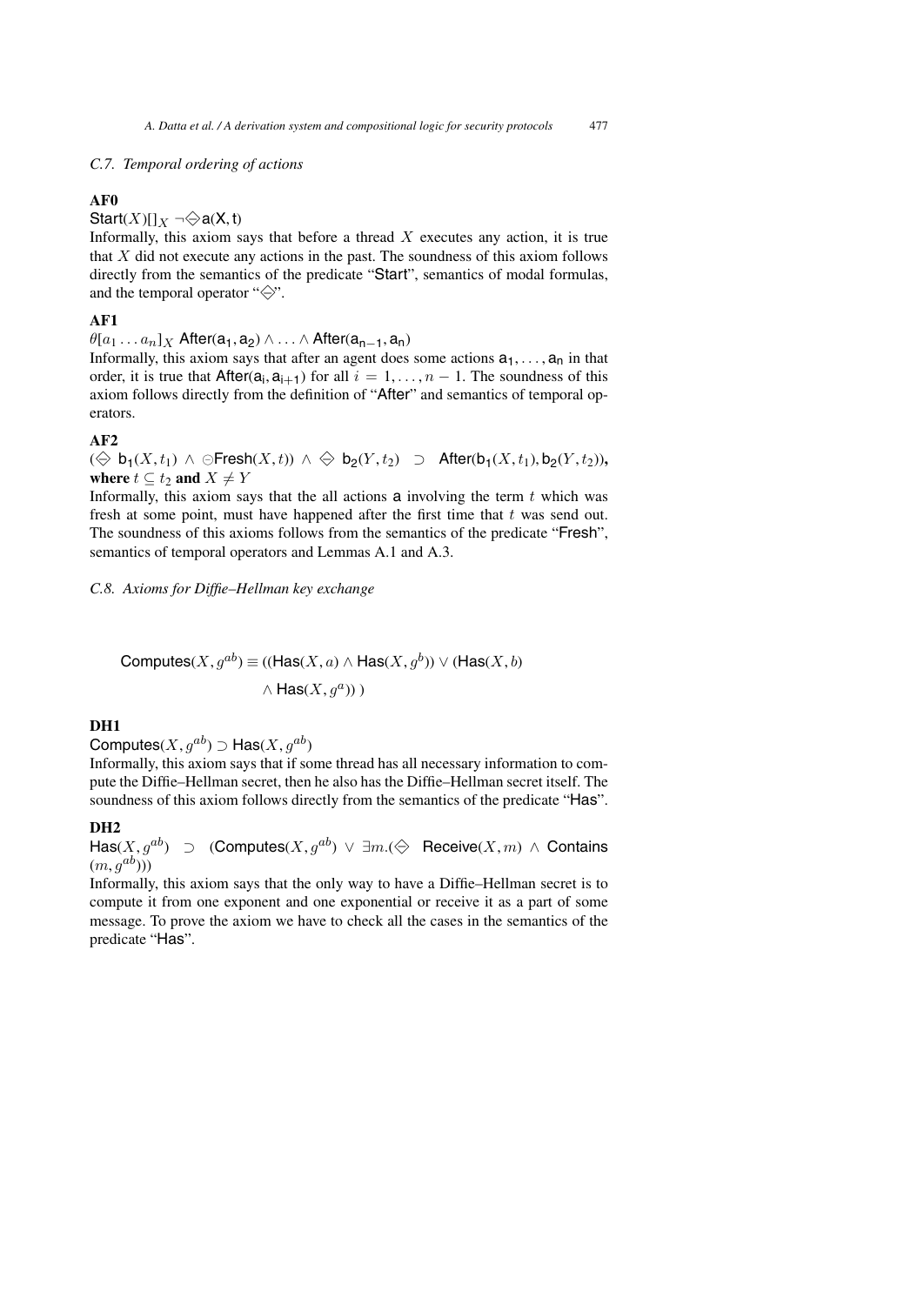### C.7. *Temporal ordering of actions*

**AF0**

$\mathsf{Start}(X)[]_X\ \neg\diamondminus \mathsf{a}(\mathsf{X},\mathsf{t})$

Informally, this axiom says that before a thread $X$ executes any action, it is true that $X$ did not execute any actions in the past. The soundness of this axiom follows directly from the semantics of the predicate "Start", semantics of modal formulas, and the temporal operator "$\diamondminus$".

**AF1**

$\theta[a_1 \ldots a_n]_X\ \mathsf{After}(\mathsf{a}_1, \mathsf{a}_2) \wedge \ldots \wedge \mathsf{After}(\mathsf{a}_{n-1}, \mathsf{a}_n)$

Informally, this axiom says that after an agent does some actions $\mathsf{a}_1, \ldots, \mathsf{a}_n$ in that order, it is true that $\mathsf{After}(\mathsf{a}_i, \mathsf{a}_{i+1})$ for all $i = 1, \ldots, n-1$. The soundness of this axiom follows directly from the definition of "After" and semantics of temporal operators.

**AF2**

$(\diamondminus\ \mathsf{b}_1(X, t_1)\ \wedge\ \ominus\mathsf{Fresh}(X, t))\ \wedge\ \diamondminus\ \mathsf{b}_2(Y, t_2)\ \supset\ \mathsf{After}(\mathsf{b}_1(X, t_1), \mathsf{b}_2(Y, t_2))$, **where** $t \subseteq t_2$ **and** $X \neq Y$

Informally, this axiom says that the all actions $\mathsf{a}$ involving the term $t$ which was fresh at some point, must have happened after the first time that $t$ was send out. The soundness of this axioms follows from the semantics of the predicate "Fresh", semantics of temporal operators and Lemmas A.1 and A.3.

### C.8. *Axioms for Diffie–Hellman key exchange*

$$\mathsf{Computes}(X, g^{ab}) \equiv ((\mathsf{Has}(X, a) \wedge \mathsf{Has}(X, g^b)) \vee (\mathsf{Has}(X, b) \wedge \mathsf{Has}(X, g^a))\ )$$

**DH1**

$\mathsf{Computes}(X, g^{ab}) \supset \mathsf{Has}(X, g^{ab})$

Informally, this axiom says that if some thread has all necessary information to compute the Diffie–Hellman secret, then he also has the Diffie–Hellman secret itself. The soundness of this axiom follows directly from the semantics of the predicate "Has".

**DH2**

$\mathsf{Has}(X, g^{ab})\ \supset\ (\mathsf{Computes}(X, g^{ab})\ \vee\ \exists m.(\diamondminus\ \mathsf{Receive}(X, m)\ \wedge\ \mathsf{Contains}(m, g^{ab})))$

Informally, this axiom says that the only way to have a Diffie–Hellman secret is to compute it from one exponent and one exponential or receive it as a part of some message. To prove the axiom we have to check all the cases in the semantics of the predicate "Has".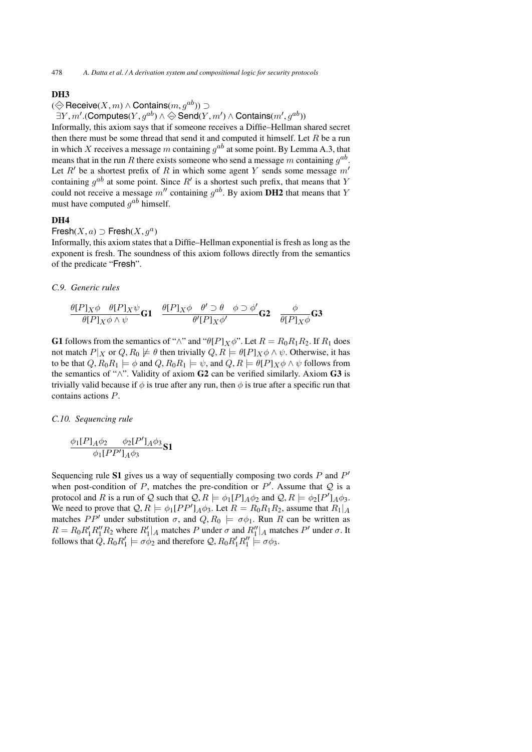**DH3**

$(\diamondminus \mathsf{Receive}(X, m) \wedge \mathsf{Contains}(m, g^{ab})) \supset$
$\exists Y, m'.(\mathsf{Computes}(Y, g^{ab}) \wedge \diamondminus \mathsf{Send}(Y, m') \wedge \mathsf{Contains}(m', g^{ab}))$

Informally, this axiom says that if someone receives a Diffie–Hellman shared secret then there must be some thread that send it and computed it himself. Let $R$ be a run in which $X$ receives a message $m$ containing $g^{ab}$ at some point. By Lemma A.3, that means that in the run $R$ there exists someone who send a message $m$ containing $g^{ab}$. Let $R'$ be a shortest prefix of $R$ in which some agent $Y$ sends some message $m'$ containing $g^{ab}$ at some point. Since $R'$ is a shortest such prefix, that means that $Y$ could not receive a message $m''$ containing $g^{ab}$. By axiom **DH2** that means that $Y$ must have computed $g^{ab}$ himself.

**DH4**

$\mathsf{Fresh}(X, a) \supset \mathsf{Fresh}(X, g^a)$

Informally, this axiom states that a Diffie–Hellman exponential is fresh as long as the exponent is fresh. The soundness of this axiom follows directly from the semantics of the predicate "Fresh".

*C.9. Generic rules*

$$\frac{\theta[P]_X\phi \quad \theta[P]_X\psi}{\theta[P]_X\phi \wedge \psi}\mathbf{G1} \quad \frac{\theta[P]_X\phi \quad \theta' \supset \theta \quad \phi \supset \phi'}{\theta'[P]_X\phi'}\mathbf{G2} \quad \frac{\phi}{\theta[P]_X\phi}\mathbf{G3}$$

**G1** follows from the semantics of "$\wedge$" and "$\theta[P]_X\phi$". Let $R = R_0R_1R_2$. If $R_1$ does not match $P|_X$ or $Q, R_0 \not\models \theta$ then trivially $Q, R \models \theta[P]_X\phi \wedge \psi$. Otherwise, it has to be that $Q, R_0R_1 \models \phi$ and $Q, R_0R_1 \models \psi$, and $Q, R \models \theta[P]_X\phi \wedge \psi$ follows from the semantics of "$\wedge$". Validity of axiom **G2** can be verified similarly. Axiom **G3** is trivially valid because if $\phi$ is true after any run, then $\phi$ is true after a specific run that contains actions $P$.

*C.10. Sequencing rule*

$$\frac{\phi_1[P]_A\phi_2 \qquad \phi_2[P']_A\phi_3}{\phi_1[PP']_A\phi_3}\mathbf{S1}$$

Sequencing rule **S1** gives us a way of sequentially composing two cords $P$ and $P'$ when post-condition of $P$, matches the pre-condition or $P'$. Assume that $\mathcal{Q}$ is a protocol and $R$ is a run of $\mathcal{Q}$ such that $\mathcal{Q}, R \models \phi_1[P]_A\phi_2$ and $\mathcal{Q}, R \models \phi_2[P']_A\phi_3$. We need to prove that $\mathcal{Q}, R \models \phi_1[PP']_A\phi_3$. Let $R = R_0R_1R_2$, assume that $R_1|_A$ matches $PP'$ under substitution $\sigma$, and $Q, R_0 \models \sigma\phi_1$. Run $R$ can be written as $R = R_0R_1'R_1''R_2$ where $R_1'|_A$ matches $P$ under $\sigma$ and $R_1''|_A$ matches $P'$ under $\sigma$. It follows that $Q, R_0R_1' \models \sigma\phi_2$ and therefore $\mathcal{Q}, R_0R_1'R_1'' \models \sigma\phi_3$.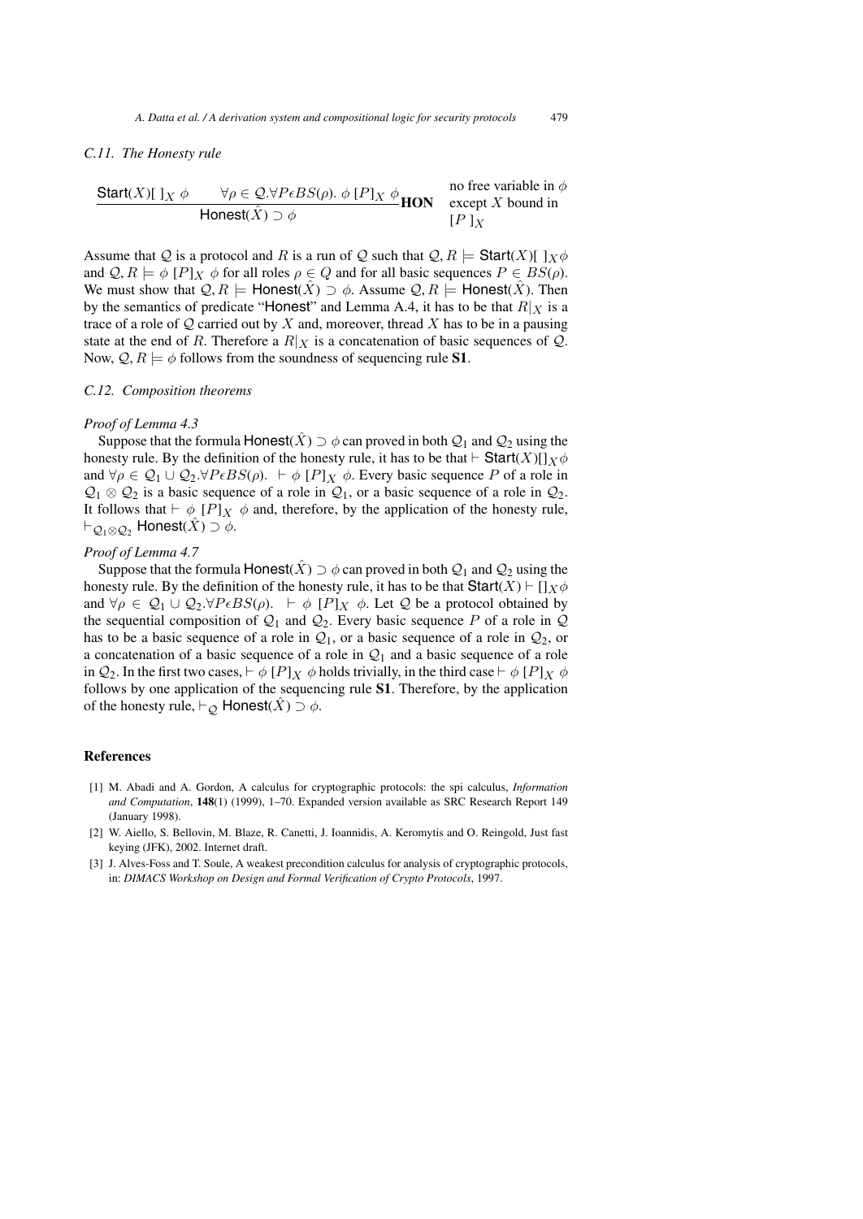### C.11. The Honesty rule

$$\frac{\mathsf{Start}(X)[\,]_X\ \phi \qquad \forall \rho \in \mathcal{Q}.\forall P \epsilon BS(\rho).\ \phi\ [P]_X\ \phi}{\mathsf{Honest}(\hat{X}) \supset \phi}\mathbf{HON} \quad \text{no free variable in } \phi \text{ except } X \text{ bound in } [P\,]_X$$

Assume that $\mathcal{Q}$ is a protocol and $R$ is a run of $\mathcal{Q}$ such that $\mathcal{Q}, R \models \mathsf{Start}(X)[\,]_X\phi$ and $\mathcal{Q}, R \models \phi\ [P]_X\ \phi$ for all roles $\rho \in Q$ and for all basic sequences $P \in BS(\rho)$. We must show that $\mathcal{Q}, R \models \mathsf{Honest}(\hat{X}) \supset \phi$. Assume $\mathcal{Q}, R \models \mathsf{Honest}(\hat{X})$. Then by the semantics of predicate "Honest" and Lemma A.4, it has to be that $R|_X$ is a trace of a role of $\mathcal{Q}$ carried out by $X$ and, moreover, thread $X$ has to be in a pausing state at the end of $R$. Therefore a $R|_X$ is a concatenation of basic sequences of $\mathcal{Q}$. Now, $\mathcal{Q}, R \models \phi$ follows from the soundness of sequencing rule **S1**.

### C.12. Composition theorems

*Proof of Lemma 4.3*

Suppose that the formula $\mathsf{Honest}(\hat{X}) \supset \phi$ can proved in both $\mathcal{Q}_1$ and $\mathcal{Q}_2$ using the honesty rule. By the definition of the honesty rule, it has to be that $\vdash \mathsf{Start}(X)[]_X\phi$ and $\forall \rho \in \mathcal{Q}_1 \cup \mathcal{Q}_2.\forall P \epsilon BS(\rho).\ \vdash \phi\ [P]_X\ \phi$. Every basic sequence $P$ of a role in $\mathcal{Q}_1 \otimes \mathcal{Q}_2$ is a basic sequence of a role in $\mathcal{Q}_1$, or a basic sequence of a role in $\mathcal{Q}_2$. It follows that $\vdash \phi\ [P]_X\ \phi$ and, therefore, by the application of the honesty rule, $\vdash_{\mathcal{Q}_1 \otimes \mathcal{Q}_2} \mathsf{Honest}(\hat{X}) \supset \phi$.

*Proof of Lemma 4.7*

Suppose that the formula $\mathsf{Honest}(\hat{X}) \supset \phi$ can proved in both $\mathcal{Q}_1$ and $\mathcal{Q}_2$ using the honesty rule. By the definition of the honesty rule, it has to be that $\mathsf{Start}(X) \vdash []_X\phi$ and $\forall \rho \in \mathcal{Q}_1 \cup \mathcal{Q}_2.\forall P \epsilon BS(\rho).\ \vdash \phi\ [P]_X\ \phi$. Let $\mathcal{Q}$ be a protocol obtained by the sequential composition of $\mathcal{Q}_1$ and $\mathcal{Q}_2$. Every basic sequence $P$ of a role in $\mathcal{Q}$ has to be a basic sequence of a role in $\mathcal{Q}_1$, or a basic sequence of a role in $\mathcal{Q}_2$, or a concatenation of a basic sequence of a role in $\mathcal{Q}_1$ and a basic sequence of a role in $\mathcal{Q}_2$. In the first two cases, $\vdash \phi\ [P]_X\ \phi$ holds trivially, in the third case $\vdash \phi\ [P]_X\ \phi$ follows by one application of the sequencing rule **S1**. Therefore, by the application of the honesty rule, $\vdash_{\mathcal{Q}} \mathsf{Honest}(\hat{X}) \supset \phi$.

## References

- [1] M. Abadi and A. Gordon, A calculus for cryptographic protocols: the spi calculus, *Information and Computation*, **148**(1) (1999), 1–70. Expanded version available as SRC Research Report 149 (January 1998).
- [2] W. Aiello, S. Bellovin, M. Blaze, R. Canetti, J. Ioannidis, A. Keromytis and O. Reingold, Just fast keying (JFK), 2002. Internet draft.
- [3] J. Alves-Foss and T. Soule, A weakest precondition calculus for analysis of cryptographic protocols, in: *DIMACS Workshop on Design and Formal Verification of Crypto Protocols*, 1997.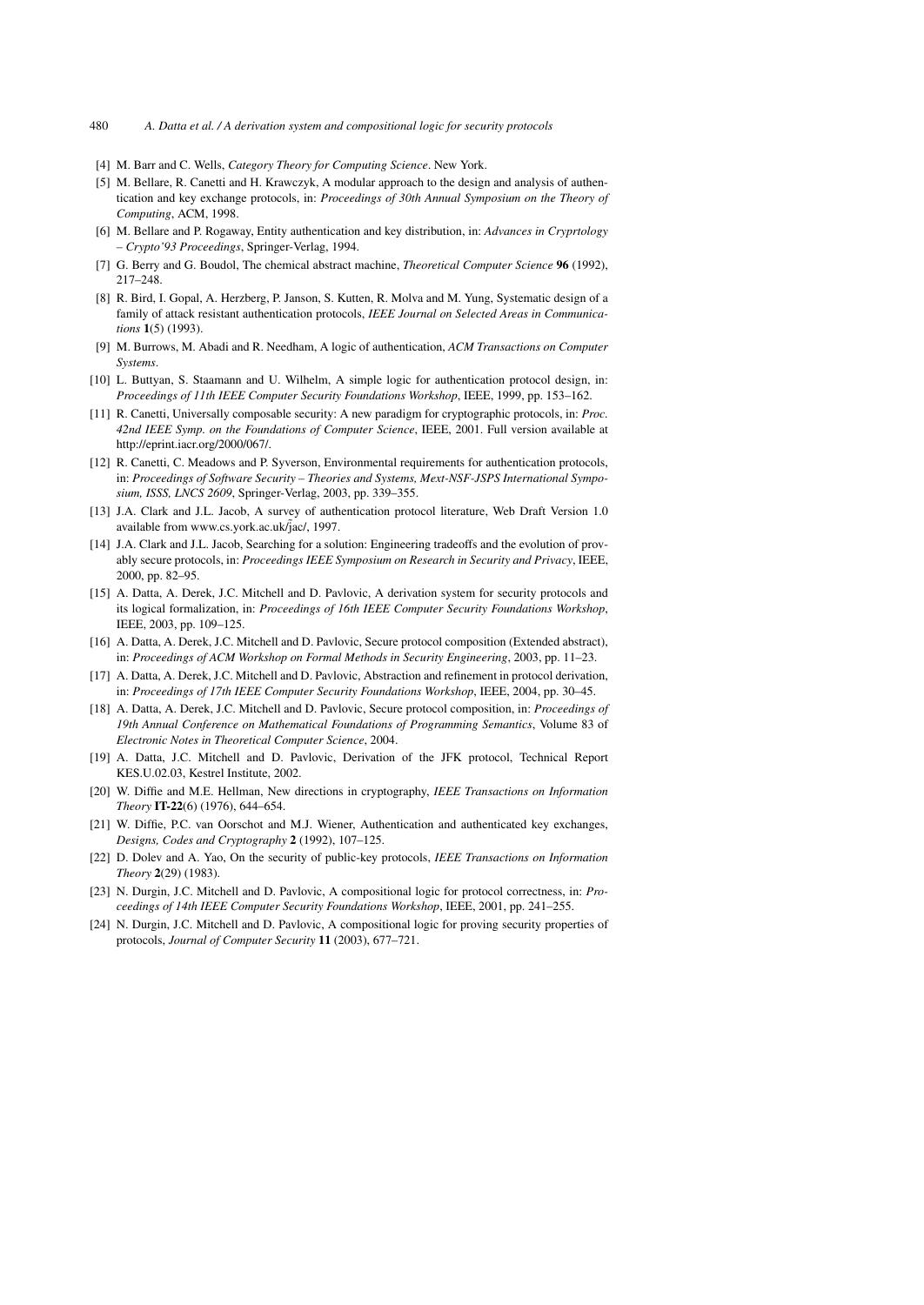[4] M. Barr and C. Wells, *Category Theory for Computing Science*. New York.

[5] M. Bellare, R. Canetti and H. Krawczyk, A modular approach to the design and analysis of authentication and key exchange protocols, in: *Proceedings of 30th Annual Symposium on the Theory of Computing*, ACM, 1998.

[6] M. Bellare and P. Rogaway, Entity authentication and key distribution, in: *Advances in Cryprtology – Crypto'93 Proceedings*, Springer-Verlag, 1994.

[7] G. Berry and G. Boudol, The chemical abstract machine, *Theoretical Computer Science* **96** (1992), 217–248.

[8] R. Bird, I. Gopal, A. Herzberg, P. Janson, S. Kutten, R. Molva and M. Yung, Systematic design of a family of attack resistant authentication protocols, *IEEE Journal on Selected Areas in Communications* **1**(5) (1993).

[9] M. Burrows, M. Abadi and R. Needham, A logic of authentication, *ACM Transactions on Computer Systems*.

[10] L. Buttyan, S. Staamann and U. Wilhelm, A simple logic for authentication protocol design, in: *Proceedings of 11th IEEE Computer Security Foundations Workshop*, IEEE, 1999, pp. 153–162.

[11] R. Canetti, Universally composable security: A new paradigm for cryptographic protocols, in: *Proc. 42nd IEEE Symp. on the Foundations of Computer Science*, IEEE, 2001. Full version available at http://eprint.iacr.org/2000/067/.

[12] R. Canetti, C. Meadows and P. Syverson, Environmental requirements for authentication protocols, in: *Proceedings of Software Security – Theories and Systems, Mext-NSF-JSPS International Symposium, ISSS, LNCS 2609*, Springer-Verlag, 2003, pp. 339–355.

[13] J.A. Clark and J.L. Jacob, A survey of authentication protocol literature, Web Draft Version 1.0 available from www.cs.york.ac.uk/jac/, 1997.

[14] J.A. Clark and J.L. Jacob, Searching for a solution: Engineering tradeoffs and the evolution of provably secure protocols, in: *Proceedings IEEE Symposium on Research in Security and Privacy*, IEEE, 2000, pp. 82–95.

[15] A. Datta, A. Derek, J.C. Mitchell and D. Pavlovic, A derivation system for security protocols and its logical formalization, in: *Proceedings of 16th IEEE Computer Security Foundations Workshop*, IEEE, 2003, pp. 109–125.

[16] A. Datta, A. Derek, J.C. Mitchell and D. Pavlovic, Secure protocol composition (Extended abstract), in: *Proceedings of ACM Workshop on Formal Methods in Security Engineering*, 2003, pp. 11–23.

[17] A. Datta, A. Derek, J.C. Mitchell and D. Pavlovic, Abstraction and refinement in protocol derivation, in: *Proceedings of 17th IEEE Computer Security Foundations Workshop*, IEEE, 2004, pp. 30–45.

[18] A. Datta, A. Derek, J.C. Mitchell and D. Pavlovic, Secure protocol composition, in: *Proceedings of 19th Annual Conference on Mathematical Foundations of Programming Semantics*, Volume 83 of *Electronic Notes in Theoretical Computer Science*, 2004.

[19] A. Datta, J.C. Mitchell and D. Pavlovic, Derivation of the JFK protocol, Technical Report KES.U.02.03, Kestrel Institute, 2002.

[20] W. Diffie and M.E. Hellman, New directions in cryptography, *IEEE Transactions on Information Theory* **IT-22**(6) (1976), 644–654.

[21] W. Diffie, P.C. van Oorschot and M.J. Wiener, Authentication and authenticated key exchanges, *Designs, Codes and Cryptography* **2** (1992), 107–125.

[22] D. Dolev and A. Yao, On the security of public-key protocols, *IEEE Transactions on Information Theory* **2**(29) (1983).

[23] N. Durgin, J.C. Mitchell and D. Pavlovic, A compositional logic for protocol correctness, in: *Proceedings of 14th IEEE Computer Security Foundations Workshop*, IEEE, 2001, pp. 241–255.

[24] N. Durgin, J.C. Mitchell and D. Pavlovic, A compositional logic for proving security properties of protocols, *Journal of Computer Security* **11** (2003), 677–721.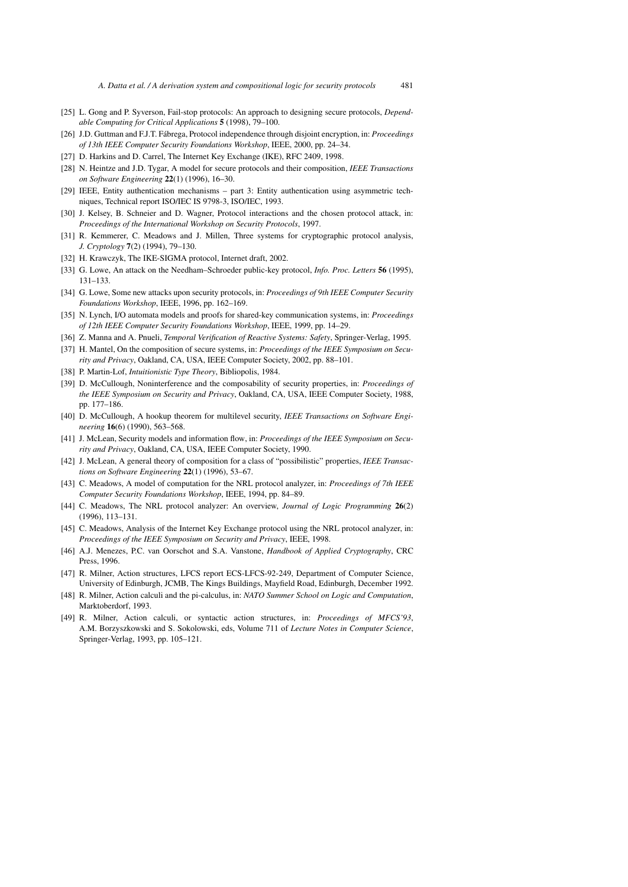[25] L. Gong and P. Syverson, Fail-stop protocols: An approach to designing secure protocols, *Dependable Computing for Critical Applications* **5** (1998), 79–100.

[26] J.D. Guttman and F.J.T. Fábrega, Protocol independence through disjoint encryption, in: *Proceedings of 13th IEEE Computer Security Foundations Workshop*, IEEE, 2000, pp. 24–34.

[27] D. Harkins and D. Carrel, The Internet Key Exchange (IKE), RFC 2409, 1998.

[28] N. Heintze and J.D. Tygar, A model for secure protocols and their composition, *IEEE Transactions on Software Engineering* **22**(1) (1996), 16–30.

[29] IEEE, Entity authentication mechanisms – part 3: Entity authentication using asymmetric techniques, Technical report ISO/IEC IS 9798-3, ISO/IEC, 1993.

[30] J. Kelsey, B. Schneier and D. Wagner, Protocol interactions and the chosen protocol attack, in: *Proceedings of the International Workshop on Security Protocols*, 1997.

[31] R. Kemmerer, C. Meadows and J. Millen, Three systems for cryptographic protocol analysis, *J. Cryptology* **7**(2) (1994), 79–130.

[32] H. Krawczyk, The IKE-SIGMA protocol, Internet draft, 2002.

[33] G. Lowe, An attack on the Needham–Schroeder public-key protocol, *Info. Proc. Letters* **56** (1995), 131–133.

[34] G. Lowe, Some new attacks upon security protocols, in: *Proceedings of 9th IEEE Computer Security Foundations Workshop*, IEEE, 1996, pp. 162–169.

[35] N. Lynch, I/O automata models and proofs for shared-key communication systems, in: *Proceedings of 12th IEEE Computer Security Foundations Workshop*, IEEE, 1999, pp. 14–29.

[36] Z. Manna and A. Pnueli, *Temporal Verification of Reactive Systems: Safety*, Springer-Verlag, 1995.

[37] H. Mantel, On the composition of secure systems, in: *Proceedings of the IEEE Symposium on Security and Privacy*, Oakland, CA, USA, IEEE Computer Society, 2002, pp. 88–101.

[38] P. Martin-Lof, *Intuitionistic Type Theory*, Bibliopolis, 1984.

[39] D. McCullough, Noninterference and the composability of security properties, in: *Proceedings of the IEEE Symposium on Security and Privacy*, Oakland, CA, USA, IEEE Computer Society, 1988, pp. 177–186.

[40] D. McCullough, A hookup theorem for multilevel security, *IEEE Transactions on Software Engineering* **16**(6) (1990), 563–568.

[41] J. McLean, Security models and information flow, in: *Proceedings of the IEEE Symposium on Security and Privacy*, Oakland, CA, USA, IEEE Computer Society, 1990.

[42] J. McLean, A general theory of composition for a class of "possibilistic" properties, *IEEE Transactions on Software Engineering* **22**(1) (1996), 53–67.

[43] C. Meadows, A model of computation for the NRL protocol analyzer, in: *Proceedings of 7th IEEE Computer Security Foundations Workshop*, IEEE, 1994, pp. 84–89.

[44] C. Meadows, The NRL protocol analyzer: An overview, *Journal of Logic Programming* **26**(2) (1996), 113–131.

[45] C. Meadows, Analysis of the Internet Key Exchange protocol using the NRL protocol analyzer, in: *Proceedings of the IEEE Symposium on Security and Privacy*, IEEE, 1998.

[46] A.J. Menezes, P.C. van Oorschot and S.A. Vanstone, *Handbook of Applied Cryptography*, CRC Press, 1996.

[47] R. Milner, Action structures, LFCS report ECS-LFCS-92-249, Department of Computer Science, University of Edinburgh, JCMB, The Kings Buildings, Mayfield Road, Edinburgh, December 1992.

[48] R. Milner, Action calculi and the pi-calculus, in: *NATO Summer School on Logic and Computation*, Marktoberdorf, 1993.

[49] R. Milner, Action calculi, or syntactic action structures, in: *Proceedings of MFCS'93*, A.M. Borzyszkowski and S. Sokolowski, eds, Volume 711 of *Lecture Notes in Computer Science*, Springer-Verlag, 1993, pp. 105–121.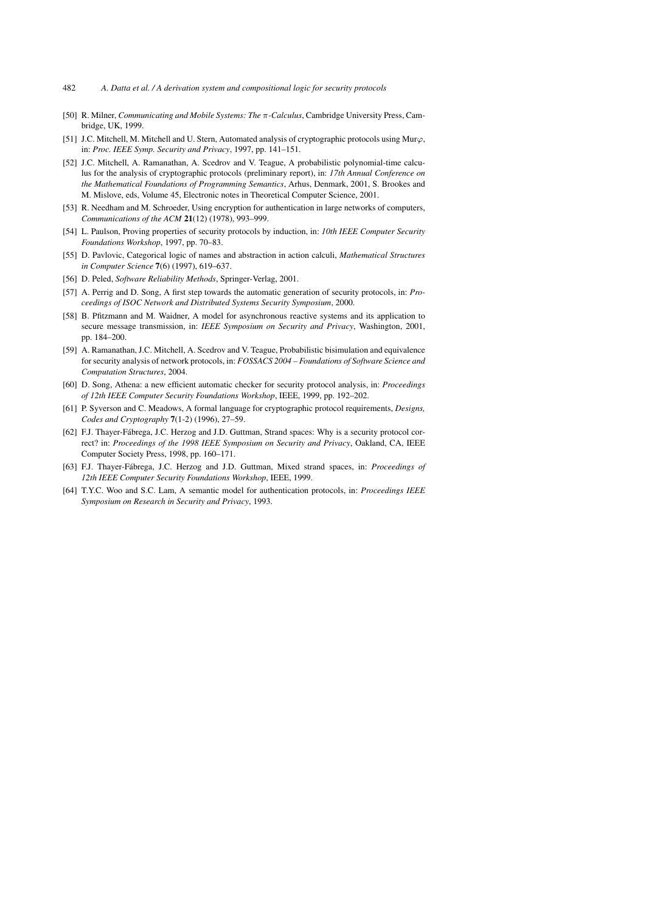[50] R. Milner, *Communicating and Mobile Systems: The π-Calculus*, Cambridge University Press, Cambridge, UK, 1999.

[51] J.C. Mitchell, M. Mitchell and U. Stern, Automated analysis of cryptographic protocols using Murφ, in: *Proc. IEEE Symp. Security and Privacy*, 1997, pp. 141–151.

[52] J.C. Mitchell, A. Ramanathan, A. Scedrov and V. Teague, A probabilistic polynomial-time calculus for the analysis of cryptographic protocols (preliminary report), in: *17th Annual Conference on the Mathematical Foundations of Programming Semantics*, Arhus, Denmark, 2001, S. Brookes and M. Mislove, eds, Volume 45, Electronic notes in Theoretical Computer Science, 2001.

[53] R. Needham and M. Schroeder, Using encryption for authentication in large networks of computers, *Communications of the ACM* **21**(12) (1978), 993–999.

[54] L. Paulson, Proving properties of security protocols by induction, in: *10th IEEE Computer Security Foundations Workshop*, 1997, pp. 70–83.

[55] D. Pavlovic, Categorical logic of names and abstraction in action calculi, *Mathematical Structures in Computer Science* **7**(6) (1997), 619–637.

[56] D. Peled, *Software Reliability Methods*, Springer-Verlag, 2001.

[57] A. Perrig and D. Song, A first step towards the automatic generation of security protocols, in: *Proceedings of ISOC Network and Distributed Systems Security Symposium*, 2000.

[58] B. Pfitzmann and M. Waidner, A model for asynchronous reactive systems and its application to secure message transmission, in: *IEEE Symposium on Security and Privacy*, Washington, 2001, pp. 184–200.

[59] A. Ramanathan, J.C. Mitchell, A. Scedrov and V. Teague, Probabilistic bisimulation and equivalence for security analysis of network protocols, in: *FOSSACS 2004 – Foundations of Software Science and Computation Structures*, 2004.

[60] D. Song, Athena: a new efficient automatic checker for security protocol analysis, in: *Proceedings of 12th IEEE Computer Security Foundations Workshop*, IEEE, 1999, pp. 192–202.

[61] P. Syverson and C. Meadows, A formal language for cryptographic protocol requirements, *Designs, Codes and Cryptography* **7**(1-2) (1996), 27–59.

[62] F.J. Thayer-Fábrega, J.C. Herzog and J.D. Guttman, Strand spaces: Why is a security protocol correct? in: *Proceedings of the 1998 IEEE Symposium on Security and Privacy*, Oakland, CA, IEEE Computer Society Press, 1998, pp. 160–171.

[63] F.J. Thayer-Fábrega, J.C. Herzog and J.D. Guttman, Mixed strand spaces, in: *Proceedings of 12th IEEE Computer Security Foundations Workshop*, IEEE, 1999.

[64] T.Y.C. Woo and S.C. Lam, A semantic model for authentication protocols, in: *Proceedings IEEE Symposium on Research in Security and Privacy*, 1993.